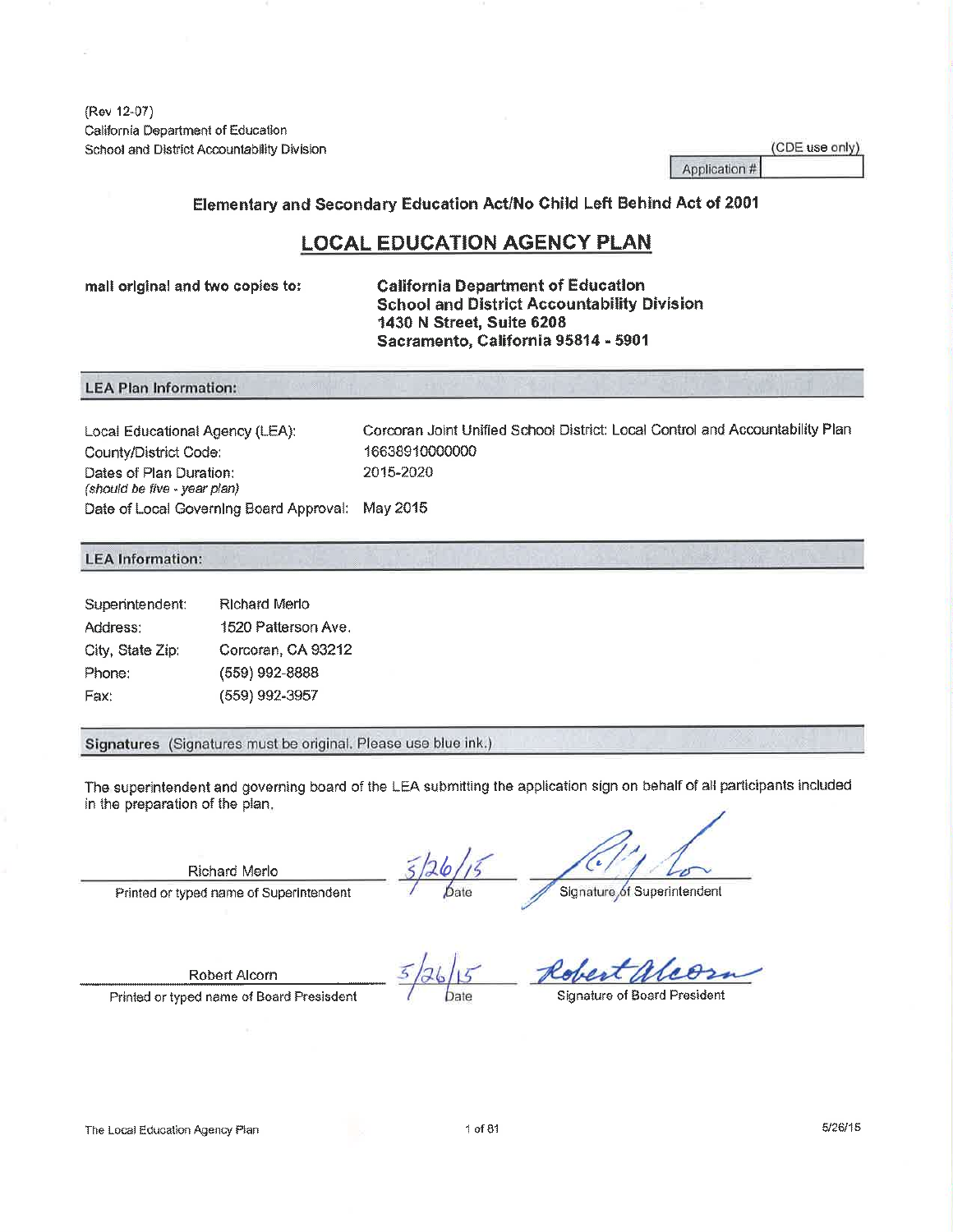(Rev 12-07)
California Department of Education
School and District Accountability Division

(CDE use only)

| Application # | |
|---|---|

**Elementary and Secondary Education Act/No Child Left Behind Act of 2001**

# LOCAL EDUCATION AGENCY PLAN

**mail original and two copies to:**

**California Department of Education**
**School and District Accountability Division**
**1430 N Street, Suite 6208**
**Sacramento, California 95814 - 5901**

## LEA Plan Information:

| | |
|---|---|
| Local Educational Agency (LEA): | Corcoran Joint Unified School District: Local Control and Accountability Plan |
| County/District Code: | 16638910000000 |
| Dates of Plan Duration: *(should be five - year plan)* | 2015-2020 |
| Date of Local Governing Board Approval: | May 2015 |

## LEA Information:

| | |
|---|---|
| Superintendent: | Richard Merlo |
| Address: | 1520 Patterson Ave. |
| City, State Zip: | Corcoran, CA 93212 |
| Phone: | (559) 992-8888 |
| Fax: | (559) 992-3957 |

## Signatures (Signatures must be original. Please use blue ink.)

The superintendent and governing board of the LEA submitting the application sign on behalf of all participants included in the preparation of the plan.

| Printed or typed name of Superintendent | Date | Signature of Superintendent |
|---|---|---|
| Richard Merlo | 5/26/15 | [signature] |

| Printed or typed name of Board President | Date | Signature of Board President |
|---|---|---|
| Robert Alcorn | 5/26/15 | Robert Alcorn |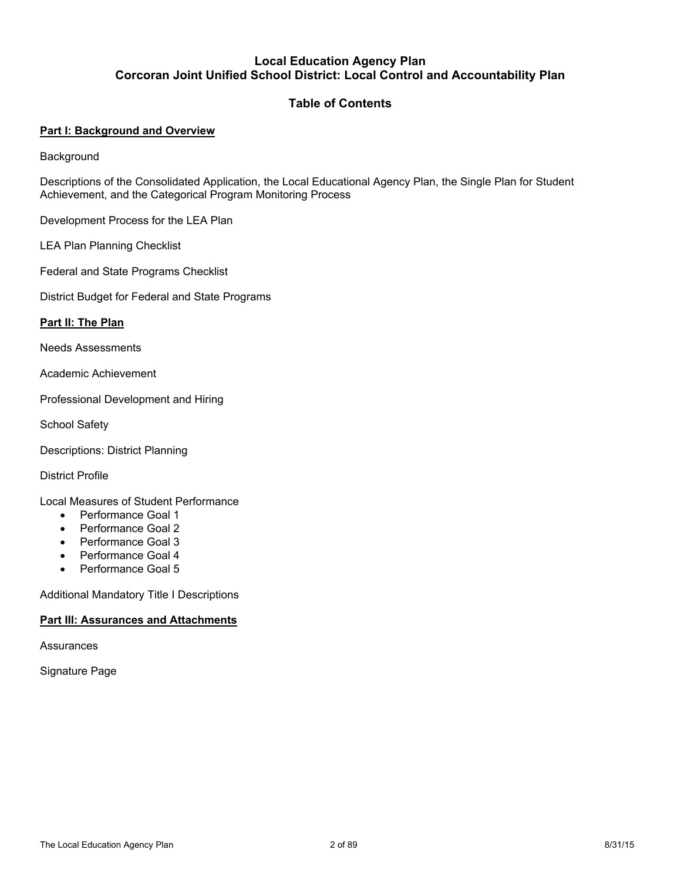# Local Education Agency Plan
# Corcoran Joint Unified School District: Local Control and Accountability Plan

## Table of Contents

**Part I: Background and Overview**

Background

Descriptions of the Consolidated Application, the Local Educational Agency Plan, the Single Plan for Student Achievement, and the Categorical Program Monitoring Process

Development Process for the LEA Plan

LEA Plan Planning Checklist

Federal and State Programs Checklist

District Budget for Federal and State Programs

**Part II: The Plan**

Needs Assessments

Academic Achievement

Professional Development and Hiring

School Safety

Descriptions: District Planning

District Profile

Local Measures of Student Performance

- Performance Goal 1
- Performance Goal 2
- Performance Goal 3
- Performance Goal 4
- Performance Goal 5

Additional Mandatory Title I Descriptions

**Part III: Assurances and Attachments**

Assurances

Signature Page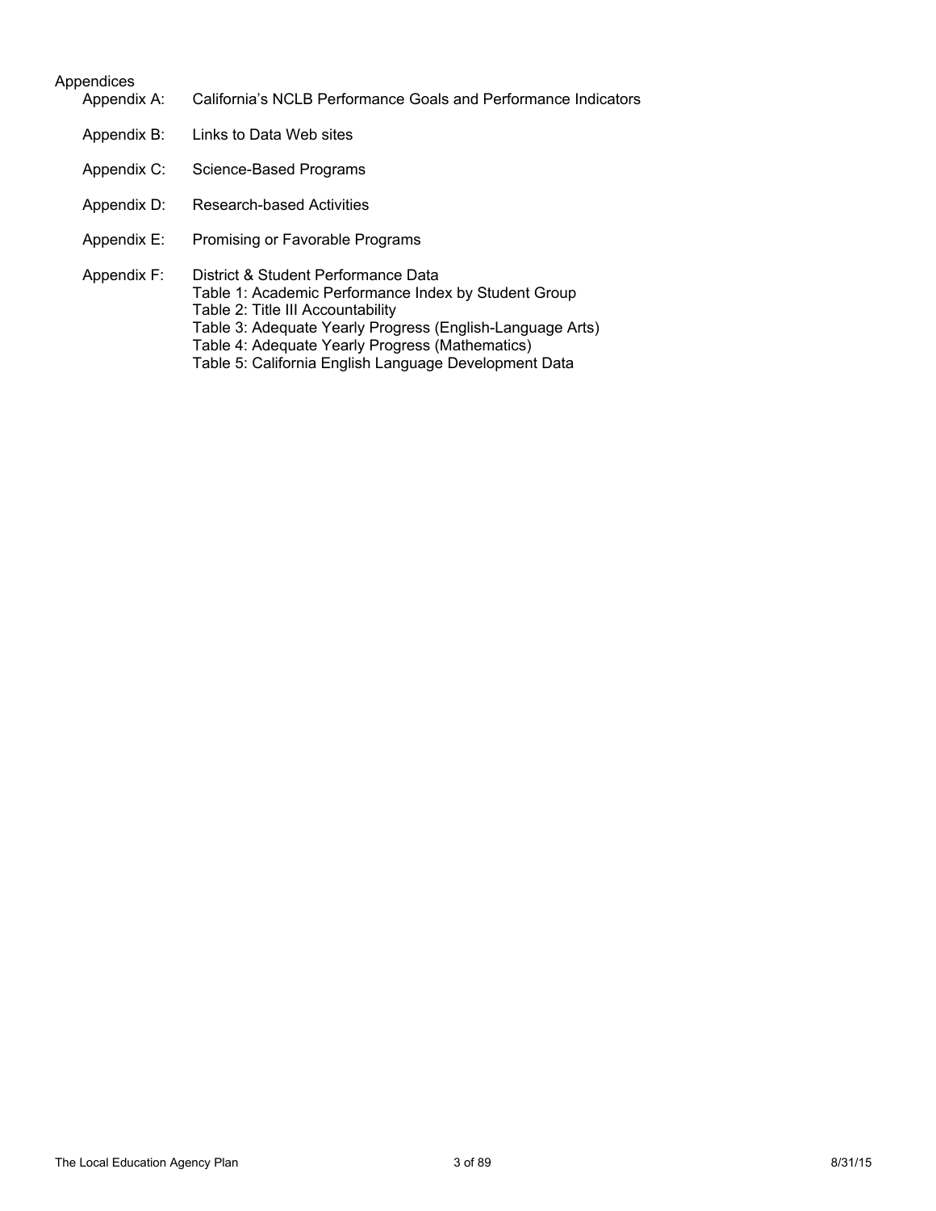Appendices

- Appendix A: California's NCLB Performance Goals and Performance Indicators
- Appendix B: Links to Data Web sites
- Appendix C: Science-Based Programs
- Appendix D: Research-based Activities
- Appendix E: Promising or Favorable Programs
- Appendix F: District & Student Performance Data
  - Table 1: Academic Performance Index by Student Group
  - Table 2: Title III Accountability
  - Table 3: Adequate Yearly Progress (English-Language Arts)
  - Table 4: Adequate Yearly Progress (Mathematics)
  - Table 5: California English Language Development Data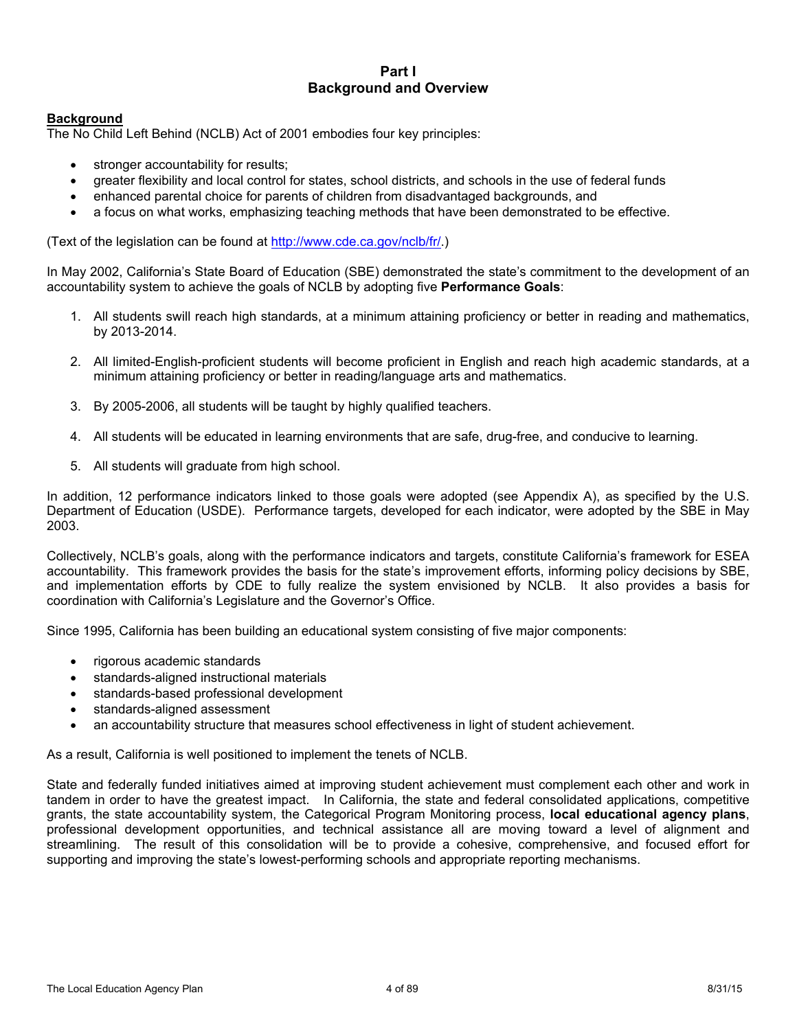# Part I
# Background and Overview

## Background

The No Child Left Behind (NCLB) Act of 2001 embodies four key principles:

- stronger accountability for results;
- greater flexibility and local control for states, school districts, and schools in the use of federal funds
- enhanced parental choice for parents of children from disadvantaged backgrounds, and
- a focus on what works, emphasizing teaching methods that have been demonstrated to be effective.

(Text of the legislation can be found at http://www.cde.ca.gov/nclb/fr/.)

In May 2002, California's State Board of Education (SBE) demonstrated the state's commitment to the development of an accountability system to achieve the goals of NCLB by adopting five **Performance Goals**:

1. All students swill reach high standards, at a minimum attaining proficiency or better in reading and mathematics, by 2013-2014.
2. All limited-English-proficient students will become proficient in English and reach high academic standards, at a minimum attaining proficiency or better in reading/language arts and mathematics.
3. By 2005-2006, all students will be taught by highly qualified teachers.
4. All students will be educated in learning environments that are safe, drug-free, and conducive to learning.
5. All students will graduate from high school.

In addition, 12 performance indicators linked to those goals were adopted (see Appendix A), as specified by the U.S. Department of Education (USDE). Performance targets, developed for each indicator, were adopted by the SBE in May 2003.

Collectively, NCLB's goals, along with the performance indicators and targets, constitute California's framework for ESEA accountability. This framework provides the basis for the state's improvement efforts, informing policy decisions by SBE, and implementation efforts by CDE to fully realize the system envisioned by NCLB. It also provides a basis for coordination with California's Legislature and the Governor's Office.

Since 1995, California has been building an educational system consisting of five major components:

- rigorous academic standards
- standards-aligned instructional materials
- standards-based professional development
- standards-aligned assessment
- an accountability structure that measures school effectiveness in light of student achievement.

As a result, California is well positioned to implement the tenets of NCLB.

State and federally funded initiatives aimed at improving student achievement must complement each other and work in tandem in order to have the greatest impact. In California, the state and federal consolidated applications, competitive grants, the state accountability system, the Categorical Program Monitoring process, **local educational agency plans**, professional development opportunities, and technical assistance all are moving toward a level of alignment and streamlining. The result of this consolidation will be to provide a cohesive, comprehensive, and focused effort for supporting and improving the state's lowest-performing schools and appropriate reporting mechanisms.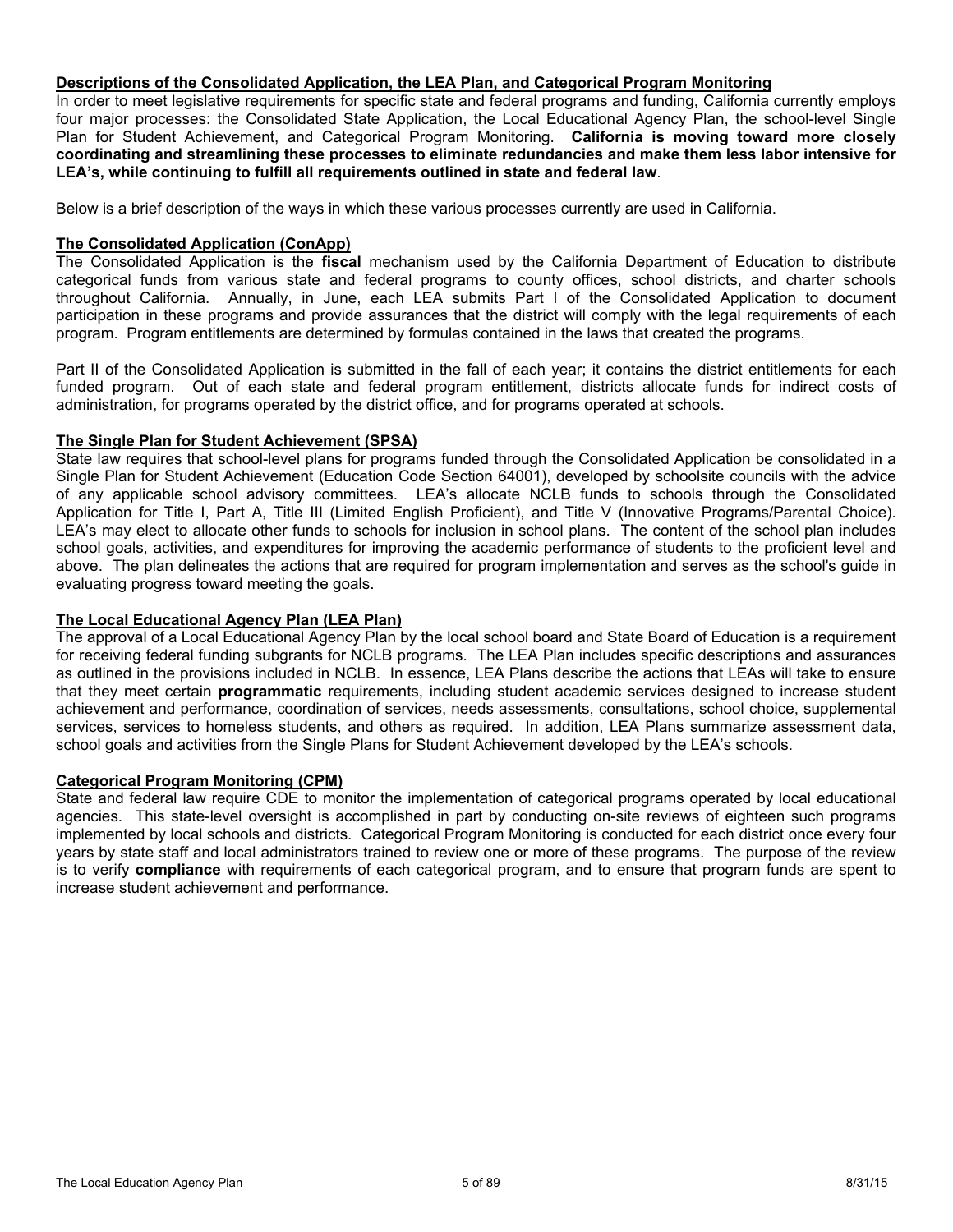## Descriptions of the Consolidated Application, the LEA Plan, and Categorical Program Monitoring

In order to meet legislative requirements for specific state and federal programs and funding, California currently employs four major processes: the Consolidated State Application, the Local Educational Agency Plan, the school-level Single Plan for Student Achievement, and Categorical Program Monitoring. **California is moving toward more closely coordinating and streamlining these processes to eliminate redundancies and make them less labor intensive for LEA's, while continuing to fulfill all requirements outlined in state and federal law**.

Below is a brief description of the ways in which these various processes currently are used in California.

### The Consolidated Application (ConApp)

The Consolidated Application is the **fiscal** mechanism used by the California Department of Education to distribute categorical funds from various state and federal programs to county offices, school districts, and charter schools throughout California. Annually, in June, each LEA submits Part I of the Consolidated Application to document participation in these programs and provide assurances that the district will comply with the legal requirements of each program. Program entitlements are determined by formulas contained in the laws that created the programs.

Part II of the Consolidated Application is submitted in the fall of each year; it contains the district entitlements for each funded program. Out of each state and federal program entitlement, districts allocate funds for indirect costs of administration, for programs operated by the district office, and for programs operated at schools.

### The Single Plan for Student Achievement (SPSA)

State law requires that school-level plans for programs funded through the Consolidated Application be consolidated in a Single Plan for Student Achievement (Education Code Section 64001), developed by schoolsite councils with the advice of any applicable school advisory committees. LEA's allocate NCLB funds to schools through the Consolidated Application for Title I, Part A, Title III (Limited English Proficient), and Title V (Innovative Programs/Parental Choice). LEA's may elect to allocate other funds to schools for inclusion in school plans. The content of the school plan includes school goals, activities, and expenditures for improving the academic performance of students to the proficient level and above. The plan delineates the actions that are required for program implementation and serves as the school's guide in evaluating progress toward meeting the goals.

### The Local Educational Agency Plan (LEA Plan)

The approval of a Local Educational Agency Plan by the local school board and State Board of Education is a requirement for receiving federal funding subgrants for NCLB programs. The LEA Plan includes specific descriptions and assurances as outlined in the provisions included in NCLB. In essence, LEA Plans describe the actions that LEAs will take to ensure that they meet certain **programmatic** requirements, including student academic services designed to increase student achievement and performance, coordination of services, needs assessments, consultations, school choice, supplemental services, services to homeless students, and others as required. In addition, LEA Plans summarize assessment data, school goals and activities from the Single Plans for Student Achievement developed by the LEA's schools.

### Categorical Program Monitoring (CPM)

State and federal law require CDE to monitor the implementation of categorical programs operated by local educational agencies. This state-level oversight is accomplished in part by conducting on-site reviews of eighteen such programs implemented by local schools and districts. Categorical Program Monitoring is conducted for each district once every four years by state staff and local administrators trained to review one or more of these programs. The purpose of the review is to verify **compliance** with requirements of each categorical program, and to ensure that program funds are spent to increase student achievement and performance.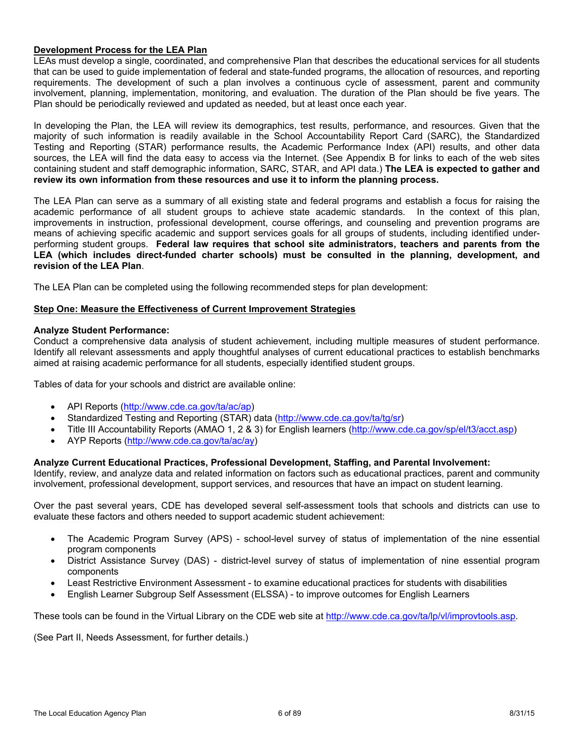**Development Process for the LEA Plan**

LEAs must develop a single, coordinated, and comprehensive Plan that describes the educational services for all students that can be used to guide implementation of federal and state-funded programs, the allocation of resources, and reporting requirements. The development of such a plan involves a continuous cycle of assessment, parent and community involvement, planning, implementation, monitoring, and evaluation. The duration of the Plan should be five years. The Plan should be periodically reviewed and updated as needed, but at least once each year.

In developing the Plan, the LEA will review its demographics, test results, performance, and resources. Given that the majority of such information is readily available in the School Accountability Report Card (SARC), the Standardized Testing and Reporting (STAR) performance results, the Academic Performance Index (API) results, and other data sources, the LEA will find the data easy to access via the Internet. (See Appendix B for links to each of the web sites containing student and staff demographic information, SARC, STAR, and API data.) **The LEA is expected to gather and review its own information from these resources and use it to inform the planning process.**

The LEA Plan can serve as a summary of all existing state and federal programs and establish a focus for raising the academic performance of all student groups to achieve state academic standards. In the context of this plan, improvements in instruction, professional development, course offerings, and counseling and prevention programs are means of achieving specific academic and support services goals for all groups of students, including identified under-performing student groups. **Federal law requires that school site administrators, teachers and parents from the LEA (which includes direct-funded charter schools) must be consulted in the planning, development, and revision of the LEA Plan**.

The LEA Plan can be completed using the following recommended steps for plan development:

**Step One: Measure the Effectiveness of Current Improvement Strategies**

**Analyze Student Performance:**

Conduct a comprehensive data analysis of student achievement, including multiple measures of student performance. Identify all relevant assessments and apply thoughtful analyses of current educational practices to establish benchmarks aimed at raising academic performance for all students, especially identified student groups.

Tables of data for your schools and district are available online:

- API Reports (http://www.cde.ca.gov/ta/ac/ap)
- Standardized Testing and Reporting (STAR) data (http://www.cde.ca.gov/ta/tg/sr)
- Title III Accountability Reports (AMAO 1, 2 & 3) for English learners (http://www.cde.ca.gov/sp/el/t3/acct.asp)
- AYP Reports (http://www.cde.ca.gov/ta/ac/ay)

**Analyze Current Educational Practices, Professional Development, Staffing, and Parental Involvement:**

Identify, review, and analyze data and related information on factors such as educational practices, parent and community involvement, professional development, support services, and resources that have an impact on student learning.

Over the past several years, CDE has developed several self-assessment tools that schools and districts can use to evaluate these factors and others needed to support academic student achievement:

- The Academic Program Survey (APS) - school-level survey of status of implementation of the nine essential program components
- District Assistance Survey (DAS) - district-level survey of status of implementation of nine essential program components
- Least Restrictive Environment Assessment - to examine educational practices for students with disabilities
- English Learner Subgroup Self Assessment (ELSSA) - to improve outcomes for English Learners

These tools can be found in the Virtual Library on the CDE web site at http://www.cde.ca.gov/ta/lp/vl/improvtools.asp.

(See Part II, Needs Assessment, for further details.)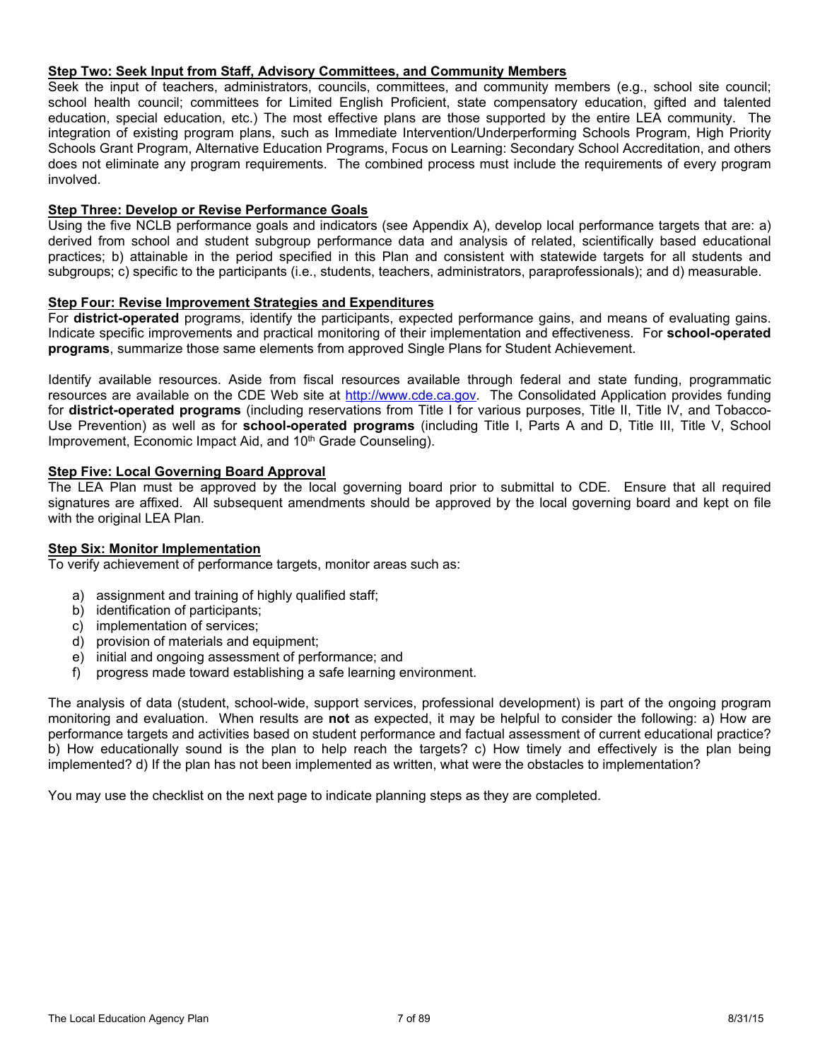**Step Two: Seek Input from Staff, Advisory Committees, and Community Members**

Seek the input of teachers, administrators, councils, committees, and community members (e.g., school site council; school health council; committees for Limited English Proficient, state compensatory education, gifted and talented education, special education, etc.) The most effective plans are those supported by the entire LEA community. The integration of existing program plans, such as Immediate Intervention/Underperforming Schools Program, High Priority Schools Grant Program, Alternative Education Programs, Focus on Learning: Secondary School Accreditation, and others does not eliminate any program requirements. The combined process must include the requirements of every program involved.

**Step Three: Develop or Revise Performance Goals**

Using the five NCLB performance goals and indicators (see Appendix A), develop local performance targets that are: a) derived from school and student subgroup performance data and analysis of related, scientifically based educational practices; b) attainable in the period specified in this Plan and consistent with statewide targets for all students and subgroups; c) specific to the participants (i.e., students, teachers, administrators, paraprofessionals); and d) measurable.

**Step Four: Revise Improvement Strategies and Expenditures**

For **district-operated** programs, identify the participants, expected performance gains, and means of evaluating gains. Indicate specific improvements and practical monitoring of their implementation and effectiveness. For **school-operated programs**, summarize those same elements from approved Single Plans for Student Achievement.

Identify available resources. Aside from fiscal resources available through federal and state funding, programmatic resources are available on the CDE Web site at http://www.cde.ca.gov. The Consolidated Application provides funding for **district-operated programs** (including reservations from Title I for various purposes, Title II, Title IV, and Tobacco-Use Prevention) as well as for **school-operated programs** (including Title I, Parts A and D, Title III, Title V, School Improvement, Economic Impact Aid, and 10th Grade Counseling).

**Step Five: Local Governing Board Approval**

The LEA Plan must be approved by the local governing board prior to submittal to CDE. Ensure that all required signatures are affixed. All subsequent amendments should be approved by the local governing board and kept on file with the original LEA Plan.

**Step Six: Monitor Implementation**

To verify achievement of performance targets, monitor areas such as:

a) assignment and training of highly qualified staff;
b) identification of participants;
c) implementation of services;
d) provision of materials and equipment;
e) initial and ongoing assessment of performance; and
f) progress made toward establishing a safe learning environment.

The analysis of data (student, school-wide, support services, professional development) is part of the ongoing program monitoring and evaluation. When results are **not** as expected, it may be helpful to consider the following: a) How are performance targets and activities based on student performance and factual assessment of current educational practice? b) How educationally sound is the plan to help reach the targets? c) How timely and effectively is the plan being implemented? d) If the plan has not been implemented as written, what were the obstacles to implementation?

You may use the checklist on the next page to indicate planning steps as they are completed.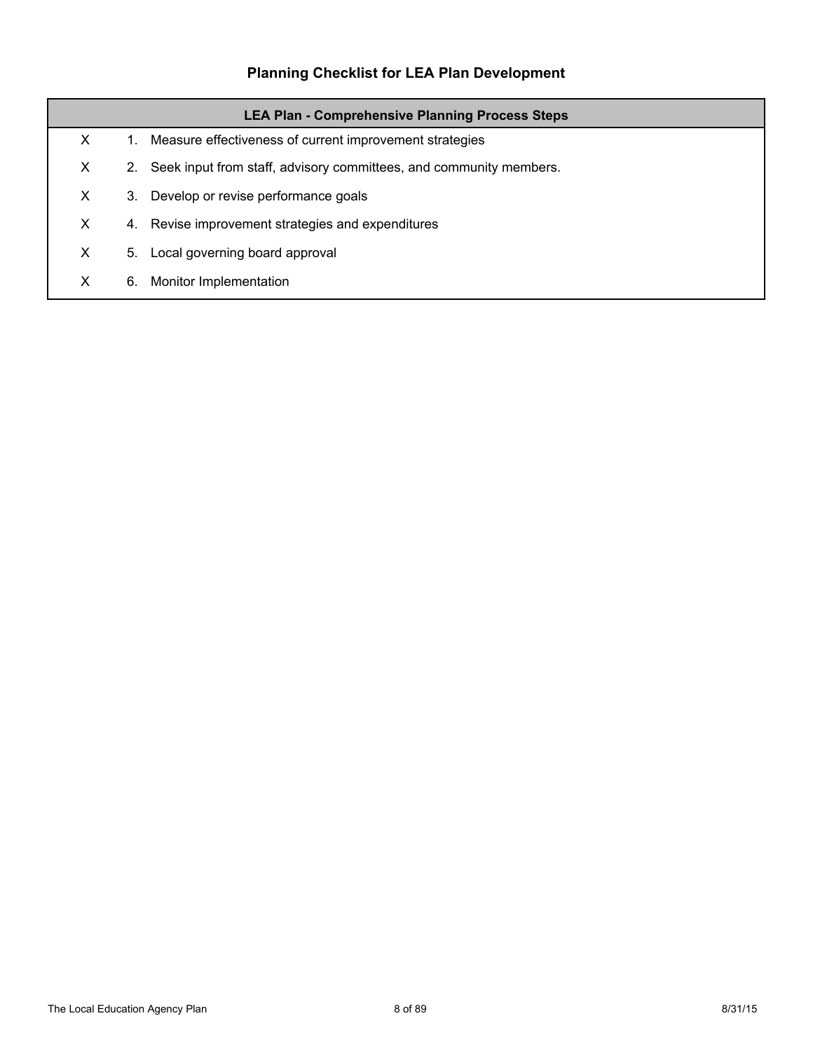## Planning Checklist for LEA Plan Development

| | LEA Plan - Comprehensive Planning Process Steps |
|---|---|
| X | 1. Measure effectiveness of current improvement strategies |
| X | 2. Seek input from staff, advisory committees, and community members. |
| X | 3. Develop or revise performance goals |
| X | 4. Revise improvement strategies and expenditures |
| X | 5. Local governing board approval |
| X | 6. Monitor Implementation |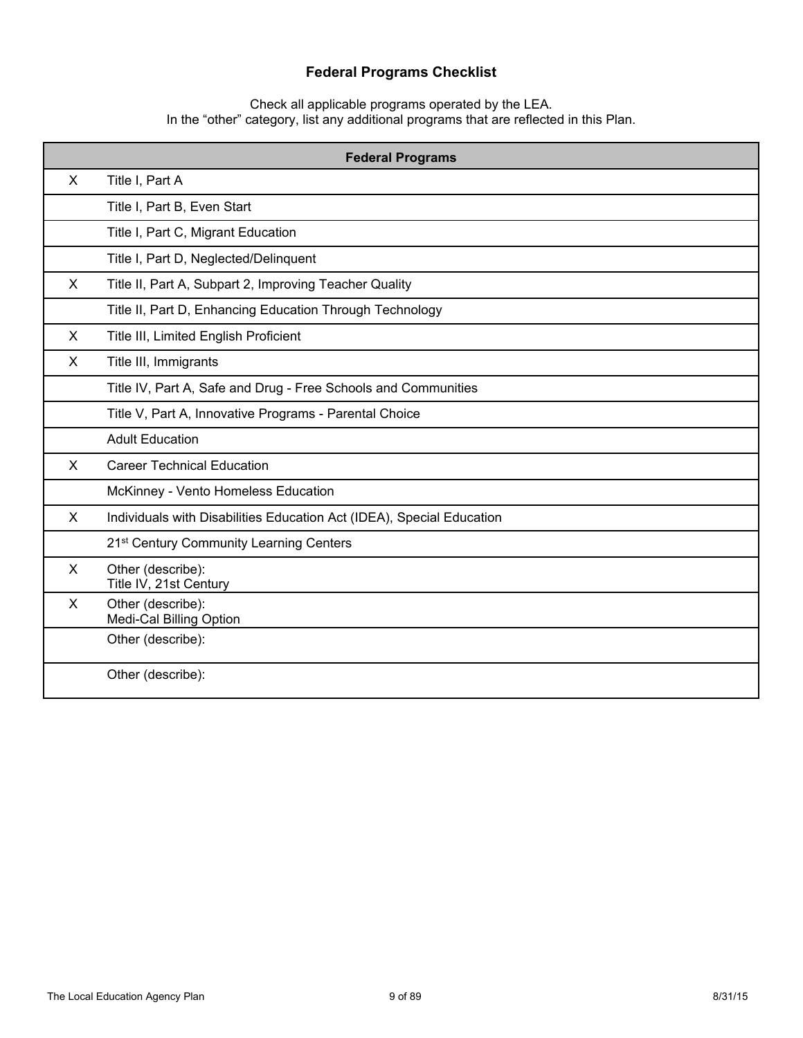# Federal Programs Checklist

Check all applicable programs operated by the LEA.
In the "other" category, list any additional programs that are reflected in this Plan.

| | Federal Programs |
|---|---|
| X | Title I, Part A |
| | Title I, Part B, Even Start |
| | Title I, Part C, Migrant Education |
| | Title I, Part D, Neglected/Delinquent |
| X | Title II, Part A, Subpart 2, Improving Teacher Quality |
| | Title II, Part D, Enhancing Education Through Technology |
| X | Title III, Limited English Proficient |
| X | Title III, Immigrants |
| | Title IV, Part A, Safe and Drug - Free Schools and Communities |
| | Title V, Part A, Innovative Programs - Parental Choice |
| | Adult Education |
| X | Career Technical Education |
| | McKinney - Vento Homeless Education |
| X | Individuals with Disabilities Education Act (IDEA), Special Education |
| | 21st Century Community Learning Centers |
| X | Other (describe): Title IV, 21st Century |
| X | Other (describe): Medi-Cal Billing Option |
| | Other (describe): |
| | Other (describe): |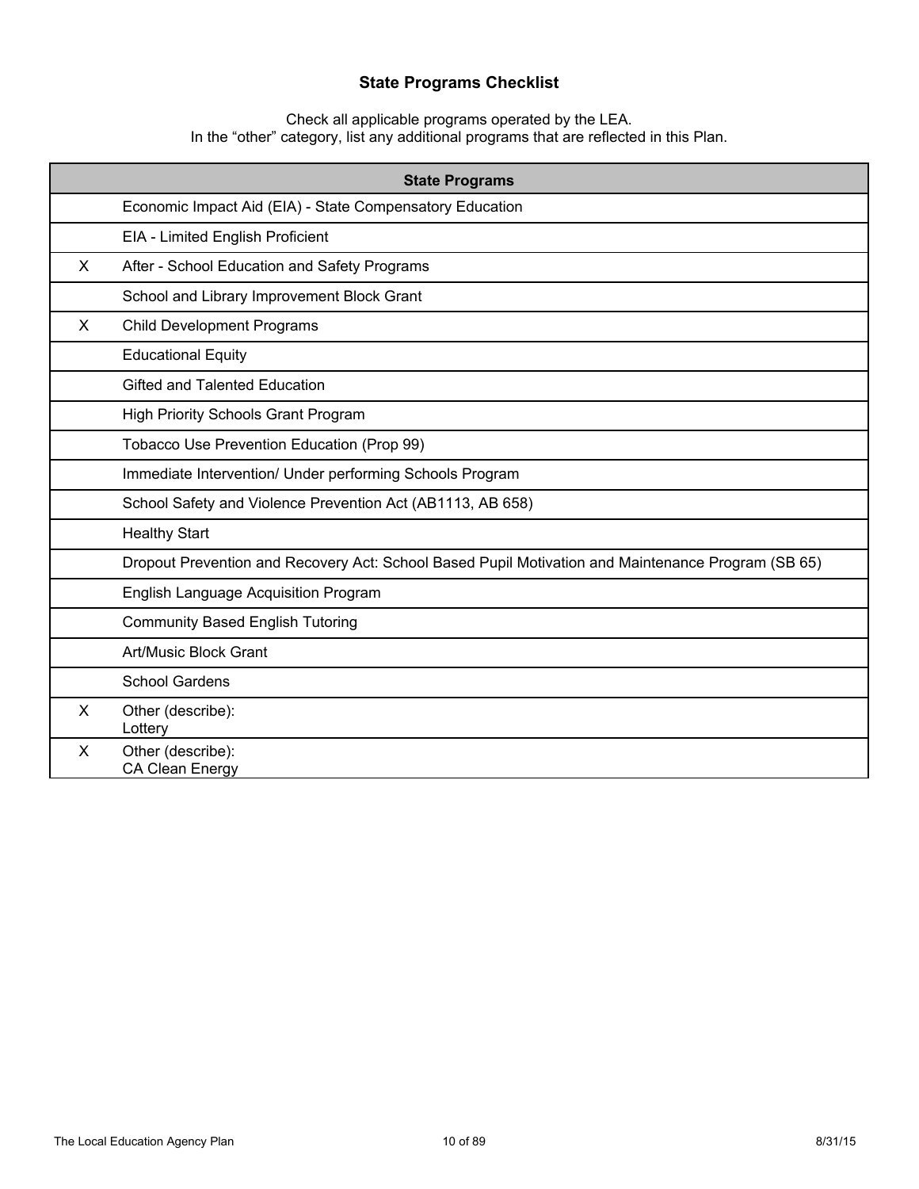## State Programs Checklist

Check all applicable programs operated by the LEA.
In the "other" category, list any additional programs that are reflected in this Plan.

| | State Programs |
|---|---|
| | Economic Impact Aid (EIA) - State Compensatory Education |
| | EIA - Limited English Proficient |
| X | After - School Education and Safety Programs |
| | School and Library Improvement Block Grant |
| X | Child Development Programs |
| | Educational Equity |
| | Gifted and Talented Education |
| | High Priority Schools Grant Program |
| | Tobacco Use Prevention Education (Prop 99) |
| | Immediate Intervention/ Under performing Schools Program |
| | School Safety and Violence Prevention Act (AB1113, AB 658) |
| | Healthy Start |
| | Dropout Prevention and Recovery Act: School Based Pupil Motivation and Maintenance Program (SB 65) |
| | English Language Acquisition Program |
| | Community Based English Tutoring |
| | Art/Music Block Grant |
| | School Gardens |
| X | Other (describe): Lottery |
| X | Other (describe): CA Clean Energy |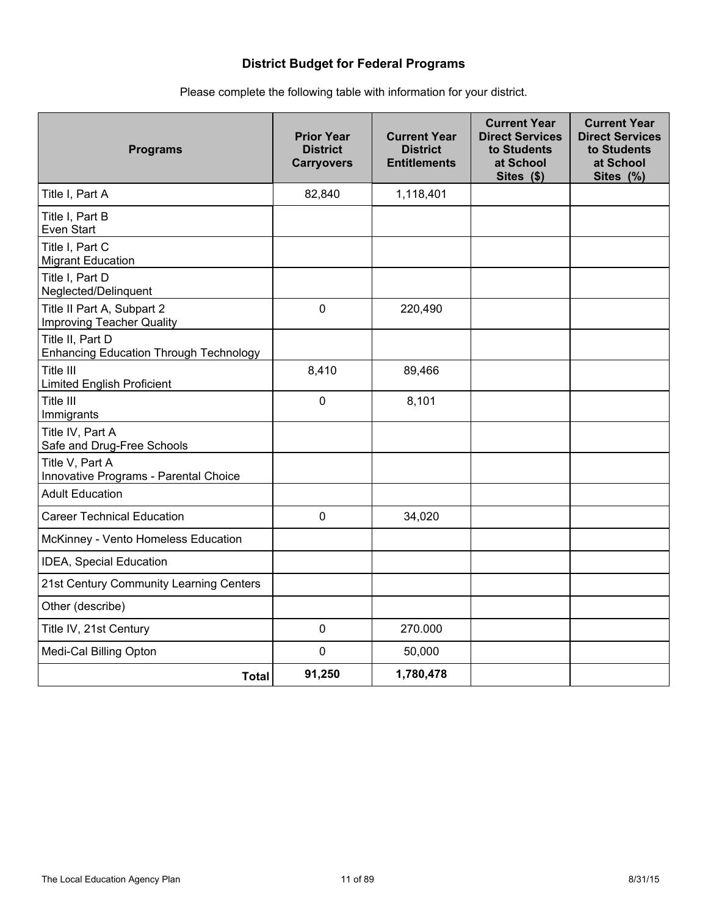## District Budget for Federal Programs

Please complete the following table with information for your district.

| Programs | Prior Year District Carryovers | Current Year District Entitlements | Current Year Direct Services to Students at School Sites ($) | Current Year Direct Services to Students at School Sites (%) |
|---|---|---|---|---|
| Title I, Part A | 82,840 | 1,118,401 | | |
| Title I, Part B<br>Even Start | | | | |
| Title I, Part C<br>Migrant Education | | | | |
| Title I, Part D<br>Neglected/Delinquent | | | | |
| Title II Part A, Subpart 2<br>Improving Teacher Quality | 0 | 220,490 | | |
| Title II, Part D<br>Enhancing Education Through Technology | | | | |
| Title III<br>Limited English Proficient | 8,410 | 89,466 | | |
| Title III<br>Immigrants | 0 | 8,101 | | |
| Title IV, Part A<br>Safe and Drug-Free Schools | | | | |
| Title V, Part A<br>Innovative Programs - Parental Choice | | | | |
| Adult Education | | | | |
| Career Technical Education | 0 | 34,020 | | |
| McKinney - Vento Homeless Education | | | | |
| IDEA, Special Education | | | | |
| 21st Century Community Learning Centers | | | | |
| Other (describe) | | | | |
| Title IV, 21st Century | 0 | 270.000 | | |
| Medi-Cal Billing Opton | 0 | 50,000 | | |
| **Total** | **91,250** | **1,780,478** | | |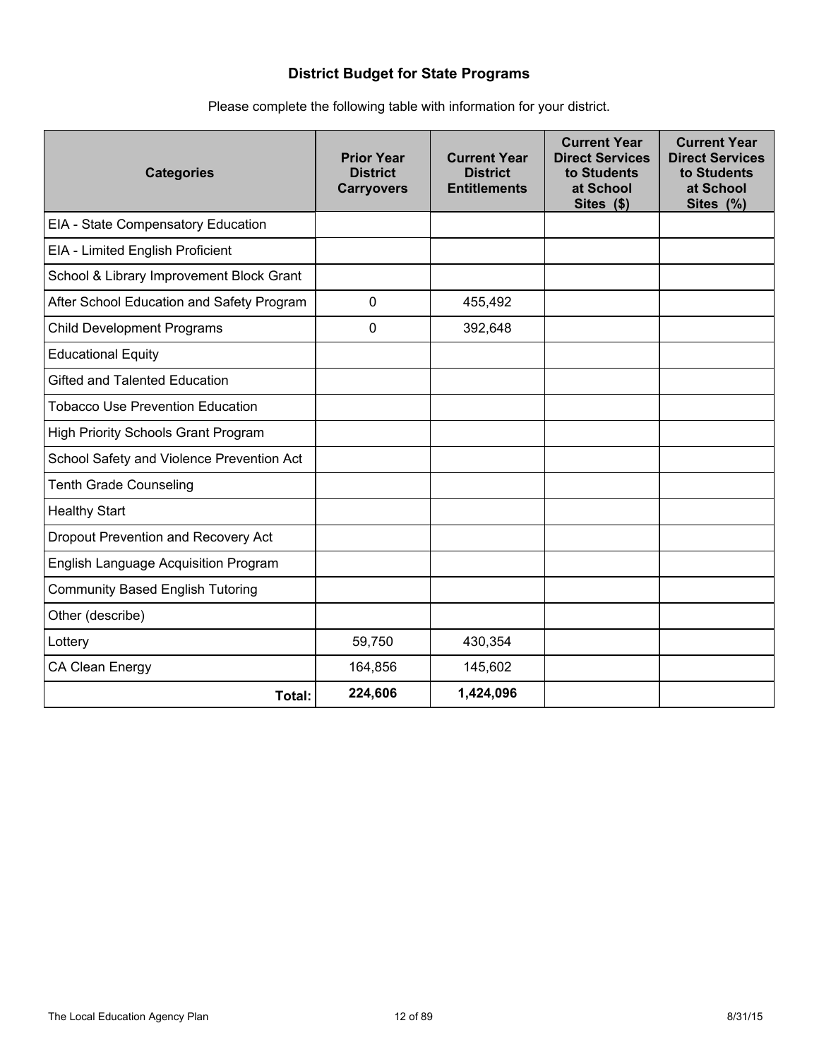## District Budget for State Programs

Please complete the following table with information for your district.

| Categories | Prior Year District Carryovers | Current Year District Entitlements | Current Year Direct Services to Students at School Sites ($) | Current Year Direct Services to Students at School Sites (%) |
|---|---|---|---|---|
| EIA - State Compensatory Education | | | | |
| EIA - Limited English Proficient | | | | |
| School & Library Improvement Block Grant | | | | |
| After School Education and Safety Program | 0 | 455,492 | | |
| Child Development Programs | 0 | 392,648 | | |
| Educational Equity | | | | |
| Gifted and Talented Education | | | | |
| Tobacco Use Prevention Education | | | | |
| High Priority Schools Grant Program | | | | |
| School Safety and Violence Prevention Act | | | | |
| Tenth Grade Counseling | | | | |
| Healthy Start | | | | |
| Dropout Prevention and Recovery Act | | | | |
| English Language Acquisition Program | | | | |
| Community Based English Tutoring | | | | |
| Other (describe) | | | | |
| Lottery | 59,750 | 430,354 | | |
| CA Clean Energy | 164,856 | 145,602 | | |
| **Total:** | **224,606** | **1,424,096** | | |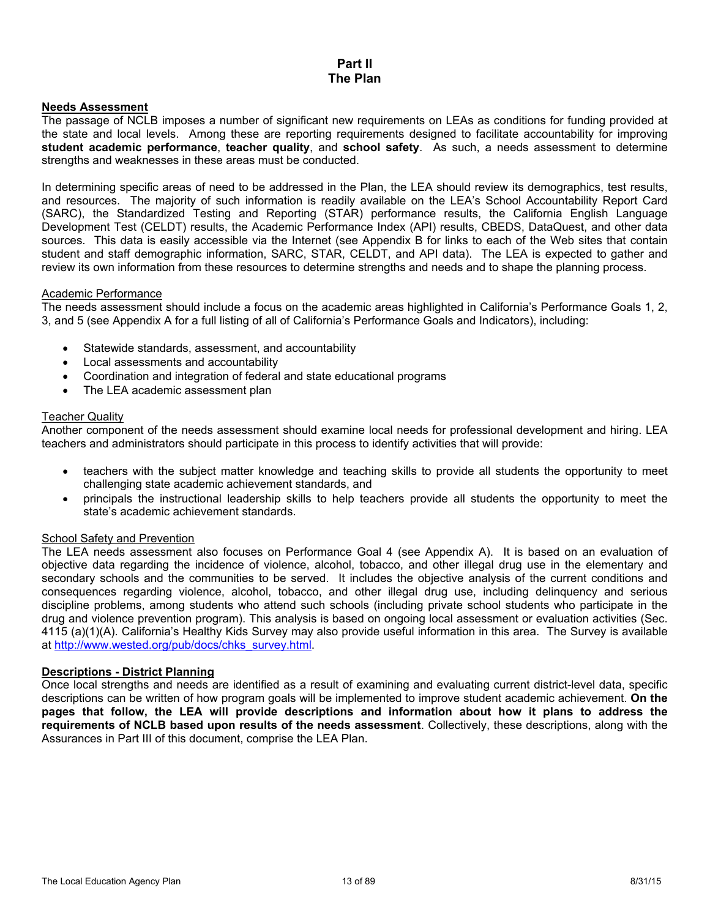# Part II
# The Plan

## Needs Assessment

The passage of NCLB imposes a number of significant new requirements on LEAs as conditions for funding provided at the state and local levels. Among these are reporting requirements designed to facilitate accountability for improving **student academic performance**, **teacher quality**, and **school safety**. As such, a needs assessment to determine strengths and weaknesses in these areas must be conducted.

In determining specific areas of need to be addressed in the Plan, the LEA should review its demographics, test results, and resources. The majority of such information is readily available on the LEA's School Accountability Report Card (SARC), the Standardized Testing and Reporting (STAR) performance results, the California English Language Development Test (CELDT) results, the Academic Performance Index (API) results, CBEDS, DataQuest, and other data sources. This data is easily accessible via the Internet (see Appendix B for links to each of the Web sites that contain student and staff demographic information, SARC, STAR, CELDT, and API data). The LEA is expected to gather and review its own information from these resources to determine strengths and needs and to shape the planning process.

### Academic Performance

The needs assessment should include a focus on the academic areas highlighted in California's Performance Goals 1, 2, 3, and 5 (see Appendix A for a full listing of all of California's Performance Goals and Indicators), including:

- Statewide standards, assessment, and accountability
- Local assessments and accountability
- Coordination and integration of federal and state educational programs
- The LEA academic assessment plan

### Teacher Quality

Another component of the needs assessment should examine local needs for professional development and hiring. LEA teachers and administrators should participate in this process to identify activities that will provide:

- teachers with the subject matter knowledge and teaching skills to provide all students the opportunity to meet challenging state academic achievement standards, and
- principals the instructional leadership skills to help teachers provide all students the opportunity to meet the state's academic achievement standards.

### School Safety and Prevention

The LEA needs assessment also focuses on Performance Goal 4 (see Appendix A). It is based on an evaluation of objective data regarding the incidence of violence, alcohol, tobacco, and other illegal drug use in the elementary and secondary schools and the communities to be served. It includes the objective analysis of the current conditions and consequences regarding violence, alcohol, tobacco, and other illegal drug use, including delinquency and serious discipline problems, among students who attend such schools (including private school students who participate in the drug and violence prevention program). This analysis is based on ongoing local assessment or evaluation activities (Sec. 4115 (a)(1)(A). California's Healthy Kids Survey may also provide useful information in this area. The Survey is available at http://www.wested.org/pub/docs/chks_survey.html.

## Descriptions - District Planning

Once local strengths and needs are identified as a result of examining and evaluating current district-level data, specific descriptions can be written of how program goals will be implemented to improve student academic achievement. **On the pages that follow, the LEA will provide descriptions and information about how it plans to address the requirements of NCLB based upon results of the needs assessment**. Collectively, these descriptions, along with the Assurances in Part III of this document, comprise the LEA Plan.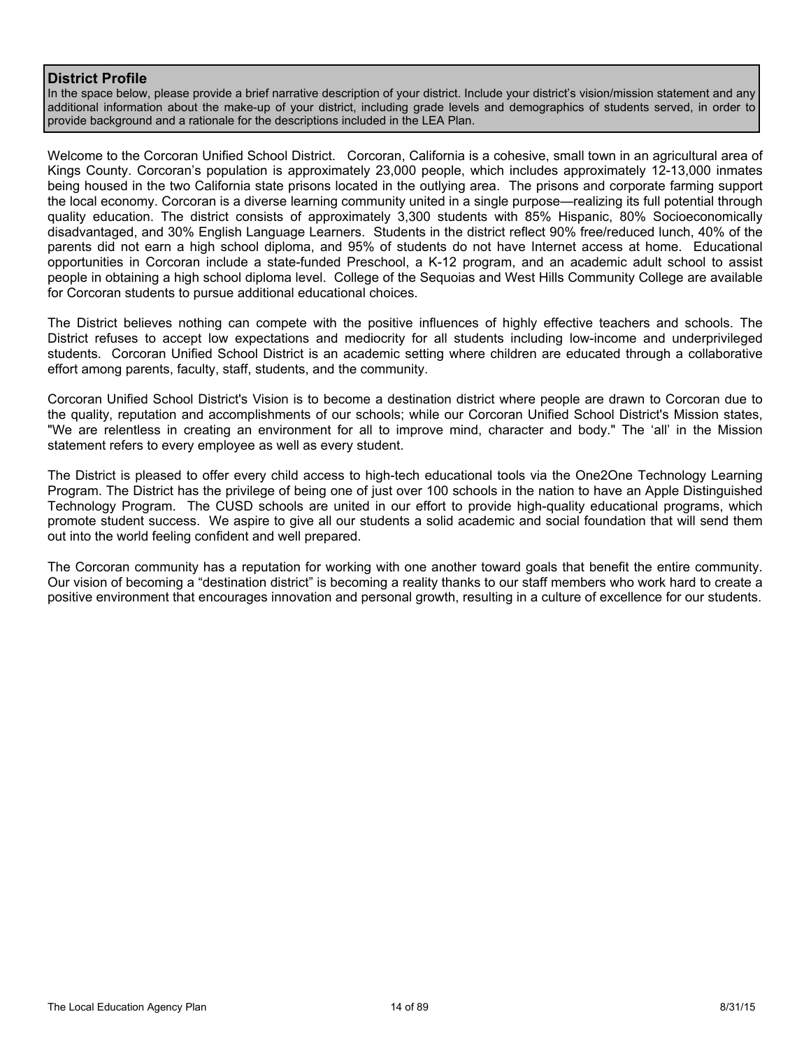## District Profile

In the space below, please provide a brief narrative description of your district. Include your district's vision/mission statement and any additional information about the make-up of your district, including grade levels and demographics of students served, in order to provide background and a rationale for the descriptions included in the LEA Plan.

Welcome to the Corcoran Unified School District. Corcoran, California is a cohesive, small town in an agricultural area of Kings County. Corcoran's population is approximately 23,000 people, which includes approximately 12-13,000 inmates being housed in the two California state prisons located in the outlying area. The prisons and corporate farming support the local economy. Corcoran is a diverse learning community united in a single purpose—realizing its full potential through quality education. The district consists of approximately 3,300 students with 85% Hispanic, 80% Socioeconomically disadvantaged, and 30% English Language Learners. Students in the district reflect 90% free/reduced lunch, 40% of the parents did not earn a high school diploma, and 95% of students do not have Internet access at home. Educational opportunities in Corcoran include a state-funded Preschool, a K-12 program, and an academic adult school to assist people in obtaining a high school diploma level. College of the Sequoias and West Hills Community College are available for Corcoran students to pursue additional educational choices.

The District believes nothing can compete with the positive influences of highly effective teachers and schools. The District refuses to accept low expectations and mediocrity for all students including low-income and underprivileged students. Corcoran Unified School District is an academic setting where children are educated through a collaborative effort among parents, faculty, staff, students, and the community.

Corcoran Unified School District's Vision is to become a destination district where people are drawn to Corcoran due to the quality, reputation and accomplishments of our schools; while our Corcoran Unified School District's Mission states, "We are relentless in creating an environment for all to improve mind, character and body." The 'all' in the Mission statement refers to every employee as well as every student.

The District is pleased to offer every child access to high-tech educational tools via the One2One Technology Learning Program. The District has the privilege of being one of just over 100 schools in the nation to have an Apple Distinguished Technology Program. The CUSD schools are united in our effort to provide high-quality educational programs, which promote student success. We aspire to give all our students a solid academic and social foundation that will send them out into the world feeling confident and well prepared.

The Corcoran community has a reputation for working with one another toward goals that benefit the entire community. Our vision of becoming a "destination district" is becoming a reality thanks to our staff members who work hard to create a positive environment that encourages innovation and personal growth, resulting in a culture of excellence for our students.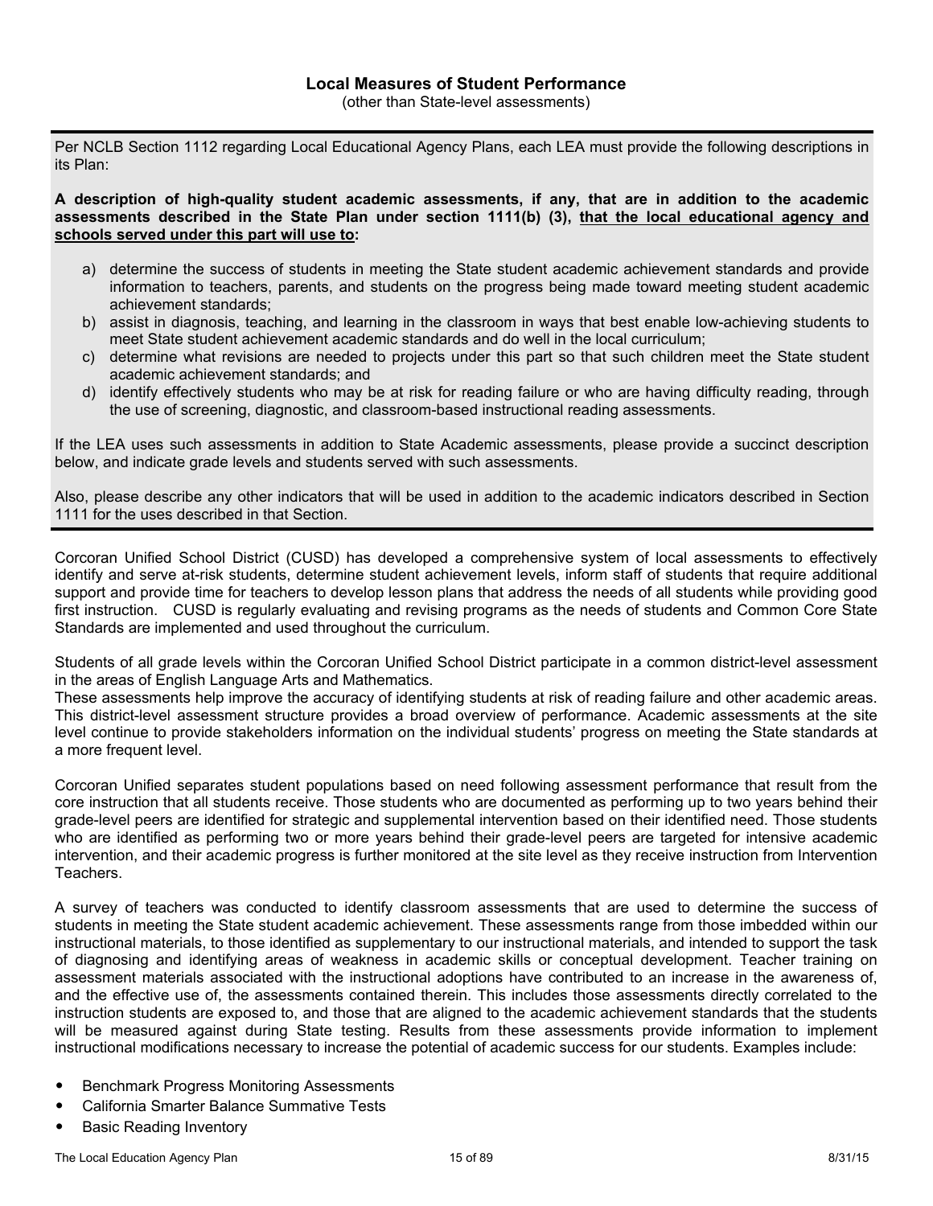## Local Measures of Student Performance

(other than State-level assessments)

Per NCLB Section 1112 regarding Local Educational Agency Plans, each LEA must provide the following descriptions in its Plan:

**A description of high-quality student academic assessments, if any, that are in addition to the academic assessments described in the State Plan under section 1111(b) (3), <u>that the local educational agency and schools served under this part will use to</u>:**

a) determine the success of students in meeting the State student academic achievement standards and provide information to teachers, parents, and students on the progress being made toward meeting student academic achievement standards;
b) assist in diagnosis, teaching, and learning in the classroom in ways that best enable low-achieving students to meet State student achievement academic standards and do well in the local curriculum;
c) determine what revisions are needed to projects under this part so that such children meet the State student academic achievement standards; and
d) identify effectively students who may be at risk for reading failure or who are having difficulty reading, through the use of screening, diagnostic, and classroom-based instructional reading assessments.

If the LEA uses such assessments in addition to State Academic assessments, please provide a succinct description below, and indicate grade levels and students served with such assessments.

Also, please describe any other indicators that will be used in addition to the academic indicators described in Section 1111 for the uses described in that Section.

Corcoran Unified School District (CUSD) has developed a comprehensive system of local assessments to effectively identify and serve at-risk students, determine student achievement levels, inform staff of students that require additional support and provide time for teachers to develop lesson plans that address the needs of all students while providing good first instruction. CUSD is regularly evaluating and revising programs as the needs of students and Common Core State Standards are implemented and used throughout the curriculum.

Students of all grade levels within the Corcoran Unified School District participate in a common district-level assessment in the areas of English Language Arts and Mathematics.
These assessments help improve the accuracy of identifying students at risk of reading failure and other academic areas. This district-level assessment structure provides a broad overview of performance. Academic assessments at the site level continue to provide stakeholders information on the individual students' progress on meeting the State standards at a more frequent level.

Corcoran Unified separates student populations based on need following assessment performance that result from the core instruction that all students receive. Those students who are documented as performing up to two years behind their grade-level peers are identified for strategic and supplemental intervention based on their identified need. Those students who are identified as performing two or more years behind their grade-level peers are targeted for intensive academic intervention, and their academic progress is further monitored at the site level as they receive instruction from Intervention Teachers.

A survey of teachers was conducted to identify classroom assessments that are used to determine the success of students in meeting the State student academic achievement. These assessments range from those imbedded within our instructional materials, to those identified as supplementary to our instructional materials, and intended to support the task of diagnosing and identifying areas of weakness in academic skills or conceptual development. Teacher training on assessment materials associated with the instructional adoptions have contributed to an increase in the awareness of, and the effective use of, the assessments contained therein. This includes those assessments directly correlated to the instruction students are exposed to, and those that are aligned to the academic achievement standards that the students will be measured against during State testing. Results from these assessments provide information to implement instructional modifications necessary to increase the potential of academic success for our students. Examples include:

- Benchmark Progress Monitoring Assessments
- California Smarter Balance Summative Tests
- Basic Reading Inventory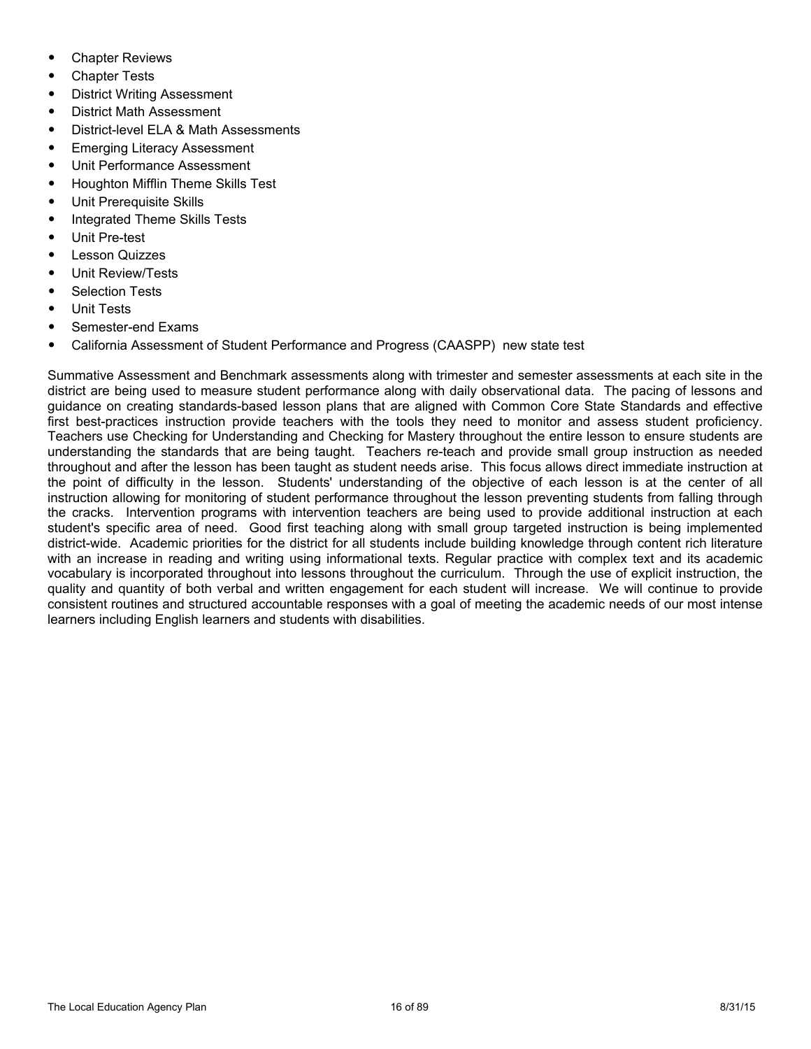- Chapter Reviews
- Chapter Tests
- District Writing Assessment
- District Math Assessment
- District-level ELA & Math Assessments
- Emerging Literacy Assessment
- Unit Performance Assessment
- Houghton Mifflin Theme Skills Test
- Unit Prerequisite Skills
- Integrated Theme Skills Tests
- Unit Pre-test
- Lesson Quizzes
- Unit Review/Tests
- Selection Tests
- Unit Tests
- Semester-end Exams
- California Assessment of Student Performance and Progress (CAASPP) new state test

Summative Assessment and Benchmark assessments along with trimester and semester assessments at each site in the district are being used to measure student performance along with daily observational data. The pacing of lessons and guidance on creating standards-based lesson plans that are aligned with Common Core State Standards and effective first best-practices instruction provide teachers with the tools they need to monitor and assess student proficiency. Teachers use Checking for Understanding and Checking for Mastery throughout the entire lesson to ensure students are understanding the standards that are being taught. Teachers re-teach and provide small group instruction as needed throughout and after the lesson has been taught as student needs arise. This focus allows direct immediate instruction at the point of difficulty in the lesson. Students' understanding of the objective of each lesson is at the center of all instruction allowing for monitoring of student performance throughout the lesson preventing students from falling through the cracks. Intervention programs with intervention teachers are being used to provide additional instruction at each student's specific area of need. Good first teaching along with small group targeted instruction is being implemented district-wide. Academic priorities for the district for all students include building knowledge through content rich literature with an increase in reading and writing using informational texts. Regular practice with complex text and its academic vocabulary is incorporated throughout into lessons throughout the curriculum. Through the use of explicit instruction, the quality and quantity of both verbal and written engagement for each student will increase. We will continue to provide consistent routines and structured accountable responses with a goal of meeting the academic needs of our most intense learners including English learners and students with disabilities.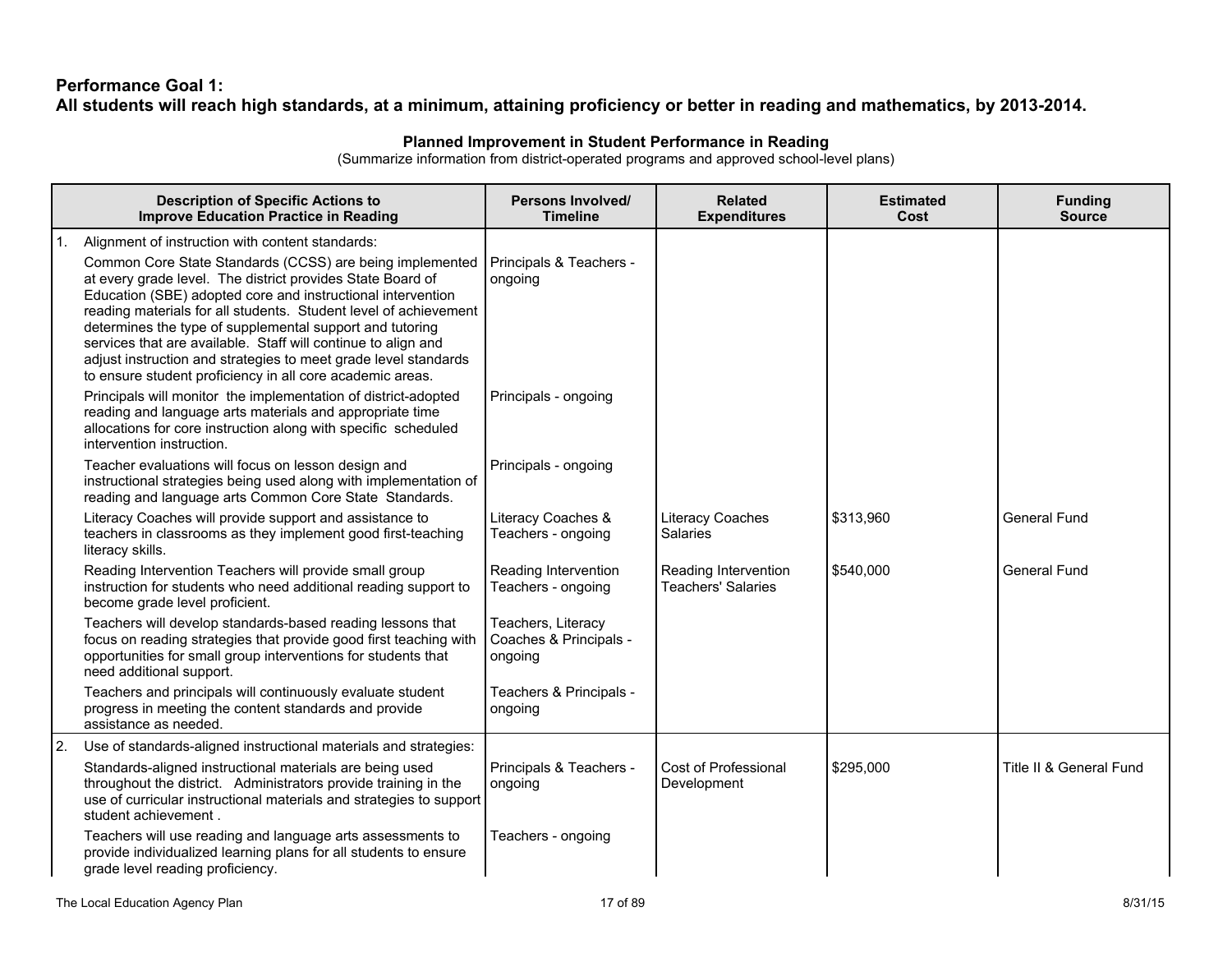**Performance Goal 1:**
**All students will reach high standards, at a minimum, attaining proficiency or better in reading and mathematics, by 2013-2014.**

**Planned Improvement in Student Performance in Reading**
(Summarize information from district-operated programs and approved school-level plans)

| Description of Specific Actions to Improve Education Practice in Reading | Persons Involved/ Timeline | Related Expenditures | Estimated Cost | Funding Source |
|---|---|---|---|---|
| 1. Alignment of instruction with content standards: | | | | |
| Common Core State Standards (CCSS) are being implemented at every grade level. The district provides State Board of Education (SBE) adopted core and instructional intervention reading materials for all students. Student level of achievement determines the type of supplemental support and tutoring services that are available. Staff will continue to align and adjust instruction and strategies to meet grade level standards to ensure student proficiency in all core academic areas. | Principals & Teachers - ongoing | | | |
| Principals will monitor the implementation of district-adopted reading and language arts materials and appropriate time allocations for core instruction along with specific scheduled intervention instruction. | Principals - ongoing | | | |
| Teacher evaluations will focus on lesson design and instructional strategies being used along with implementation of reading and language arts Common Core State Standards. | Principals - ongoing | | | |
| Literacy Coaches will provide support and assistance to teachers in classrooms as they implement good first-teaching literacy skills. | Literacy Coaches & Teachers - ongoing | Literacy Coaches Salaries | $313,960 | General Fund |
| Reading Intervention Teachers will provide small group instruction for students who need additional reading support to become grade level proficient. | Reading Intervention Teachers - ongoing | Reading Intervention Teachers' Salaries | $540,000 | General Fund |
| Teachers will develop standards-based reading lessons that focus on reading strategies that provide good first teaching with opportunities for small group interventions for students that need additional support. | Teachers, Literacy Coaches & Principals - ongoing | | | |
| Teachers and principals will continuously evaluate student progress in meeting the content standards and provide assistance as needed. | Teachers & Principals - ongoing | | | |
| 2. Use of standards-aligned instructional materials and strategies: | | | | |
| Standards-aligned instructional materials are being used throughout the district. Administrators provide training in the use of curricular instructional materials and strategies to support student achievement . | Principals & Teachers - ongoing | Cost of Professional Development | $295,000 | Title II & General Fund |
| Teachers will use reading and language arts assessments to provide individualized learning plans for all students to ensure grade level reading proficiency. | Teachers - ongoing | | | |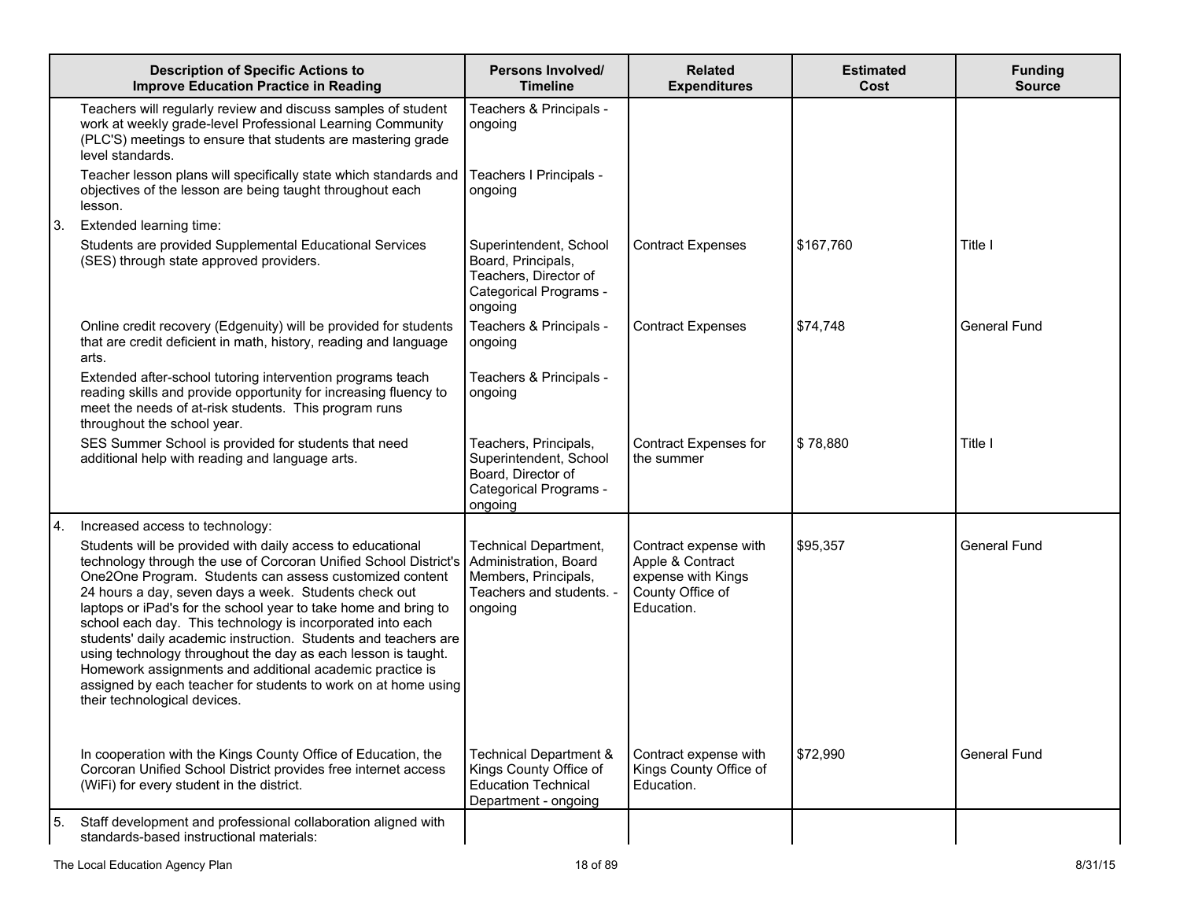| Description of Specific Actions to Improve Education Practice in Reading | Persons Involved/ Timeline | Related Expenditures | Estimated Cost | Funding Source |
|---|---|---|---|---|
| Teachers will regularly review and discuss samples of student work at weekly grade-level Professional Learning Community (PLC'S) meetings to ensure that students are mastering grade level standards. | Teachers & Principals - ongoing | | | |
| Teacher lesson plans will specifically state which standards and objectives of the lesson are being taught throughout each lesson. | Teachers I Principals - ongoing | | | |
| 3. Extended learning time: | | | | |
| Students are provided Supplemental Educational Services (SES) through state approved providers. | Superintendent, School Board, Principals, Teachers, Director of Categorical Programs - ongoing | Contract Expenses | $167,760 | Title I |
| Online credit recovery (Edgenuity) will be provided for students that are credit deficient in math, history, reading and language arts. | Teachers & Principals - ongoing | Contract Expenses | $74,748 | General Fund |
| Extended after-school tutoring intervention programs teach reading skills and provide opportunity for increasing fluency to meet the needs of at-risk students. This program runs throughout the school year. | Teachers & Principals - ongoing | | | |
| SES Summer School is provided for students that need additional help with reading and language arts. | Teachers, Principals, Superintendent, School Board, Director of Categorical Programs - ongoing | Contract Expenses for the summer | $ 78,880 | Title I |
| 4. Increased access to technology: | | | | |
| Students will be provided with daily access to educational technology through the use of Corcoran Unified School District's One2One Program. Students can assess customized content 24 hours a day, seven days a week. Students check out laptops or iPad's for the school year to take home and bring to school each day. This technology is incorporated into each students' daily academic instruction. Students and teachers are using technology throughout the day as each lesson is taught. Homework assignments and additional academic practice is assigned by each teacher for students to work on at home using their technological devices. | Technical Department, Administration, Board Members, Principals, Teachers and students. - ongoing | Contract expense with Apple & Contract expense with Kings County Office of Education. | $95,357 | General Fund |
| In cooperation with the Kings County Office of Education, the Corcoran Unified School District provides free internet access (WiFi) for every student in the district. | Technical Department & Kings County Office of Education Technical Department - ongoing | Contract expense with Kings County Office of Education. | $72,990 | General Fund |
| 5. Staff development and professional collaboration aligned with standards-based instructional materials: | | | | |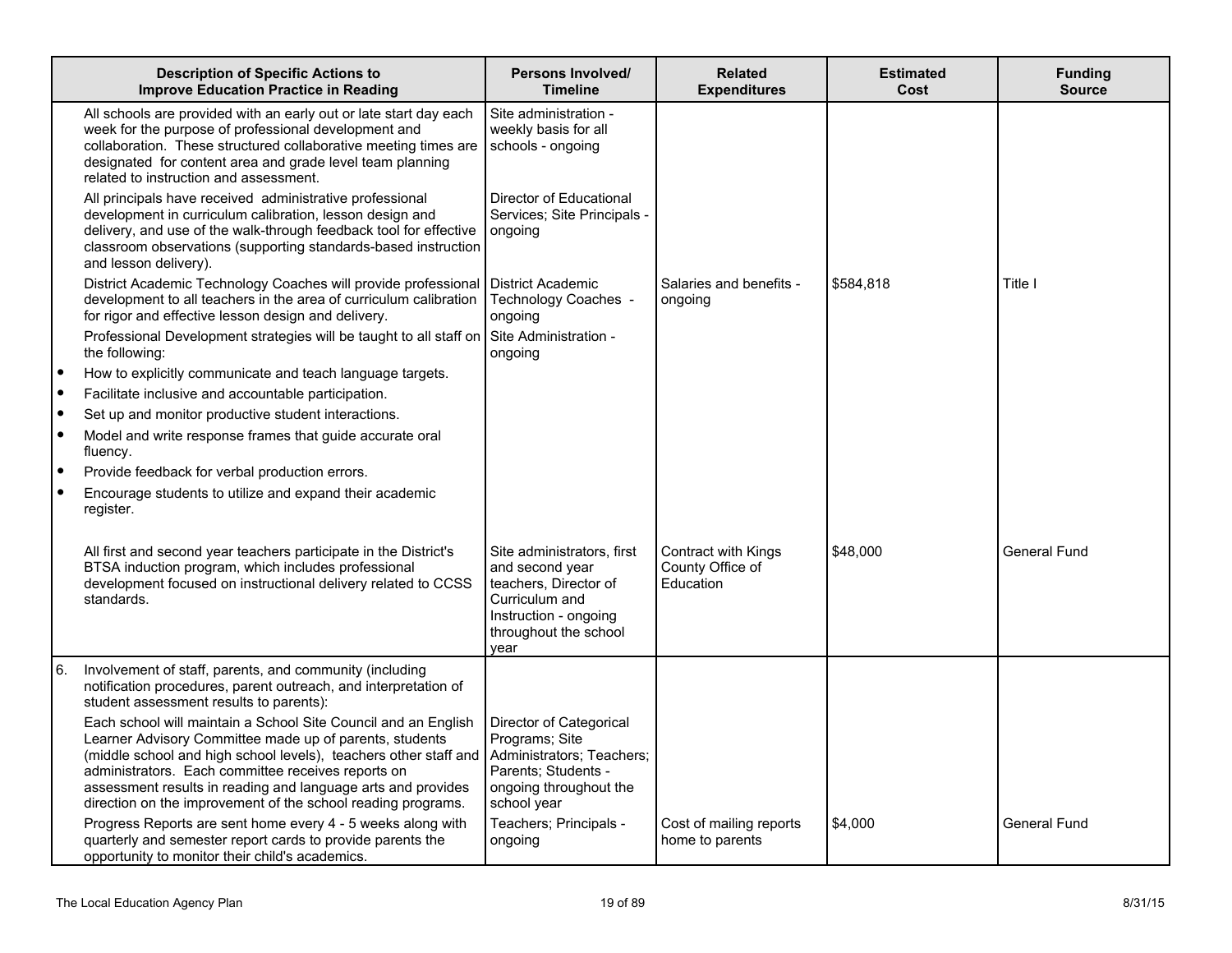| Description of Specific Actions to Improve Education Practice in Reading | Persons Involved/ Timeline | Related Expenditures | Estimated Cost | Funding Source |
|---|---|---|---|---|
| All schools are provided with an early out or late start day each week for the purpose of professional development and collaboration. These structured collaborative meeting times are designated for content area and grade level team planning related to instruction and assessment. | Site administration - weekly basis for all schools - ongoing | | | |
| All principals have received administrative professional development in curriculum calibration, lesson design and delivery, and use of the walk-through feedback tool for effective classroom observations (supporting standards-based instruction and lesson delivery). | Director of Educational Services; Site Principals - ongoing | | | |
| District Academic Technology Coaches will provide professional development to all teachers in the area of curriculum calibration for rigor and effective lesson design and delivery. | District Academic Technology Coaches - ongoing | Salaries and benefits - ongoing | $584,818 | Title I |
| Professional Development strategies will be taught to all staff on the following:<br>• How to explicitly communicate and teach language targets.<br>• Facilitate inclusive and accountable participation.<br>• Set up and monitor productive student interactions.<br>• Model and write response frames that guide accurate oral fluency.<br>• Provide feedback for verbal production errors.<br>• Encourage students to utilize and expand their academic register. | Site Administration - ongoing | | | |
| All first and second year teachers participate in the District's BTSA induction program, which includes professional development focused on instructional delivery related to CCSS standards. | Site administrators, first and second year teachers, Director of Curriculum and Instruction - ongoing throughout the school year | Contract with Kings County Office of Education | $48,000 | General Fund |
| 6. Involvement of staff, parents, and community (including notification procedures, parent outreach, and interpretation of student assessment results to parents): | | | | |
| Each school will maintain a School Site Council and an English Learner Advisory Committee made up of parents, students (middle school and high school levels), teachers other staff and administrators. Each committee receives reports on assessment results in reading and language arts and provides direction on the improvement of the school reading programs. | Director of Categorical Programs; Site Administrators; Teachers; Parents; Students - ongoing throughout the school year | | | |
| Progress Reports are sent home every 4 - 5 weeks along with quarterly and semester report cards to provide parents the opportunity to monitor their child's academics. | Teachers; Principals - ongoing | Cost of mailing reports home to parents | $4,000 | General Fund |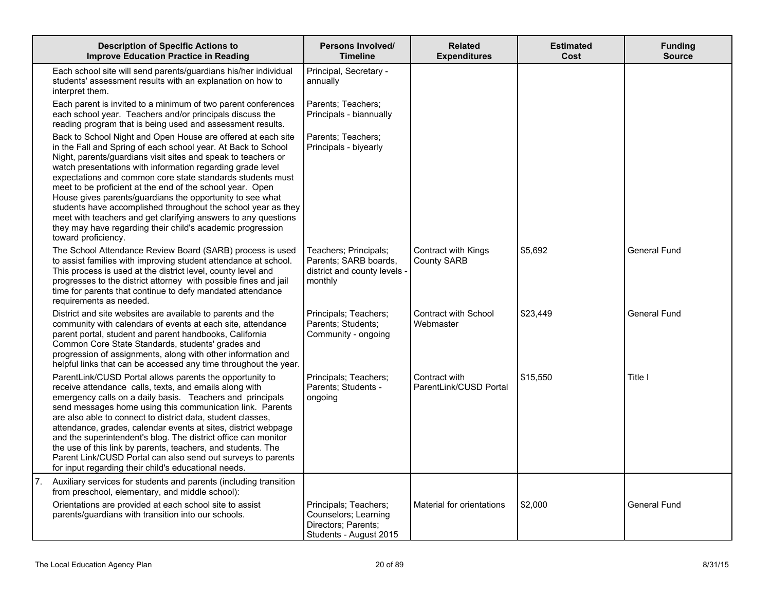| Description of Specific Actions to Improve Education Practice in Reading | Persons Involved/ Timeline | Related Expenditures | Estimated Cost | Funding Source |
|---|---|---|---|---|
| Each school site will send parents/guardians his/her individual students' assessment results with an explanation on how to interpret them. | Principal, Secretary - annually | | | |
| Each parent is invited to a minimum of two parent conferences each school year. Teachers and/or principals discuss the reading program that is being used and assessment results. | Parents; Teachers; Principals - biannually | | | |
| Back to School Night and Open House are offered at each site in the Fall and Spring of each school year. At Back to School Night, parents/guardians visit sites and speak to teachers or watch presentations with information regarding grade level expectations and common core state standards students must meet to be proficient at the end of the school year. Open House gives parents/guardians the opportunity to see what students have accomplished throughout the school year as they meet with teachers and get clarifying answers to any questions they may have regarding their child's academic progression toward proficiency. | Parents; Teachers; Principals - biyearly | | | |
| The School Attendance Review Board (SARB) process is used to assist families with improving student attendance at school. This process is used at the district level, county level and progresses to the district attorney with possible fines and jail time for parents that continue to defy mandated attendance requirements as needed. | Teachers; Principals; Parents; SARB boards, district and county levels - monthly | Contract with Kings County SARB | $5,692 | General Fund |
| District and site websites are available to parents and the community with calendars of events at each site, attendance parent portal, student and parent handbooks, California Common Core State Standards, students' grades and progression of assignments, along with other information and helpful links that can be accessed any time throughout the year. | Principals; Teachers; Parents; Students; Community - ongoing | Contract with School Webmaster | $23,449 | General Fund |
| ParentLink/CUSD Portal allows parents the opportunity to receive attendance calls, texts, and emails along with emergency calls on a daily basis. Teachers and principals send messages home using this communication link. Parents are also able to connect to district data, student classes, attendance, grades, calendar events at sites, district webpage and the superintendent's blog. The district office can monitor the use of this link by parents, teachers, and students. The Parent Link/CUSD Portal can also send out surveys to parents for input regarding their child's educational needs. | Principals; Teachers; Parents; Students - ongoing | Contract with ParentLink/CUSD Portal | $15,550 | Title I |
| 7. Auxiliary services for students and parents (including transition from preschool, elementary, and middle school): | | | | |
| Orientations are provided at each school site to assist parents/guardians with transition into our schools. | Principals; Teachers; Counselors; Learning Directors; Parents; Students - August 2015 | Material for orientations | $2,000 | General Fund |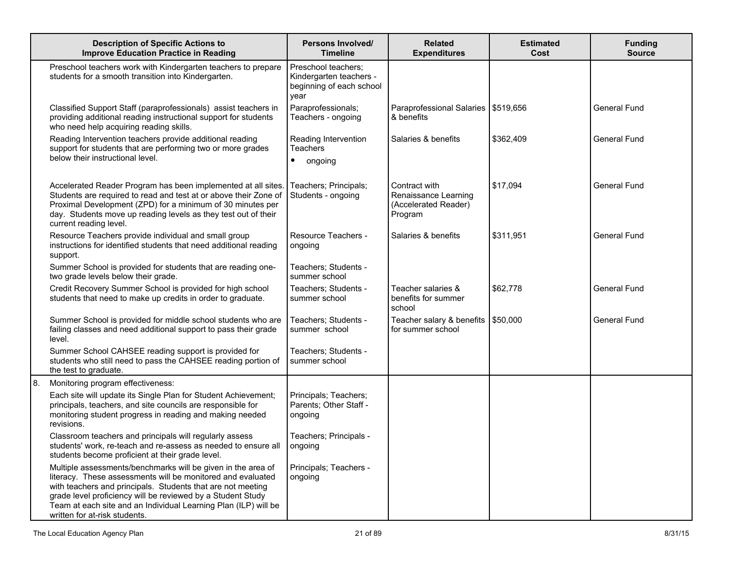| Description of Specific Actions to Improve Education Practice in Reading | Persons Involved/ Timeline | Related Expenditures | Estimated Cost | Funding Source |
|---|---|---|---|---|
| Preschool teachers work with Kindergarten teachers to prepare students for a smooth transition into Kindergarten. | Preschool teachers; Kindergarten teachers - beginning of each school year | | | |
| Classified Support Staff (paraprofessionals) assist teachers in providing additional reading instructional support for students who need help acquiring reading skills. | Paraprofessionals; Teachers - ongoing | Paraprofessional Salaries & benefits | $519,656 | General Fund |
| Reading Intervention teachers provide additional reading support for students that are performing two or more grades below their instructional level. | Reading Intervention Teachers<br>• ongoing | Salaries & benefits | $362,409 | General Fund |
| Accelerated Reader Program has been implemented at all sites. Students are required to read and test at or above their Zone of Proximal Development (ZPD) for a minimum of 30 minutes per day. Students move up reading levels as they test out of their current reading level. | Teachers; Principals; Students - ongoing | Contract with Renaissance Learning (Accelerated Reader) Program | $17,094 | General Fund |
| Resource Teachers provide individual and small group instructions for identified students that need additional reading support. | Resource Teachers - ongoing | Salaries & benefits | $311,951 | General Fund |
| Summer School is provided for students that are reading one-two grade levels below their grade. | Teachers; Students - summer school | | | |
| Credit Recovery Summer School is provided for high school students that need to make up credits in order to graduate. | Teachers; Students - summer school | Teacher salaries & benefits for summer school | $62,778 | General Fund |
| Summer School is provided for middle school students who are failing classes and need additional support to pass their grade level. | Teachers; Students - summer school | Teacher salary & benefits for summer school | $50,000 | General Fund |
| Summer School CAHSEE reading support is provided for students who still need to pass the CAHSEE reading portion of the test to graduate. | Teachers; Students - summer school | | | |
| 8. Monitoring program effectiveness: | | | | |
| Each site will update its Single Plan for Student Achievement; principals, teachers, and site councils are responsible for monitoring student progress in reading and making needed revisions. | Principals; Teachers; Parents; Other Staff - ongoing | | | |
| Classroom teachers and principals will regularly assess students' work, re-teach and re-assess as needed to ensure all students become proficient at their grade level. | Teachers; Principals - ongoing | | | |
| Multiple assessments/benchmarks will be given in the area of literacy. These assessments will be monitored and evaluated with teachers and principals. Students that are not meeting grade level proficiency will be reviewed by a Student Study Team at each site and an Individual Learning Plan (ILP) will be written for at-risk students. | Principals; Teachers - ongoing | | | |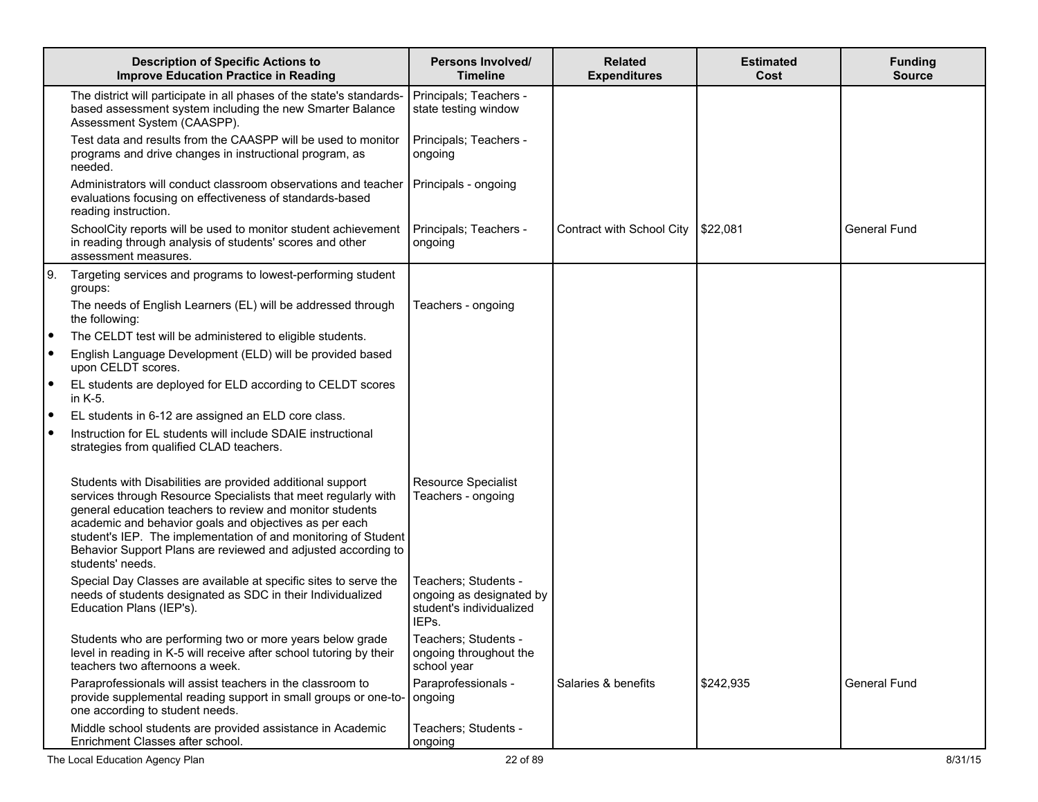| Description of Specific Actions to Improve Education Practice in Reading | Persons Involved/ Timeline | Related Expenditures | Estimated Cost | Funding Source |
|---|---|---|---|---|
| The district will participate in all phases of the state's standards-based assessment system including the new Smarter Balance Assessment System (CAASPP). | Principals; Teachers - state testing window | | | |
| Test data and results from the CAASPP will be used to monitor programs and drive changes in instructional program, as needed. | Principals; Teachers - ongoing | | | |
| Administrators will conduct classroom observations and teacher evaluations focusing on effectiveness of standards-based reading instruction. | Principals - ongoing | | | |
| SchoolCity reports will be used to monitor student achievement in reading through analysis of students' scores and other assessment measures. | Principals; Teachers - ongoing | Contract with School City | $22,081 | General Fund |
| 9. Targeting services and programs to lowest-performing student groups: | | | | |
| The needs of English Learners (EL) will be addressed through the following: | Teachers - ongoing | | | |
| • The CELDT test will be administered to eligible students. | | | | |
| • English Language Development (ELD) will be provided based upon CELDT scores. | | | | |
| • EL students are deployed for ELD according to CELDT scores in K-5. | | | | |
| • EL students in 6-12 are assigned an ELD core class. | | | | |
| • Instruction for EL students will include SDAIE instructional strategies from qualified CLAD teachers. | | | | |
| Students with Disabilities are provided additional support services through Resource Specialists that meet regularly with general education teachers to review and monitor students academic and behavior goals and objectives as per each student's IEP. The implementation of and monitoring of Student Behavior Support Plans are reviewed and adjusted according to students' needs. | Resource Specialist Teachers - ongoing | | | |
| Special Day Classes are available at specific sites to serve the needs of students designated as SDC in their Individualized Education Plans (IEP's). | Teachers; Students - ongoing as designated by student's individualized IEPs. | | | |
| Students who are performing two or more years below grade level in reading in K-5 will receive after school tutoring by their teachers two afternoons a week. | Teachers; Students - ongoing throughout the school year | | | |
| Paraprofessionals will assist teachers in the classroom to provide supplemental reading support in small groups or one-to-one according to student needs. | Paraprofessionals - ongoing | Salaries & benefits | $242,935 | General Fund |
| Middle school students are provided assistance in Academic Enrichment Classes after school. | Teachers; Students - ongoing | | | |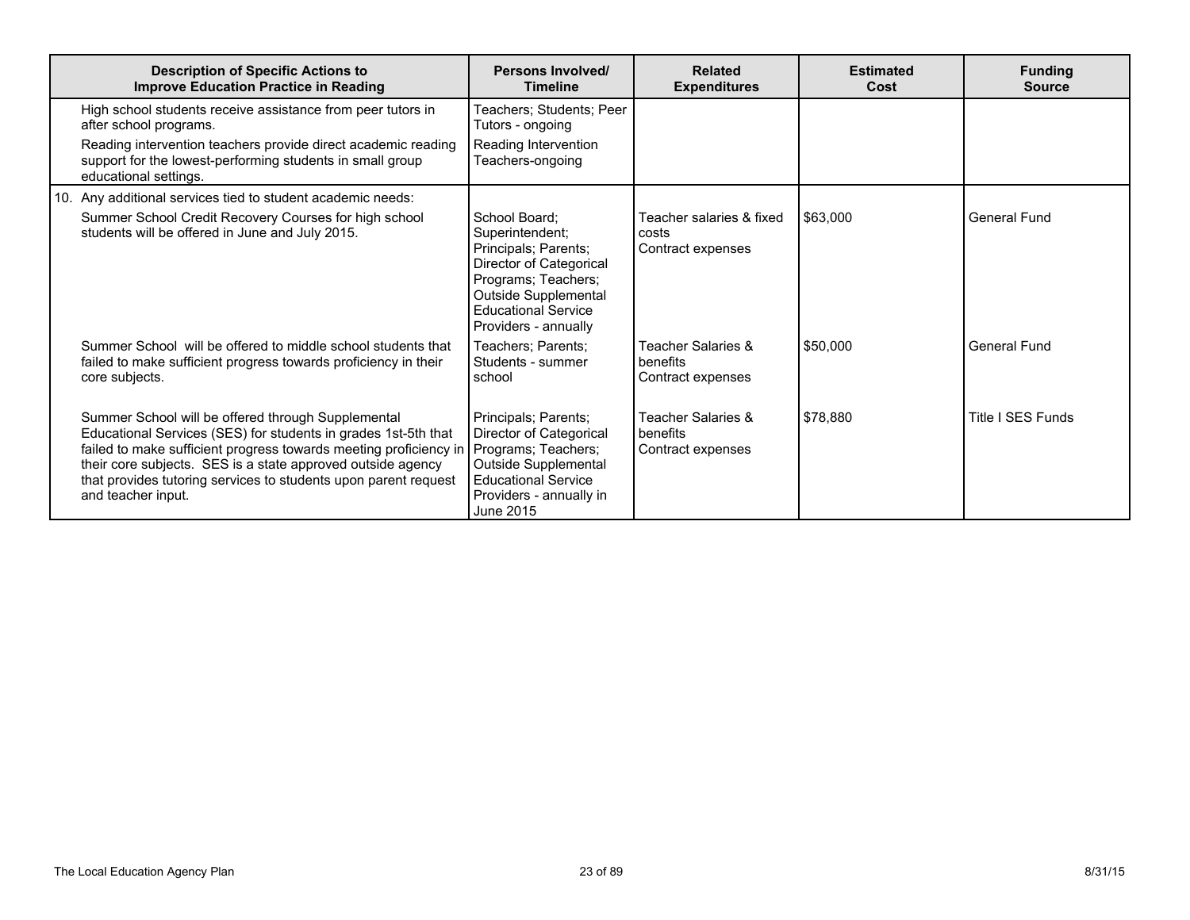| Description of Specific Actions to Improve Education Practice in Reading | Persons Involved/ Timeline | Related Expenditures | Estimated Cost | Funding Source |
|---|---|---|---|---|
| High school students receive assistance from peer tutors in after school programs. | Teachers; Students; Peer Tutors - ongoing | | | |
| Reading intervention teachers provide direct academic reading support for the lowest-performing students in small group educational settings. | Reading Intervention Teachers-ongoing | | | |
| 10. Any additional services tied to student academic needs: | | | | |
| Summer School Credit Recovery Courses for high school students will be offered in June and July 2015. | School Board; Superintendent; Principals; Parents; Director of Categorical Programs; Teachers; Outside Supplemental Educational Service Providers - annually | Teacher salaries & fixed costs Contract expenses | \$63,000 | General Fund |
| Summer School will be offered to middle school students that failed to make sufficient progress towards proficiency in their core subjects. | Teachers; Parents; Students - summer school | Teacher Salaries & benefits Contract expenses | \$50,000 | General Fund |
| Summer School will be offered through Supplemental Educational Services (SES) for students in grades 1st-5th that failed to make sufficient progress towards meeting proficiency in their core subjects. SES is a state approved outside agency that provides tutoring services to students upon parent request and teacher input. | Principals; Parents; Director of Categorical Programs; Teachers; Outside Supplemental Educational Service Providers - annually in June 2015 | Teacher Salaries & benefits Contract expenses | \$78,880 | Title I SES Funds |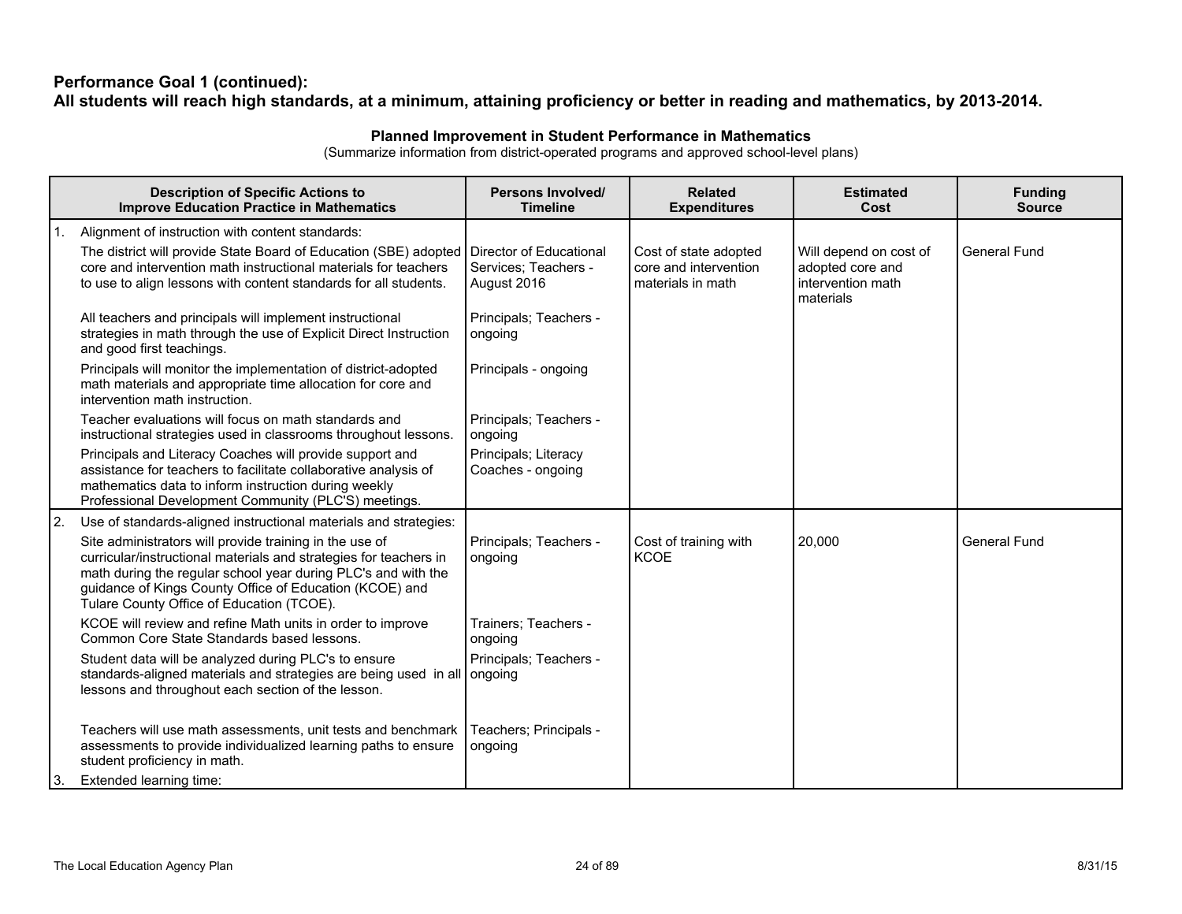**Performance Goal 1 (continued):**
**All students will reach high standards, at a minimum, attaining proficiency or better in reading and mathematics, by 2013-2014.**

**Planned Improvement in Student Performance in Mathematics**
(Summarize information from district-operated programs and approved school-level plans)

| Description of Specific Actions to Improve Education Practice in Mathematics | Persons Involved/ Timeline | Related Expenditures | Estimated Cost | Funding Source |
|---|---|---|---|---|
| 1. Alignment of instruction with content standards: | | | | |
| The district will provide State Board of Education (SBE) adopted core and intervention math instructional materials for teachers to use to align lessons with content standards for all students. | Director of Educational Services; Teachers - August 2016 | Cost of state adopted core and intervention materials in math | Will depend on cost of adopted core and intervention math materials | General Fund |
| All teachers and principals will implement instructional strategies in math through the use of Explicit Direct Instruction and good first teachings. | Principals; Teachers - ongoing | | | |
| Principals will monitor the implementation of district-adopted math materials and appropriate time allocation for core and intervention math instruction. | Principals - ongoing | | | |
| Teacher evaluations will focus on math standards and instructional strategies used in classrooms throughout lessons. | Principals; Teachers - ongoing | | | |
| Principals and Literacy Coaches will provide support and assistance for teachers to facilitate collaborative analysis of mathematics data to inform instruction during weekly Professional Development Community (PLC'S) meetings. | Principals; Literacy Coaches - ongoing | | | |
| 2. Use of standards-aligned instructional materials and strategies: | | | | |
| Site administrators will provide training in the use of curricular/instructional materials and strategies for teachers in math during the regular school year during PLC's and with the guidance of Kings County Office of Education (KCOE) and Tulare County Office of Education (TCOE). | Principals; Teachers - ongoing | Cost of training with KCOE | 20,000 | General Fund |
| KCOE will review and refine Math units in order to improve Common Core State Standards based lessons. | Trainers; Teachers - ongoing | | | |
| Student data will be analyzed during PLC's to ensure standards-aligned materials and strategies are being used in all lessons and throughout each section of the lesson. | Principals; Teachers - ongoing | | | |
| Teachers will use math assessments, unit tests and benchmark assessments to provide individualized learning paths to ensure student proficiency in math. | Teachers; Principals - ongoing | | | |
| 3. Extended learning time: | | | | |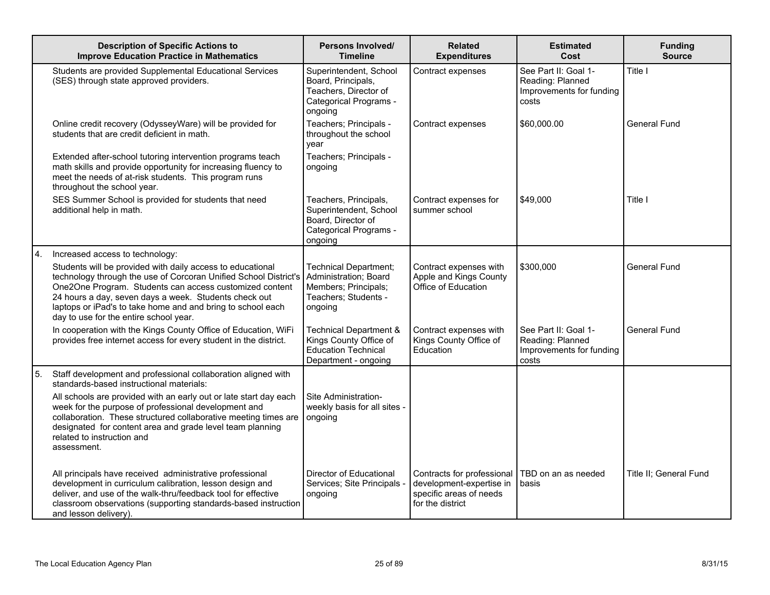| Description of Specific Actions to Improve Education Practice in Mathematics | Persons Involved/ Timeline | Related Expenditures | Estimated Cost | Funding Source |
|---|---|---|---|---|
| Students are provided Supplemental Educational Services (SES) through state approved providers. | Superintendent, School Board, Principals, Teachers, Director of Categorical Programs - ongoing | Contract expenses | See Part II: Goal 1- Reading: Planned Improvements for funding costs | Title I |
| Online credit recovery (OdysseyWare) will be provided for students that are credit deficient in math. | Teachers; Principals - throughout the school year | Contract expenses | $60,000.00 | General Fund |
| Extended after-school tutoring intervention programs teach math skills and provide opportunity for increasing fluency to meet the needs of at-risk students. This program runs throughout the school year. | Teachers; Principals - ongoing | | | |
| SES Summer School is provided for students that need additional help in math. | Teachers, Principals, Superintendent, School Board, Director of Categorical Programs - ongoing | Contract expenses for summer school | $49,000 | Title I |
| 4. Increased access to technology: | | | | |
| Students will be provided with daily access to educational technology through the use of Corcoran Unified School District's One2One Program. Students can access customized content 24 hours a day, seven days a week. Students check out laptops or iPad's to take home and and bring to school each day to use for the entire school year. | Technical Department; Administration; Board Members; Principals; Teachers; Students - ongoing | Contract expenses with Apple and Kings County Office of Education | $300,000 | General Fund |
| In cooperation with the Kings County Office of Education, WiFi provides free internet access for every student in the district. | Technical Department & Kings County Office of Education Technical Department - ongoing | Contract expenses with Kings County Office of Education | See Part II: Goal 1- Reading: Planned Improvements for funding costs | General Fund |
| 5. Staff development and professional collaboration aligned with standards-based instructional materials: | | | | |
| All schools are provided with an early out or late start day each week for the purpose of professional development and collaboration. These structured collaborative meeting times are designated for content area and grade level team planning related to instruction and assessment. | Site Administration- weekly basis for all sites - ongoing | | | |
| All principals have received administrative professional development in curriculum calibration, lesson design and deliver, and use of the walk-thru/feedback tool for effective classroom observations (supporting standards-based instruction and lesson delivery). | Director of Educational Services; Site Principals - ongoing | Contracts for professional development-expertise in specific areas of needs for the district | TBD on an as needed basis | Title II; General Fund |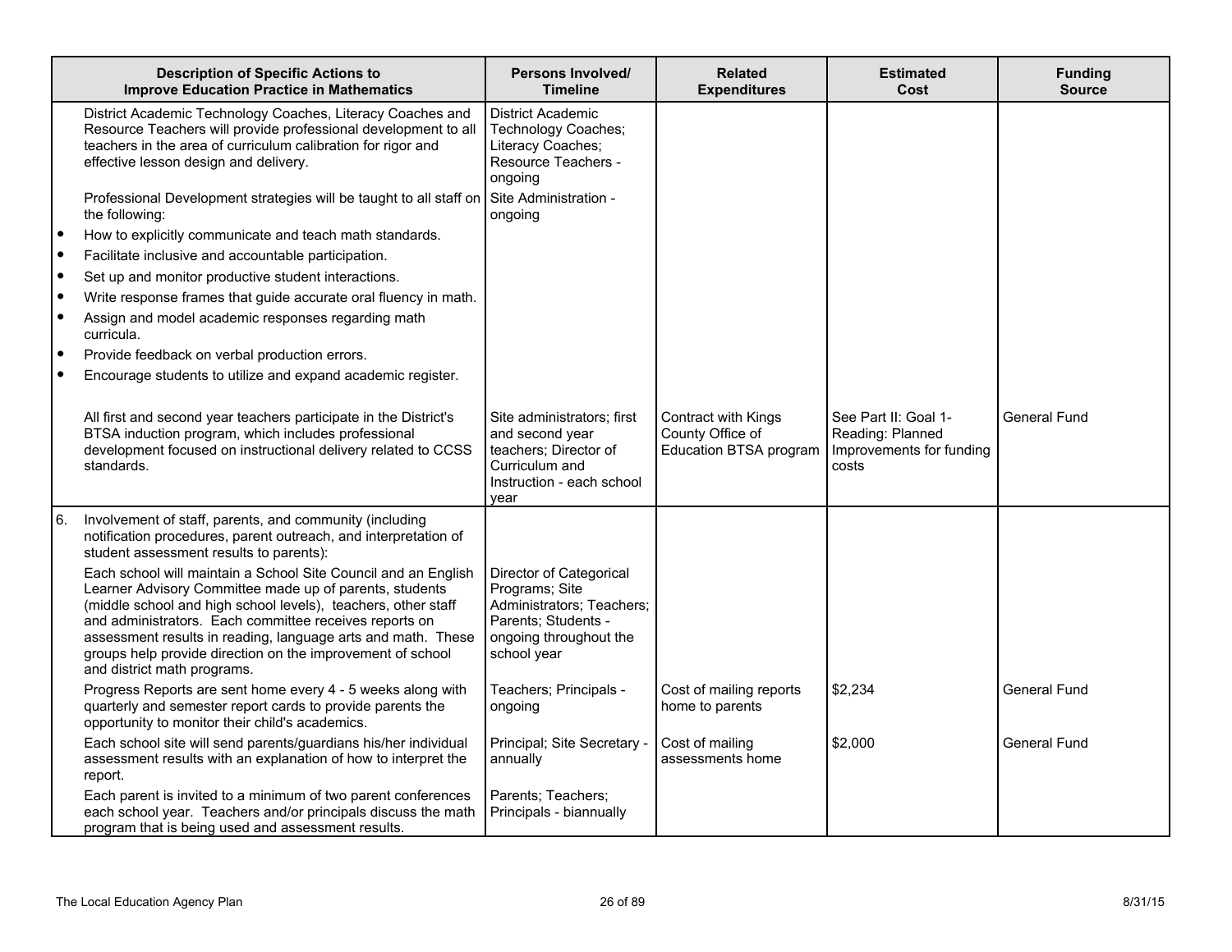| Description of Specific Actions to Improve Education Practice in Mathematics | Persons Involved/ Timeline | Related Expenditures | Estimated Cost | Funding Source |
|---|---|---|---|---|
| District Academic Technology Coaches, Literacy Coaches and Resource Teachers will provide professional development to all teachers in the area of curriculum calibration for rigor and effective lesson design and delivery. | District Academic Technology Coaches; Literacy Coaches; Resource Teachers - ongoing | | | |
| Professional Development strategies will be taught to all staff on the following:<br>• How to explicitly communicate and teach math standards.<br>• Facilitate inclusive and accountable participation.<br>• Set up and monitor productive student interactions.<br>• Write response frames that guide accurate oral fluency in math.<br>• Assign and model academic responses regarding math curricula.<br>• Provide feedback on verbal production errors.<br>• Encourage students to utilize and expand academic register. | Site Administration - ongoing | | | |
| All first and second year teachers participate in the District's BTSA induction program, which includes professional development focused on instructional delivery related to CCSS standards. | Site administrators; first and second year teachers; Director of Curriculum and Instruction - each school year | Contract with Kings County Office of Education BTSA program | See Part II: Goal 1- Reading: Planned Improvements for funding costs | General Fund |
| 6. Involvement of staff, parents, and community (including notification procedures, parent outreach, and interpretation of student assessment results to parents): | | | | |
| Each school will maintain a School Site Council and an English Learner Advisory Committee made up of parents, students (middle school and high school levels), teachers, other staff and administrators. Each committee receives reports on assessment results in reading, language arts and math. These groups help provide direction on the improvement of school and district math programs. | Director of Categorical Programs; Site Administrators; Teachers; Parents; Students - ongoing throughout the school year | | | |
| Progress Reports are sent home every 4 - 5 weeks along with quarterly and semester report cards to provide parents the opportunity to monitor their child's academics. | Teachers; Principals - ongoing | Cost of mailing reports home to parents | $2,234 | General Fund |
| Each school site will send parents/guardians his/her individual assessment results with an explanation of how to interpret the report. | Principal; Site Secretary - annually | Cost of mailing assessments home | $2,000 | General Fund |
| Each parent is invited to a minimum of two parent conferences each school year. Teachers and/or principals discuss the math program that is being used and assessment results. | Parents; Teachers; Principals - biannually | | | |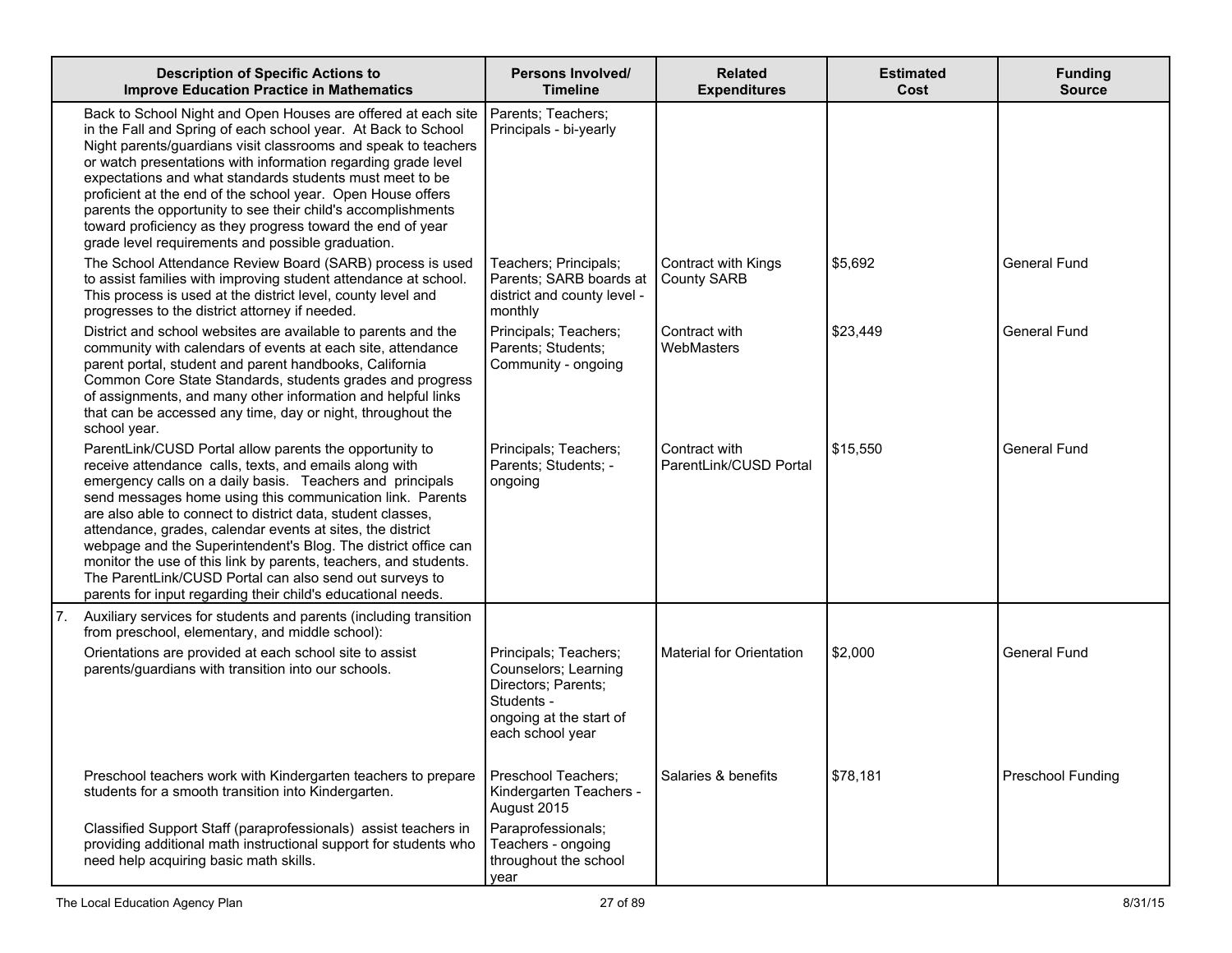| Description of Specific Actions to Improve Education Practice in Mathematics | Persons Involved/ Timeline | Related Expenditures | Estimated Cost | Funding Source |
|---|---|---|---|---|
| Back to School Night and Open Houses are offered at each site in the Fall and Spring of each school year. At Back to School Night parents/guardians visit classrooms and speak to teachers or watch presentations with information regarding grade level expectations and what standards students must meet to be proficient at the end of the school year. Open House offers parents the opportunity to see their child's accomplishments toward proficiency as they progress toward the end of year grade level requirements and possible graduation. | Parents; Teachers; Principals - bi-yearly | | | |
| The School Attendance Review Board (SARB) process is used to assist families with improving student attendance at school. This process is used at the district level, county level and progresses to the district attorney if needed. | Teachers; Principals; Parents; SARB boards at district and county level - monthly | Contract with Kings County SARB | $5,692 | General Fund |
| District and school websites are available to parents and the community with calendars of events at each site, attendance parent portal, student and parent handbooks, California Common Core State Standards, students grades and progress of assignments, and many other information and helpful links that can be accessed any time, day or night, throughout the school year. | Principals; Teachers; Parents; Students; Community - ongoing | Contract with WebMasters | $23,449 | General Fund |
| ParentLink/CUSD Portal allow parents the opportunity to receive attendance calls, texts, and emails along with emergency calls on a daily basis. Teachers and principals send messages home using this communication link. Parents are also able to connect to district data, student classes, attendance, grades, calendar events at sites, the district webpage and the Superintendent's Blog. The district office can monitor the use of this link by parents, teachers, and students. The ParentLink/CUSD Portal can also send out surveys to parents for input regarding their child's educational needs. | Principals; Teachers; Parents; Students; - ongoing | Contract with ParentLink/CUSD Portal | $15,550 | General Fund |
| 7. Auxiliary services for students and parents (including transition from preschool, elementary, and middle school): | | | | |
| Orientations are provided at each school site to assist parents/guardians with transition into our schools. | Principals; Teachers; Counselors; Learning Directors; Parents; Students - ongoing at the start of each school year | Material for Orientation | $2,000 | General Fund |
| Preschool teachers work with Kindergarten teachers to prepare students for a smooth transition into Kindergarten. | Preschool Teachers; Kindergarten Teachers - August 2015 | Salaries & benefits | $78,181 | Preschool Funding |
| Classified Support Staff (paraprofessionals) assist teachers in providing additional math instructional support for students who need help acquiring basic math skills. | Paraprofessionals; Teachers - ongoing throughout the school year | | | |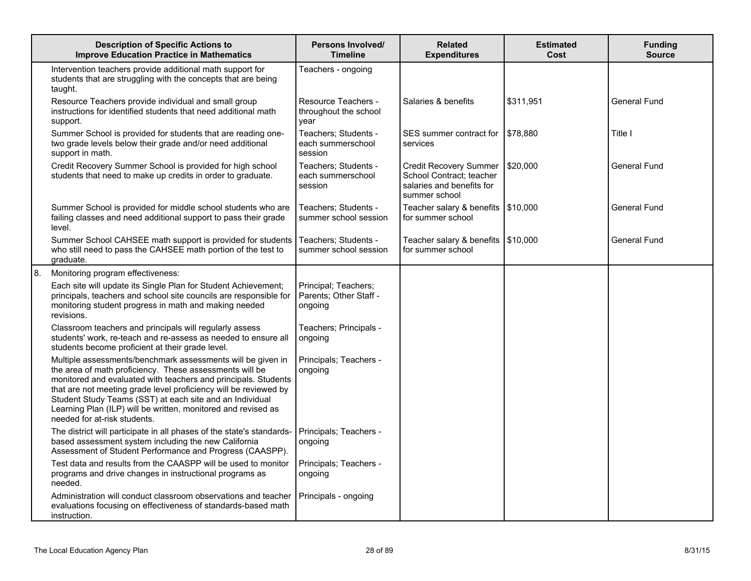| Description of Specific Actions to Improve Education Practice in Mathematics | Persons Involved/ Timeline | Related Expenditures | Estimated Cost | Funding Source |
|---|---|---|---|---|
| Intervention teachers provide additional math support for students that are struggling with the concepts that are being taught. | Teachers - ongoing | | | |
| Resource Teachers provide individual and small group instructions for identified students that need additional math support. | Resource Teachers - throughout the school year | Salaries & benefits | $311,951 | General Fund |
| Summer School is provided for students that are reading one-two grade levels below their grade and/or need additional support in math. | Teachers; Students - each summerschool session | SES summer contract for services | $78,880 | Title I |
| Credit Recovery Summer School is provided for high school students that need to make up credits in order to graduate. | Teachers; Students - each summerschool session | Credit Recovery Summer School Contract; teacher salaries and benefits for summer school | $20,000 | General Fund |
| Summer School is provided for middle school students who are failing classes and need additional support to pass their grade level. | Teachers; Students - summer school session | Teacher salary & benefits for summer school | $10,000 | General Fund |
| Summer School CAHSEE math support is provided for students who still need to pass the CAHSEE math portion of the test to graduate. | Teachers; Students - summer school session | Teacher salary & benefits for summer school | $10,000 | General Fund |
| 8. Monitoring program effectiveness: | | | | |
| Each site will update its Single Plan for Student Achievement; principals, teachers and school site councils are responsible for monitoring student progress in math and making needed revisions. | Principal; Teachers; Parents; Other Staff - ongoing | | | |
| Classroom teachers and principals will regularly assess students' work, re-teach and re-assess as needed to ensure all students become proficient at their grade level. | Teachers; Principals - ongoing | | | |
| Multiple assessments/benchmark assessments will be given in the area of math proficiency. These assessments will be monitored and evaluated with teachers and principals. Students that are not meeting grade level proficiency will be reviewed by Student Study Teams (SST) at each site and an Individual Learning Plan (ILP) will be written, monitored and revised as needed for at-risk students. | Principals; Teachers - ongoing | | | |
| The district will participate in all phases of the state's standards-based assessment system including the new California Assessment of Student Performance and Progress (CAASPP). | Principals; Teachers - ongoing | | | |
| Test data and results from the CAASPP will be used to monitor programs and drive changes in instructional programs as needed. | Principals; Teachers - ongoing | | | |
| Administration will conduct classroom observations and teacher evaluations focusing on effectiveness of standards-based math instruction. | Principals - ongoing | | | |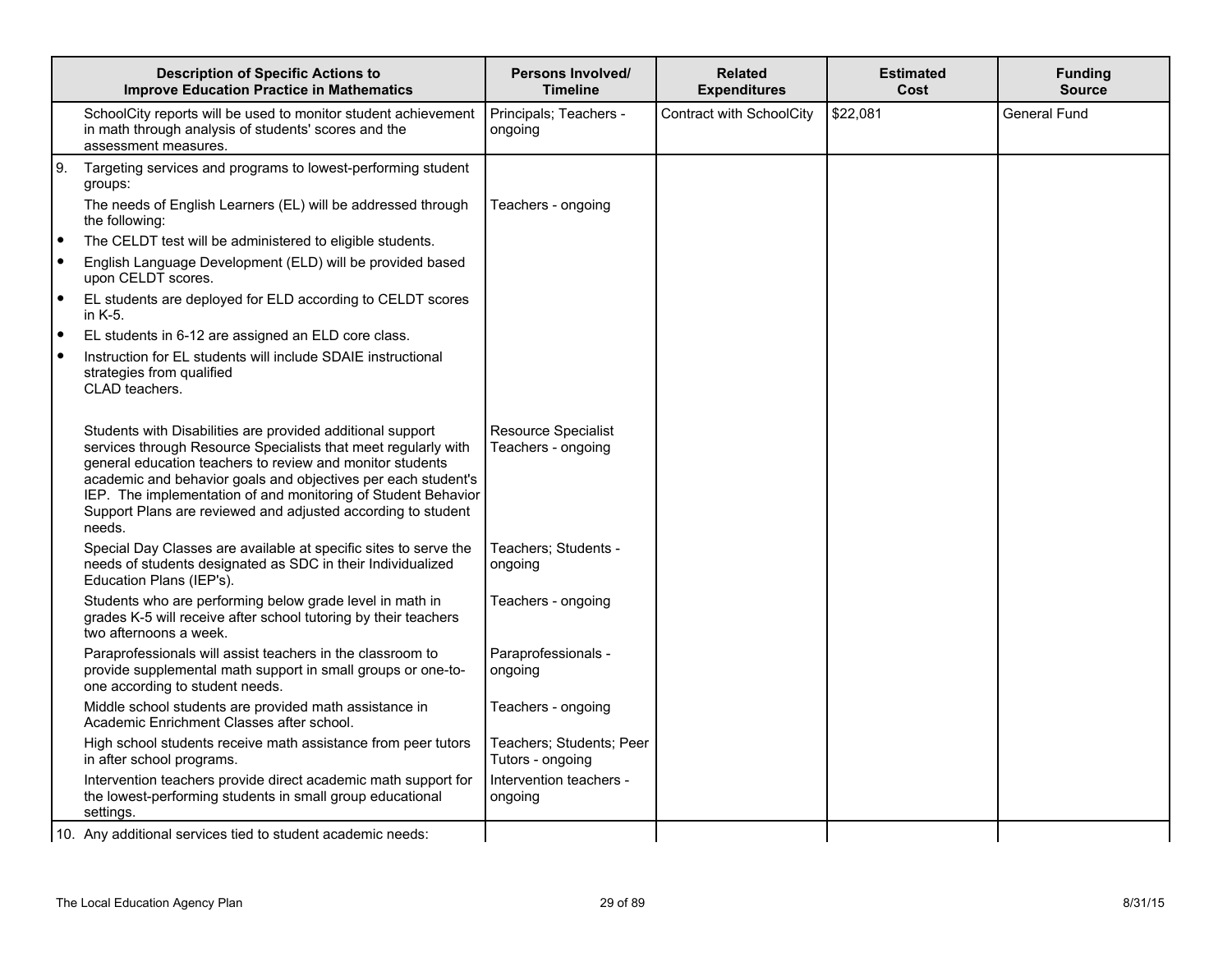| Description of Specific Actions to Improve Education Practice in Mathematics | Persons Involved/ Timeline | Related Expenditures | Estimated Cost | Funding Source |
|---|---|---|---|---|
| SchoolCity reports will be used to monitor student achievement in math through analysis of students' scores and the assessment measures. | Principals; Teachers - ongoing | Contract with SchoolCity | $22,081 | General Fund |
| 9. Targeting services and programs to lowest-performing student groups: | | | | |
| The needs of English Learners (EL) will be addressed through the following: | Teachers - ongoing | | | |
| • The CELDT test will be administered to eligible students. | | | | |
| • English Language Development (ELD) will be provided based upon CELDT scores. | | | | |
| • EL students are deployed for ELD according to CELDT scores in K-5. | | | | |
| • EL students in 6-12 are assigned an ELD core class. | | | | |
| • Instruction for EL students will include SDAIE instructional strategies from qualified CLAD teachers. | | | | |
| Students with Disabilities are provided additional support services through Resource Specialists that meet regularly with general education teachers to review and monitor students academic and behavior goals and objectives per each student's IEP. The implementation of and monitoring of Student Behavior Support Plans are reviewed and adjusted according to student needs. | Resource Specialist Teachers - ongoing | | | |
| Special Day Classes are available at specific sites to serve the needs of students designated as SDC in their Individualized Education Plans (IEP's). | Teachers; Students - ongoing | | | |
| Students who are performing below grade level in math in grades K-5 will receive after school tutoring by their teachers two afternoons a week. | Teachers - ongoing | | | |
| Paraprofessionals will assist teachers in the classroom to provide supplemental math support in small groups or one-to-one according to student needs. | Paraprofessionals - ongoing | | | |
| Middle school students are provided math assistance in Academic Enrichment Classes after school. | Teachers - ongoing | | | |
| High school students receive math assistance from peer tutors in after school programs. | Teachers; Students; Peer Tutors - ongoing | | | |
| Intervention teachers provide direct academic math support for the lowest-performing students in small group educational settings. | Intervention teachers - ongoing | | | |
| 10. Any additional services tied to student academic needs: | | | | |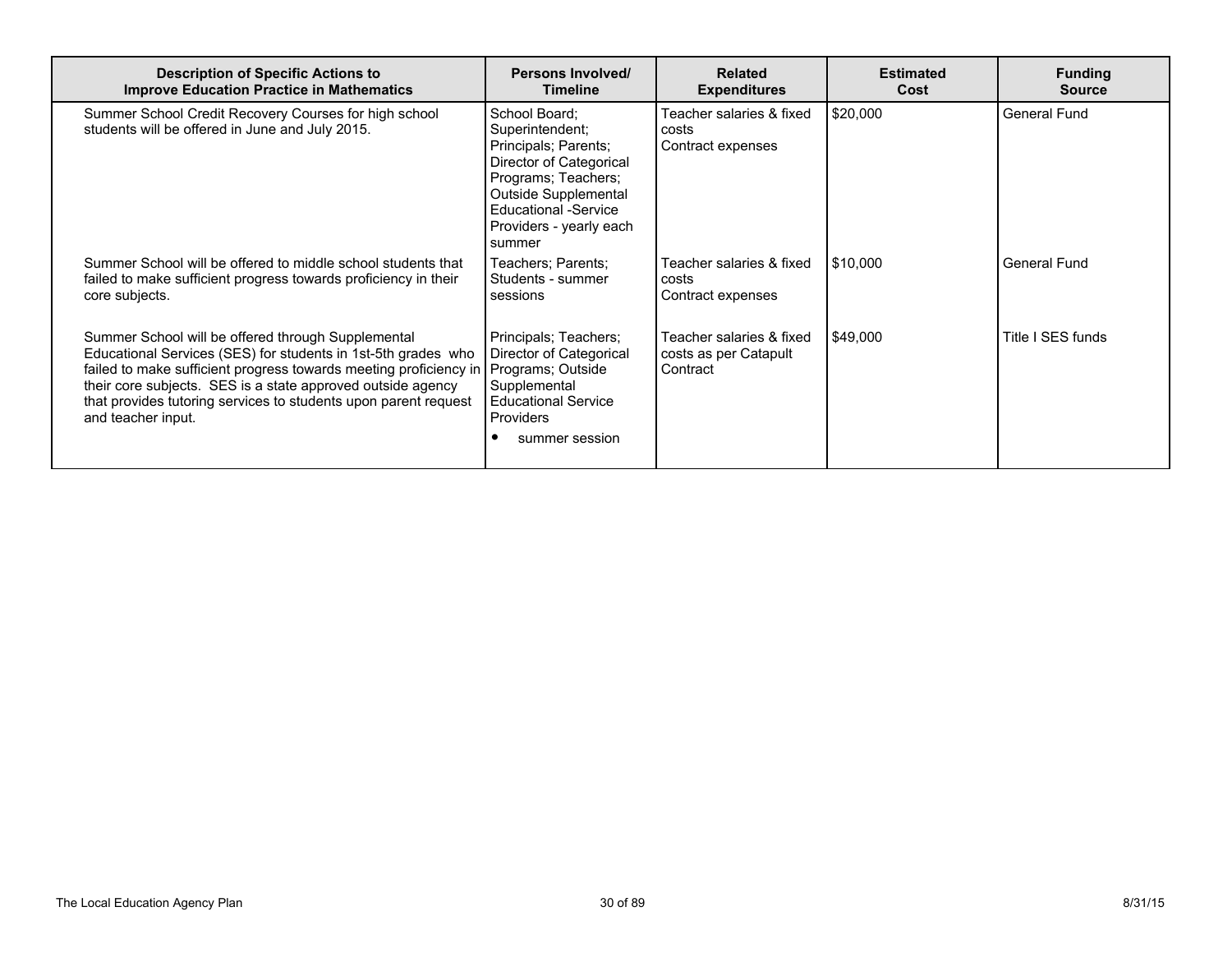| Description of Specific Actions to Improve Education Practice in Mathematics | Persons Involved/ Timeline | Related Expenditures | Estimated Cost | Funding Source |
|---|---|---|---|---|
| Summer School Credit Recovery Courses for high school students will be offered in June and July 2015. | School Board; Superintendent; Principals; Parents; Director of Categorical Programs; Teachers; Outside Supplemental Educational -Service Providers - yearly each summer | Teacher salaries & fixed costs Contract expenses | $20,000 | General Fund |
| Summer School will be offered to middle school students that failed to make sufficient progress towards proficiency in their core subjects. | Teachers; Parents; Students - summer sessions | Teacher salaries & fixed costs Contract expenses | $10,000 | General Fund |
| Summer School will be offered through Supplemental Educational Services (SES) for students in 1st-5th grades who failed to make sufficient progress towards meeting proficiency in their core subjects. SES is a state approved outside agency that provides tutoring services to students upon parent request and teacher input. | Principals; Teachers; Director of Categorical Programs; Outside Supplemental Educational Service Providers <br>• summer session | Teacher salaries & fixed costs as per Catapult Contract | $49,000 | Title I SES funds |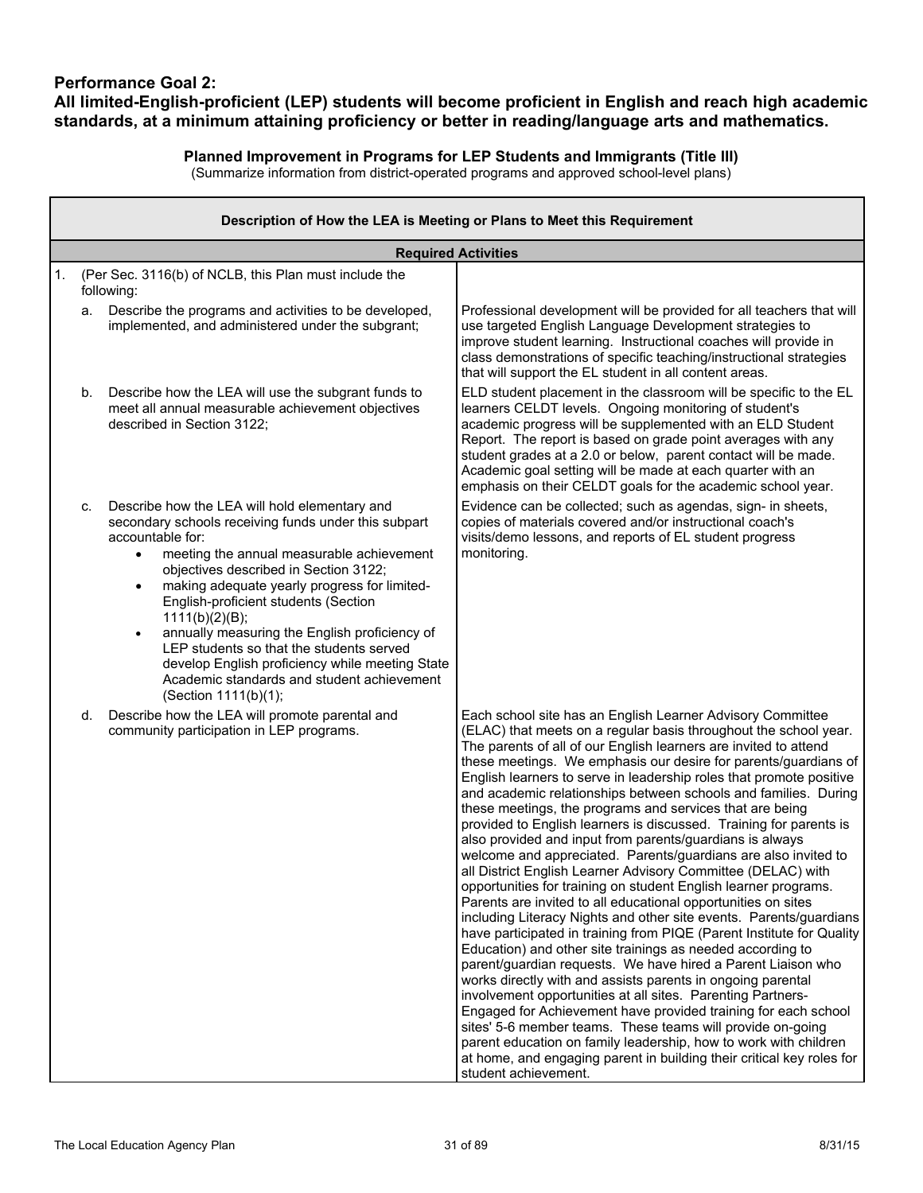**Performance Goal 2:**
**All limited-English-proficient (LEP) students will become proficient in English and reach high academic standards, at a minimum attaining proficiency or better in reading/language arts and mathematics.**

**Planned Improvement in Programs for LEP Students and Immigrants (Title III)**
(Summarize information from district-operated programs and approved school-level plans)

| **Description of How the LEA is Meeting or Plans to Meet this Requirement** | |
|---|---|
| **Required Activities** | |
| 1. (Per Sec. 3116(b) of NCLB, this Plan must include the following: | |
| a. Describe the programs and activities to be developed, implemented, and administered under the subgrant; | Professional development will be provided for all teachers that will use targeted English Language Development strategies to improve student learning. Instructional coaches will provide in class demonstrations of specific teaching/instructional strategies that will support the EL student in all content areas. |
| b. Describe how the LEA will use the subgrant funds to meet all annual measurable achievement objectives described in Section 3122; | ELD student placement in the classroom will be specific to the EL learners CELDT levels. Ongoing monitoring of student's academic progress will be supplemented with an ELD Student Report. The report is based on grade point averages with any student grades at a 2.0 or below, parent contact will be made. Academic goal setting will be made at each quarter with an emphasis on their CELDT goals for the academic school year. |
| c. Describe how the LEA will hold elementary and secondary schools receiving funds under this subpart accountable for: <br>• meeting the annual measurable achievement objectives described in Section 3122; <br>• making adequate yearly progress for limited-English-proficient students (Section 1111(b)(2)(B); <br>• annually measuring the English proficiency of LEP students so that the students served develop English proficiency while meeting State Academic standards and student achievement (Section 1111(b)(1); | Evidence can be collected; such as agendas, sign- in sheets, copies of materials covered and/or instructional coach's visits/demo lessons, and reports of EL student progress monitoring. |
| d. Describe how the LEA will promote parental and community participation in LEP programs. | Each school site has an English Learner Advisory Committee (ELAC) that meets on a regular basis throughout the school year. The parents of all of our English learners are invited to attend these meetings. We emphasis our desire for parents/guardians of English learners to serve in leadership roles that promote positive and academic relationships between schools and families. During these meetings, the programs and services that are being provided to English learners is discussed. Training for parents is also provided and input from parents/guardians is always welcome and appreciated. Parents/guardians are also invited to all District English Learner Advisory Committee (DELAC) with opportunities for training on student English learner programs. Parents are invited to all educational opportunities on sites including Literacy Nights and other site events. Parents/guardians have participated in training from PIQE (Parent Institute for Quality Education) and other site trainings as needed according to parent/guardian requests. We have hired a Parent Liaison who works directly with and assists parents in ongoing parental involvement opportunities at all sites. Parenting Partners-Engaged for Achievement have provided training for each school sites' 5-6 member teams. These teams will provide on-going parent education on family leadership, how to work with children at home, and engaging parent in building their critical key roles for student achievement. |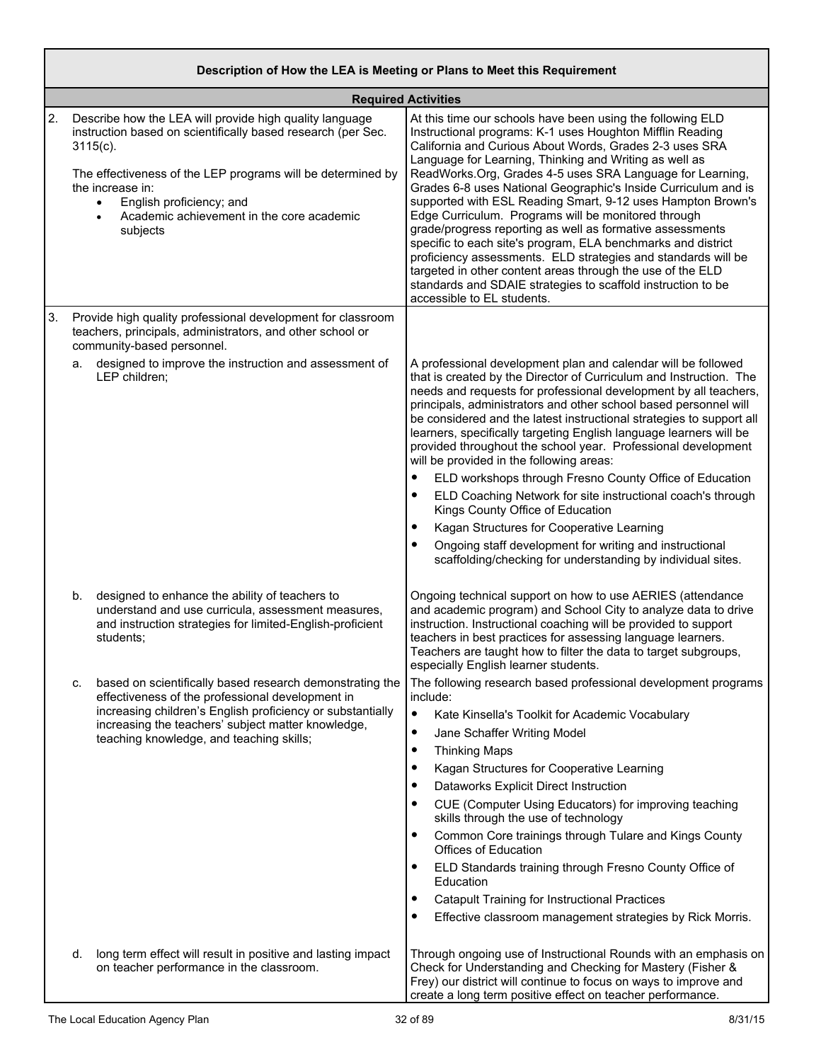| Description of How the LEA is Meeting or Plans to Meet this Requirement | |
|---|---|
| **Required Activities** | |
| 2. Describe how the LEA will provide high quality language instruction based on scientifically based research (per Sec. 3115(c).<br><br>The effectiveness of the LEP programs will be determined by the increase in:<br>• English proficiency; and<br>• Academic achievement in the core academic subjects | At this time our schools have been using the following ELD Instructional programs: K-1 uses Houghton Mifflin Reading California and Curious About Words, Grades 2-3 uses SRA Language for Learning, Thinking and Writing as well as ReadWorks.Org, Grades 4-5 uses SRA Language for Learning, Grades 6-8 uses National Geographic's Inside Curriculum and is supported with ESL Reading Smart, 9-12 uses Hampton Brown's Edge Curriculum. Programs will be monitored through grade/progress reporting as well as formative assessments specific to each site's program, ELA benchmarks and district proficiency assessments. ELD strategies and standards will be targeted in other content areas through the use of the ELD standards and SDAIE strategies to scaffold instruction to be accessible to EL students. |
| 3. Provide high quality professional development for classroom teachers, principals, administrators, and other school or community-based personnel. | |
| a. designed to improve the instruction and assessment of LEP children; | A professional development plan and calendar will be followed that is created by the Director of Curriculum and Instruction. The needs and requests for professional development by all teachers, principals, administrators and other school based personnel will be considered and the latest instructional strategies to support all learners, specifically targeting English language learners will be provided throughout the school year. Professional development will be provided in the following areas:<br>• ELD workshops through Fresno County Office of Education<br>• ELD Coaching Network for site instructional coach's through Kings County Office of Education<br>• Kagan Structures for Cooperative Learning<br>• Ongoing staff development for writing and instructional scaffolding/checking for understanding by individual sites. |
| b. designed to enhance the ability of teachers to understand and use curricula, assessment measures, and instruction strategies for limited-English-proficient students; | Ongoing technical support on how to use AERIES (attendance and academic program) and School City to analyze data to drive instruction. Instructional coaching will be provided to support teachers in best practices for assessing language learners. Teachers are taught how to filter the data to target subgroups, especially English learner students. |
| c. based on scientifically based research demonstrating the effectiveness of the professional development in increasing children's English proficiency or substantially increasing the teachers' subject matter knowledge, teaching knowledge, and teaching skills; | The following research based professional development programs include:<br>• Kate Kinsella's Toolkit for Academic Vocabulary<br>• Jane Schaffer Writing Model<br>• Thinking Maps<br>• Kagan Structures for Cooperative Learning<br>• Dataworks Explicit Direct Instruction<br>• CUE (Computer Using Educators) for improving teaching skills through the use of technology<br>• Common Core trainings through Tulare and Kings County Offices of Education<br>• ELD Standards training through Fresno County Office of Education<br>• Catapult Training for Instructional Practices<br>• Effective classroom management strategies by Rick Morris. |
| d. long term effect will result in positive and lasting impact on teacher performance in the classroom. | Through ongoing use of Instructional Rounds with an emphasis on Check for Understanding and Checking for Mastery (Fisher & Frey) our district will continue to focus on ways to improve and create a long term positive effect on teacher performance. |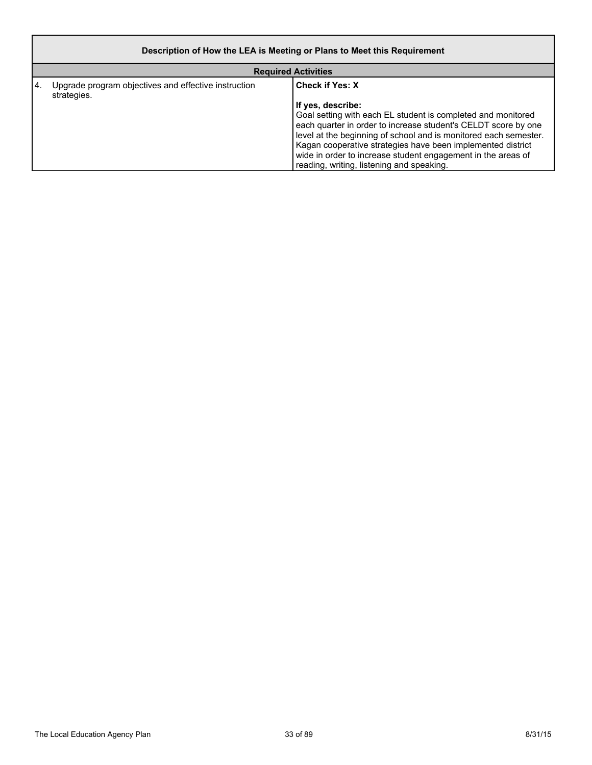| Description of How the LEA is Meeting or Plans to Meet this Requirement | |
|---|---|
| **Required Activities** | |
| 4. Upgrade program objectives and effective instruction strategies. | **Check if Yes: X**<br><br>**If yes, describe:**<br>Goal setting with each EL student is completed and monitored each quarter in order to increase student's CELDT score by one level at the beginning of school and is monitored each semester. Kagan cooperative strategies have been implemented district wide in order to increase student engagement in the areas of reading, writing, listening and speaking. |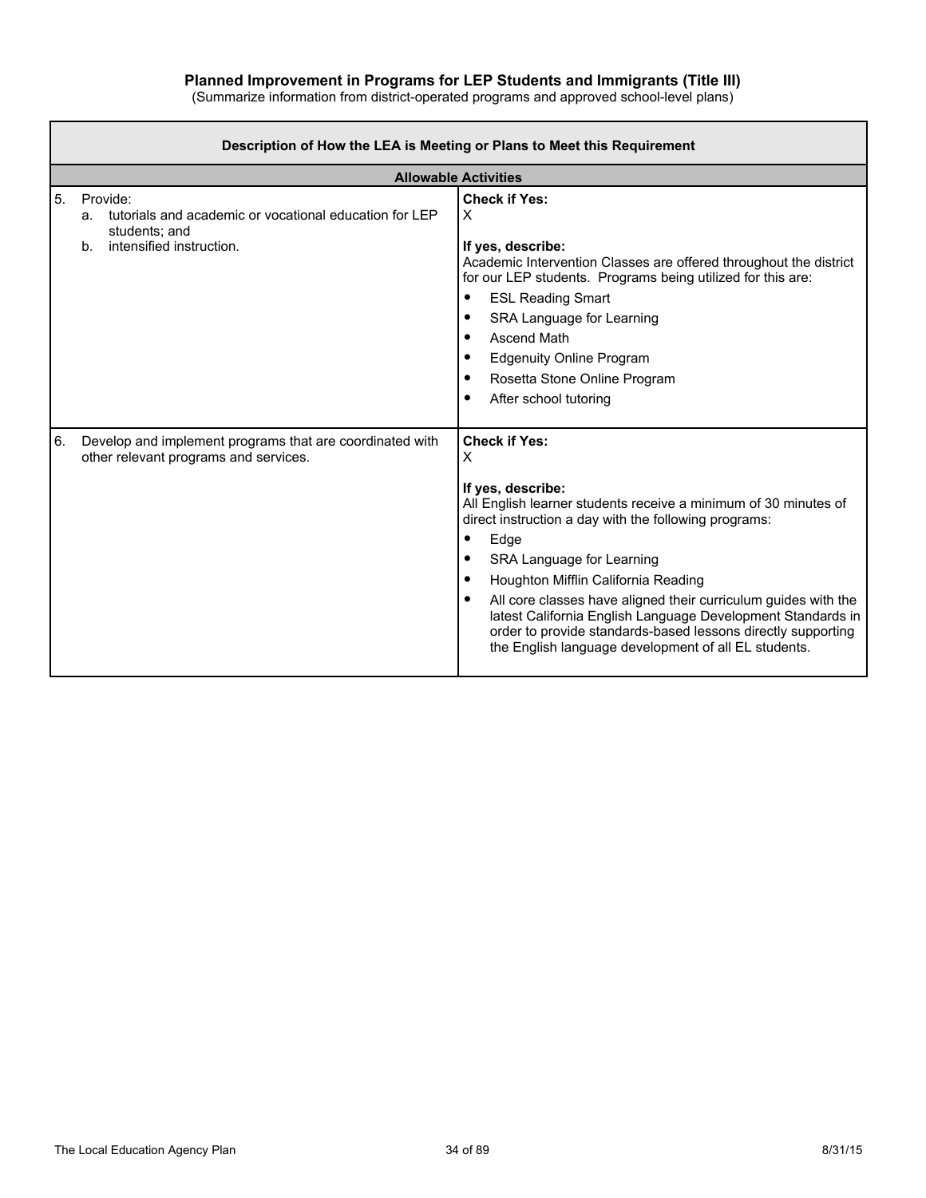## Planned Improvement in Programs for LEP Students and Immigrants (Title III)

(Summarize information from district-operated programs and approved school-level plans)

| Description of How the LEA is Meeting or Plans to Meet this Requirement | |
|---|---|
| **Allowable Activities** | |
| 5. Provide:<br>a. tutorials and academic or vocational education for LEP students; and<br>b. intensified instruction. | **Check if Yes:**<br>X<br><br>**If yes, describe:**<br>Academic Intervention Classes are offered throughout the district for our LEP students. Programs being utilized for this are:<br>• ESL Reading Smart<br>• SRA Language for Learning<br>• Ascend Math<br>• Edgenuity Online Program<br>• Rosetta Stone Online Program<br>• After school tutoring |
| 6. Develop and implement programs that are coordinated with other relevant programs and services. | **Check if Yes:**<br>X<br><br>**If yes, describe:**<br>All English learner students receive a minimum of 30 minutes of direct instruction a day with the following programs:<br>• Edge<br>• SRA Language for Learning<br>• Houghton Mifflin California Reading<br>• All core classes have aligned their curriculum guides with the latest California English Language Development Standards in order to provide standards-based lessons directly supporting the English language development of all EL students. |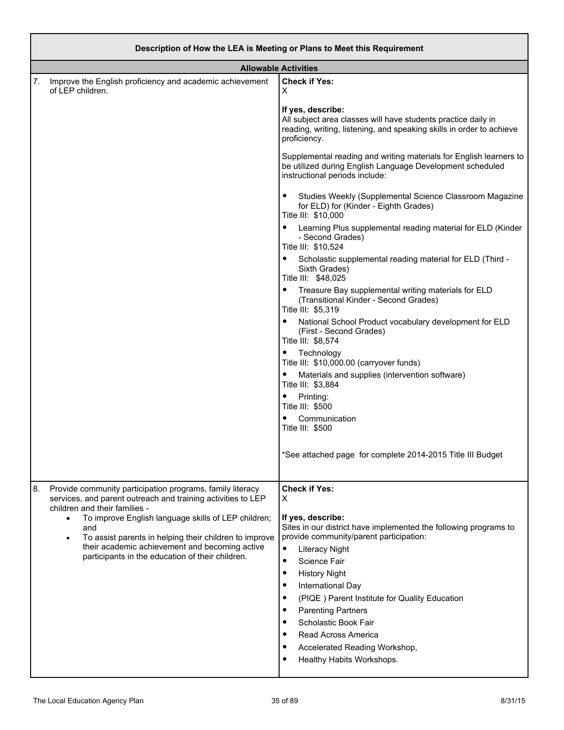| Description of How the LEA is Meeting or Plans to Meet this Requirement | |
|---|---|
| **Allowable Activities** | |
| 7. Improve the English proficiency and academic achievement of LEP children. | **Check if Yes:**<br>X<br><br>**If yes, describe:**<br>All subject area classes will have students practice daily in reading, writing, listening, and speaking skills in order to achieve proficiency.<br><br>Supplemental reading and writing materials for English learners to be utilized during English Language Development scheduled instructional periods include:<br><br>• Studies Weekly (Supplemental Science Classroom Magazine for ELD) for (Kinder - Eighth Grades)<br>Title III: $10,000<br>• Learning Plus supplemental reading material for ELD (Kinder - Second Grades)<br>Title III: $10,524<br>• Scholastic supplemental reading material for ELD (Third - Sixth Grades)<br>Title III: $48,025<br>• Treasure Bay supplemental writing materials for ELD (Transitional Kinder - Second Grades)<br>Title III: $5,319<br>• National School Product vocabulary development for ELD (First - Second Grades)<br>Title III: $8,574<br>• Technology<br>Title III: $10,000.00 (carryover funds)<br>• Materials and supplies (intervention software)<br>Title III: $3,884<br>• Printing:<br>Title III: $500<br>• Communication<br>Title III: $500<br><br>*See attached page for complete 2014-2015 Title III Budget |
| 8. Provide community participation programs, family literacy services, and parent outreach and training activities to LEP children and their families -<br>• To improve English language skills of LEP children; and<br>• To assist parents in helping their children to improve their academic achievement and becoming active participants in the education of their children. | **Check if Yes:**<br>X<br><br>**If yes, describe:**<br>Sites in our district have implemented the following programs to provide community/parent participation:<br>• Literacy Night<br>• Science Fair<br>• History Night<br>• International Day<br>• (PIQE ) Parent Institute for Quality Education<br>• Parenting Partners<br>• Scholastic Book Fair<br>• Read Across America<br>• Accelerated Reading Workshop,<br>• Healthy Habits Workshops. |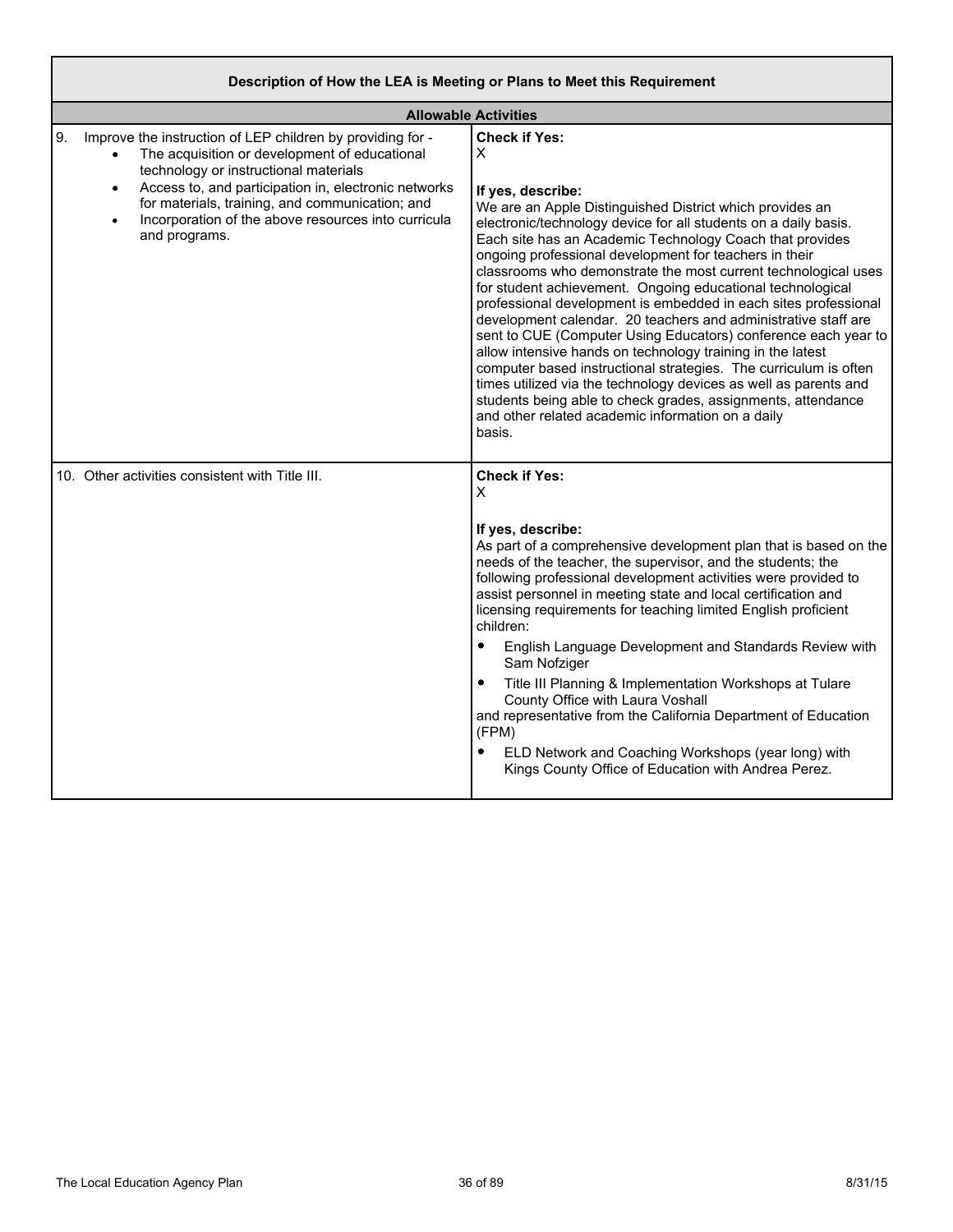| Description of How the LEA is Meeting or Plans to Meet this Requirement | |
|---|---|
| **Allowable Activities** | |
| 9. Improve the instruction of LEP children by providing for - <br>• The acquisition or development of educational technology or instructional materials <br>• Access to, and participation in, electronic networks for materials, training, and communication; and <br>• Incorporation of the above resources into curricula and programs. | **Check if Yes:** <br>X <br><br>**If yes, describe:** <br>We are an Apple Distinguished District which provides an electronic/technology device for all students on a daily basis. Each site has an Academic Technology Coach that provides ongoing professional development for teachers in their classrooms who demonstrate the most current technological uses for student achievement. Ongoing educational technological professional development is embedded in each sites professional development calendar. 20 teachers and administrative staff are sent to CUE (Computer Using Educators) conference each year to allow intensive hands on technology training in the latest computer based instructional strategies. The curriculum is often times utilized via the technology devices as well as parents and students being able to check grades, assignments, attendance and other related academic information on a daily basis. |
| 10. Other activities consistent with Title III. | **Check if Yes:** <br>X <br><br>**If yes, describe:** <br>As part of a comprehensive development plan that is based on the needs of the teacher, the supervisor, and the students; the following professional development activities were provided to assist personnel in meeting state and local certification and licensing requirements for teaching limited English proficient children: <br>• English Language Development and Standards Review with Sam Nofziger <br>• Title III Planning & Implementation Workshops at Tulare County Office with Laura Voshall <br>and representative from the California Department of Education (FPM) <br>• ELD Network and Coaching Workshops (year long) with Kings County Office of Education with Andrea Perez. |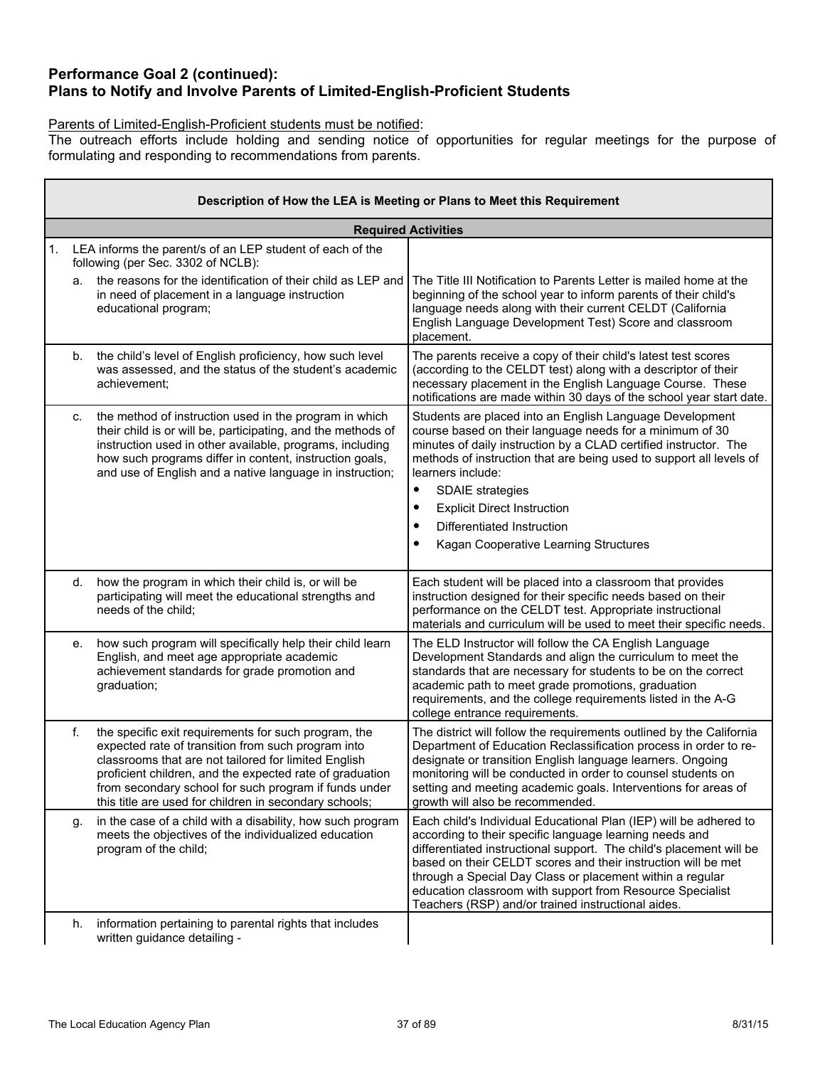## Performance Goal 2 (continued):
## Plans to Notify and Involve Parents of Limited-English-Proficient Students

Parents of Limited-English-Proficient students must be notified:
The outreach efforts include holding and sending notice of opportunities for regular meetings for the purpose of formulating and responding to recommendations from parents.

| Description of How the LEA is Meeting or Plans to Meet this Requirement | |
|---|---|
| **Required Activities** | |
| 1. LEA informs the parent/s of an LEP student of each of the following (per Sec. 3302 of NCLB): | |
| a. the reasons for the identification of their child as LEP and in need of placement in a language instruction educational program; | The Title III Notification to Parents Letter is mailed home at the beginning of the school year to inform parents of their child's language needs along with their current CELDT (California English Language Development Test) Score and classroom placement. |
| b. the child's level of English proficiency, how such level was assessed, and the status of the student's academic achievement; | The parents receive a copy of their child's latest test scores (according to the CELDT test) along with a descriptor of their necessary placement in the English Language Course. These notifications are made within 30 days of the school year start date. |
| c. the method of instruction used in the program in which their child is or will be, participating, and the methods of instruction used in other available, programs, including how such programs differ in content, instruction goals, and use of English and a native language in instruction; | Students are placed into an English Language Development course based on their language needs for a minimum of 30 minutes of daily instruction by a CLAD certified instructor. The methods of instruction that are being used to support all levels of learners include:<br>• SDAIE strategies<br>• Explicit Direct Instruction<br>• Differentiated Instruction<br>• Kagan Cooperative Learning Structures |
| d. how the program in which their child is, or will be participating will meet the educational strengths and needs of the child; | Each student will be placed into a classroom that provides instruction designed for their specific needs based on their performance on the CELDT test. Appropriate instructional materials and curriculum will be used to meet their specific needs. |
| e. how such program will specifically help their child learn English, and meet age appropriate academic achievement standards for grade promotion and graduation; | The ELD Instructor will follow the CA English Language Development Standards and align the curriculum to meet the standards that are necessary for students to be on the correct academic path to meet grade promotions, graduation requirements, and the college requirements listed in the A-G college entrance requirements. |
| f. the specific exit requirements for such program, the expected rate of transition from such program into classrooms that are not tailored for limited English proficient children, and the expected rate of graduation from secondary school for such program if funds under this title are used for children in secondary schools; | The district will follow the requirements outlined by the California Department of Education Reclassification process in order to re-designate or transition English language learners. Ongoing monitoring will be conducted in order to counsel students on setting and meeting academic goals. Interventions for areas of growth will also be recommended. |
| g. in the case of a child with a disability, how such program meets the objectives of the individualized education program of the child; | Each child's Individual Educational Plan (IEP) will be adhered to according to their specific language learning needs and differentiated instructional support. The child's placement will be based on their CELDT scores and their instruction will be met through a Special Day Class or placement within a regular education classroom with support from Resource Specialist Teachers (RSP) and/or trained instructional aides. |
| h. information pertaining to parental rights that includes written guidance detailing - | |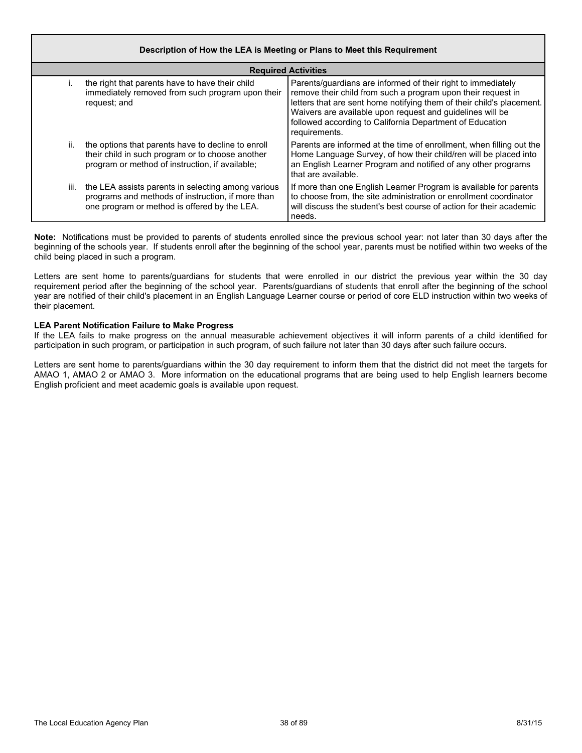| Description of How the LEA is Meeting or Plans to Meet this Requirement | |
|---|---|
| **Required Activities** | |
| i. the right that parents have to have their child immediately removed from such program upon their request; and | Parents/guardians are informed of their right to immediately remove their child from such a program upon their request in letters that are sent home notifying them of their child's placement. Waivers are available upon request and guidelines will be followed according to California Department of Education requirements. |
| ii. the options that parents have to decline to enroll their child in such program or to choose another program or method of instruction, if available; | Parents are informed at the time of enrollment, when filling out the Home Language Survey, of how their child/ren will be placed into an English Learner Program and notified of any other programs that are available. |
| iii. the LEA assists parents in selecting among various programs and methods of instruction, if more than one program or method is offered by the LEA. | If more than one English Learner Program is available for parents to choose from, the site administration or enrollment coordinator will discuss the student's best course of action for their academic needs. |

**Note:** Notifications must be provided to parents of students enrolled since the previous school year: not later than 30 days after the beginning of the schools year. If students enroll after the beginning of the school year, parents must be notified within two weeks of the child being placed in such a program.

Letters are sent home to parents/guardians for students that were enrolled in our district the previous year within the 30 day requirement period after the beginning of the school year. Parents/guardians of students that enroll after the beginning of the school year are notified of their child's placement in an English Language Learner course or period of core ELD instruction within two weeks of their placement.

**LEA Parent Notification Failure to Make Progress**

If the LEA fails to make progress on the annual measurable achievement objectives it will inform parents of a child identified for participation in such program, or participation in such program, of such failure not later than 30 days after such failure occurs.

Letters are sent home to parents/guardians within the 30 day requirement to inform them that the district did not meet the targets for AMAO 1, AMAO 2 or AMAO 3. More information on the educational programs that are being used to help English learners become English proficient and meet academic goals is available upon request.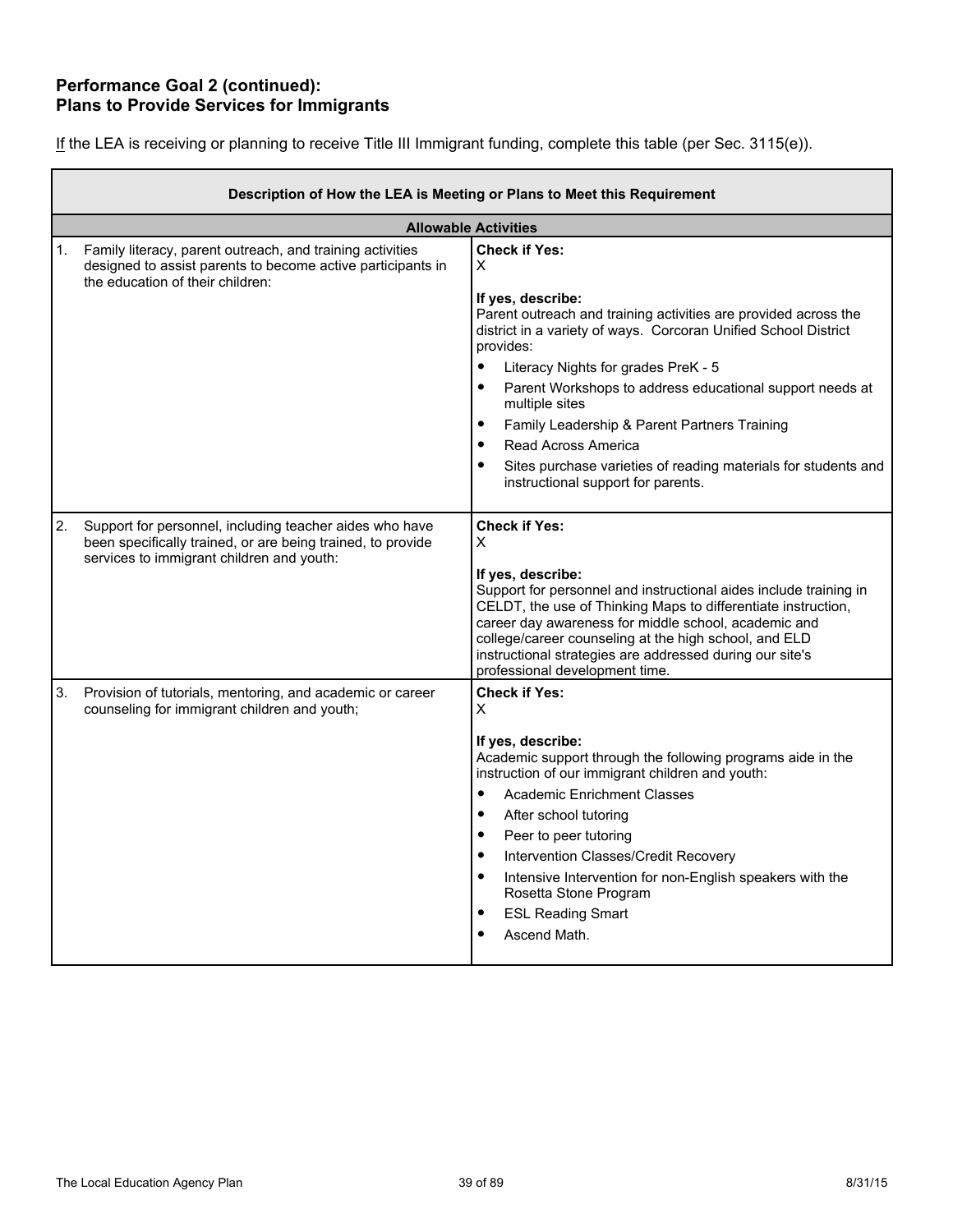### Performance Goal 2 (continued):
### Plans to Provide Services for Immigrants

If the LEA is receiving or planning to receive Title III Immigrant funding, complete this table (per Sec. 3115(e)).

| Description of How the LEA is Meeting or Plans to Meet this Requirement | |
|---|---|
| **Allowable Activities** | |
| 1. Family literacy, parent outreach, and training activities designed to assist parents to become active participants in the education of their children: | **Check if Yes:**<br>X<br><br>**If yes, describe:**<br>Parent outreach and training activities are provided across the district in a variety of ways. Corcoran Unified School District provides:<br>• Literacy Nights for grades PreK - 5<br>• Parent Workshops to address educational support needs at multiple sites<br>• Family Leadership & Parent Partners Training<br>• Read Across America<br>• Sites purchase varieties of reading materials for students and instructional support for parents. |
| 2. Support for personnel, including teacher aides who have been specifically trained, or are being trained, to provide services to immigrant children and youth: | **Check if Yes:**<br>X<br><br>**If yes, describe:**<br>Support for personnel and instructional aides include training in CELDT, the use of Thinking Maps to differentiate instruction, career day awareness for middle school, academic and college/career counseling at the high school, and ELD instructional strategies are addressed during our site's professional development time. |
| 3. Provision of tutorials, mentoring, and academic or career counseling for immigrant children and youth; | **Check if Yes:**<br>X<br><br>**If yes, describe:**<br>Academic support through the following programs aide in the instruction of our immigrant children and youth:<br>• Academic Enrichment Classes<br>• After school tutoring<br>• Peer to peer tutoring<br>• Intervention Classes/Credit Recovery<br>• Intensive Intervention for non-English speakers with the Rosetta Stone Program<br>• ESL Reading Smart<br>• Ascend Math. |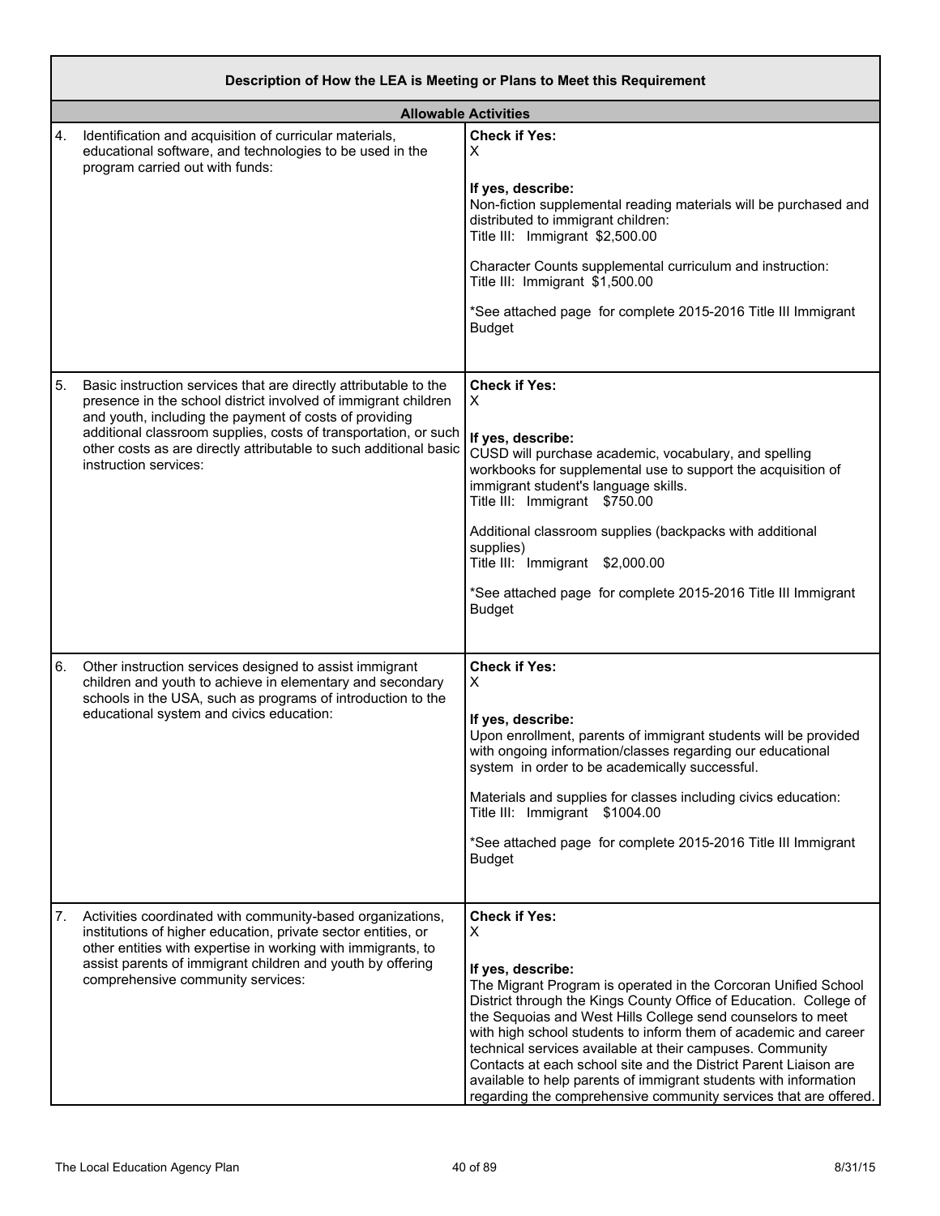| Description of How the LEA is Meeting or Plans to Meet this Requirement | |
|---|---|
| **Allowable Activities** | |
| 4. Identification and acquisition of curricular materials, educational software, and technologies to be used in the program carried out with funds: | **Check if Yes:**<br>X<br><br>**If yes, describe:**<br>Non-fiction supplemental reading materials will be purchased and distributed to immigrant children:<br>Title III: Immigrant $2,500.00<br><br>Character Counts supplemental curriculum and instruction:<br>Title III: Immigrant $1,500.00<br><br>*See attached page for complete 2015-2016 Title III Immigrant Budget |
| 5. Basic instruction services that are directly attributable to the presence in the school district involved of immigrant children and youth, including the payment of costs of providing additional classroom supplies, costs of transportation, or such other costs as are directly attributable to such additional basic instruction services: | **Check if Yes:**<br>X<br><br>**If yes, describe:**<br>CUSD will purchase academic, vocabulary, and spelling workbooks for supplemental use to support the acquisition of immigrant student's language skills.<br>Title III: Immigrant $750.00<br><br>Additional classroom supplies (backpacks with additional supplies)<br>Title III: Immigrant $2,000.00<br><br>*See attached page for complete 2015-2016 Title III Immigrant Budget |
| 6. Other instruction services designed to assist immigrant children and youth to achieve in elementary and secondary schools in the USA, such as programs of introduction to the educational system and civics education: | **Check if Yes:**<br>X<br><br>**If yes, describe:**<br>Upon enrollment, parents of immigrant students will be provided with ongoing information/classes regarding our educational system in order to be academically successful.<br><br>Materials and supplies for classes including civics education:<br>Title III: Immigrant $1004.00<br><br>*See attached page for complete 2015-2016 Title III Immigrant Budget |
| 7. Activities coordinated with community-based organizations, institutions of higher education, private sector entities, or other entities with expertise in working with immigrants, to assist parents of immigrant children and youth by offering comprehensive community services: | **Check if Yes:**<br>X<br><br>**If yes, describe:**<br>The Migrant Program is operated in the Corcoran Unified School District through the Kings County Office of Education. College of the Sequoias and West Hills College send counselors to meet with high school students to inform them of academic and career technical services available at their campuses. Community Contacts at each school site and the District Parent Liaison are available to help parents of immigrant students with information regarding the comprehensive community services that are offered. |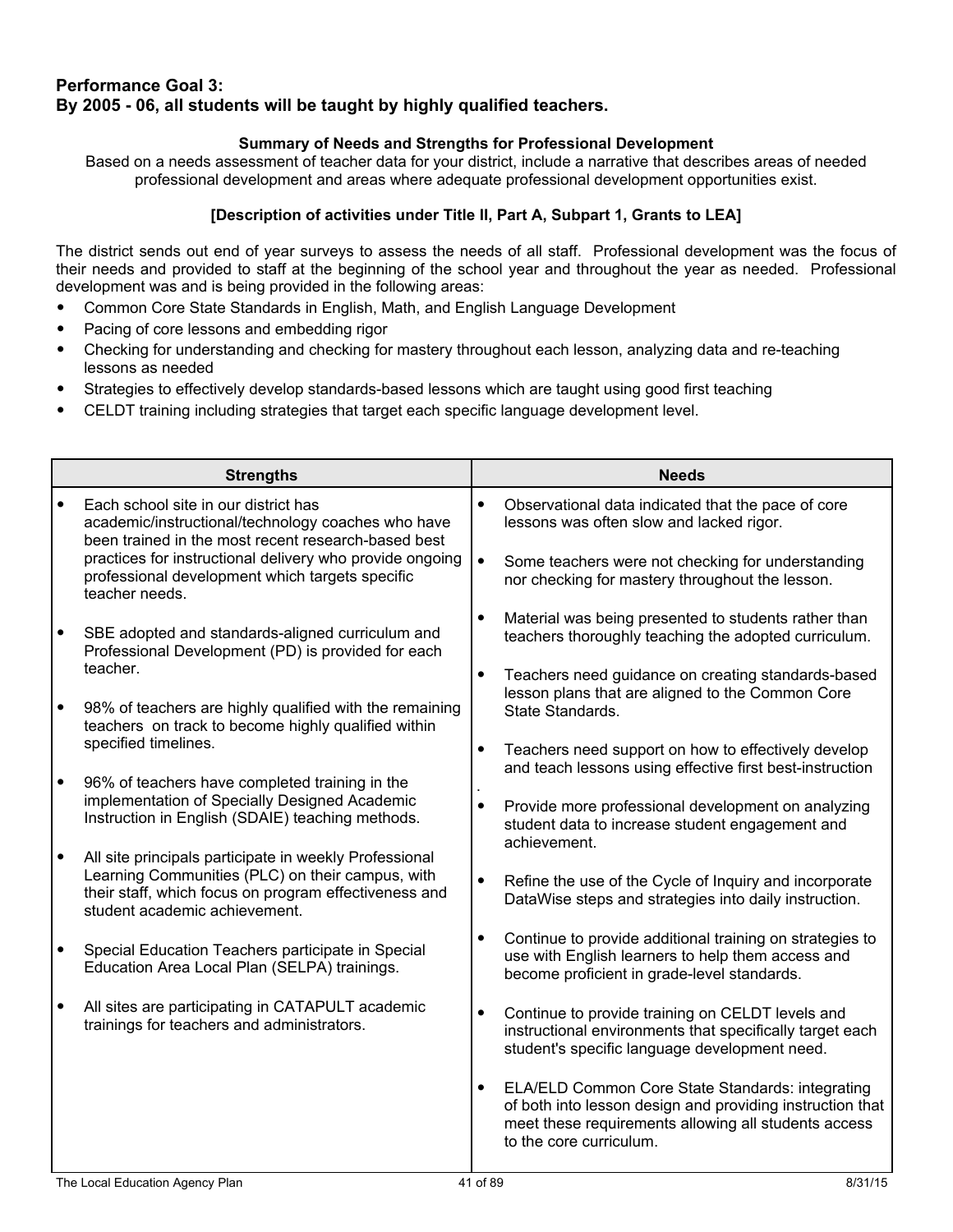### Performance Goal 3:
### By 2005 - 06, all students will be taught by highly qualified teachers.

**Summary of Needs and Strengths for Professional Development**

Based on a needs assessment of teacher data for your district, include a narrative that describes areas of needed professional development and areas where adequate professional development opportunities exist.

**[Description of activities under Title II, Part A, Subpart 1, Grants to LEA]**

The district sends out end of year surveys to assess the needs of all staff. Professional development was the focus of their needs and provided to staff at the beginning of the school year and throughout the year as needed. Professional development was and is being provided in the following areas:

- Common Core State Standards in English, Math, and English Language Development
- Pacing of core lessons and embedding rigor
- Checking for understanding and checking for mastery throughout each lesson, analyzing data and re-teaching lessons as needed
- Strategies to effectively develop standards-based lessons which are taught using good first teaching
- CELDT training including strategies that target each specific language development level.

| Strengths | Needs |
| --- | --- |
| • Each school site in our district has academic/instructional/technology coaches who have been trained in the most recent research-based best practices for instructional delivery who provide ongoing professional development which targets specific teacher needs.<br><br>• SBE adopted and standards-aligned curriculum and Professional Development (PD) is provided for each teacher.<br><br>• 98% of teachers are highly qualified with the remaining teachers on track to become highly qualified within specified timelines.<br><br>• 96% of teachers have completed training in the implementation of Specially Designed Academic Instruction in English (SDAIE) teaching methods.<br><br>• All site principals participate in weekly Professional Learning Communities (PLC) on their campus, with their staff, which focus on program effectiveness and student academic achievement.<br><br>• Special Education Teachers participate in Special Education Area Local Plan (SELPA) trainings.<br><br>• All sites are participating in CATAPULT academic trainings for teachers and administrators. | • Observational data indicated that the pace of core lessons was often slow and lacked rigor.<br><br>• Some teachers were not checking for understanding nor checking for mastery throughout the lesson.<br><br>• Material was being presented to students rather than teachers thoroughly teaching the adopted curriculum.<br><br>• Teachers need guidance on creating standards-based lesson plans that are aligned to the Common Core State Standards.<br><br>• Teachers need support on how to effectively develop and teach lessons using effective first best-instruction<br><br>• Provide more professional development on analyzing student data to increase student engagement and achievement.<br><br>• Refine the use of the Cycle of Inquiry and incorporate DataWise steps and strategies into daily instruction.<br><br>• Continue to provide additional training on strategies to use with English learners to help them access and become proficient in grade-level standards.<br><br>• Continue to provide training on CELDT levels and instructional environments that specifically target each student's specific language development need.<br><br>• ELA/ELD Common Core State Standards: integrating of both into lesson design and providing instruction that meet these requirements allowing all students access to the core curriculum. |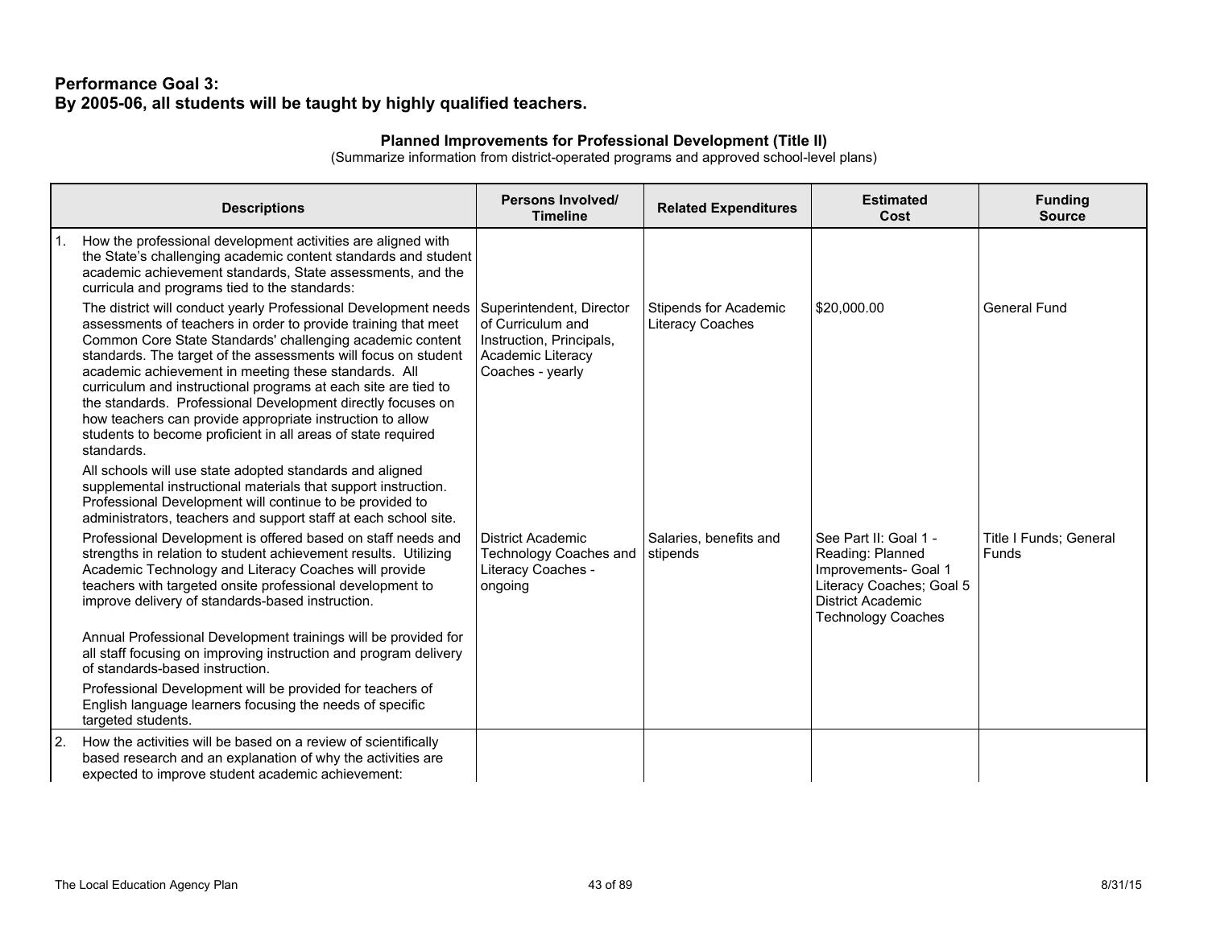## Performance Goal 3:
## By 2005-06, all students will be taught by highly qualified teachers.

### Planned Improvements for Professional Development (Title II)

(Summarize information from district-operated programs and approved school-level plans)

| Descriptions | Persons Involved/ Timeline | Related Expenditures | Estimated Cost | Funding Source |
|---|---|---|---|---|
| 1. How the professional development activities are aligned with the State's challenging academic content standards and student academic achievement standards, State assessments, and the curricula and programs tied to the standards: | | | | |
| The district will conduct yearly Professional Development needs assessments of teachers in order to provide training that meet Common Core State Standards' challenging academic content standards. The target of the assessments will focus on student academic achievement in meeting these standards. All curriculum and instructional programs at each site are tied to the standards. Professional Development directly focuses on how teachers can provide appropriate instruction to allow students to become proficient in all areas of state required standards. | Superintendent, Director of Curriculum and Instruction, Principals, Academic Literacy Coaches - yearly | Stipends for Academic Literacy Coaches | $20,000.00 | General Fund |
| All schools will use state adopted standards and aligned supplemental instructional materials that support instruction. Professional Development will continue to be provided to administrators, teachers and support staff at each school site. | | | | |
| Professional Development is offered based on staff needs and strengths in relation to student achievement results. Utilizing Academic Technology and Literacy Coaches will provide teachers with targeted onsite professional development to improve delivery of standards-based instruction. | District Academic Technology Coaches and Literacy Coaches - ongoing | Salaries, benefits and stipends | See Part II: Goal 1 - Reading: Planned Improvements- Goal 1 Literacy Coaches; Goal 5 District Academic Technology Coaches | Title I Funds; General Funds |
| Annual Professional Development trainings will be provided for all staff focusing on improving instruction and program delivery of standards-based instruction. | | | | |
| Professional Development will be provided for teachers of English language learners focusing the needs of specific targeted students. | | | | |
| 2. How the activities will be based on a review of scientifically based research and an explanation of why the activities are expected to improve student academic achievement: | | | | |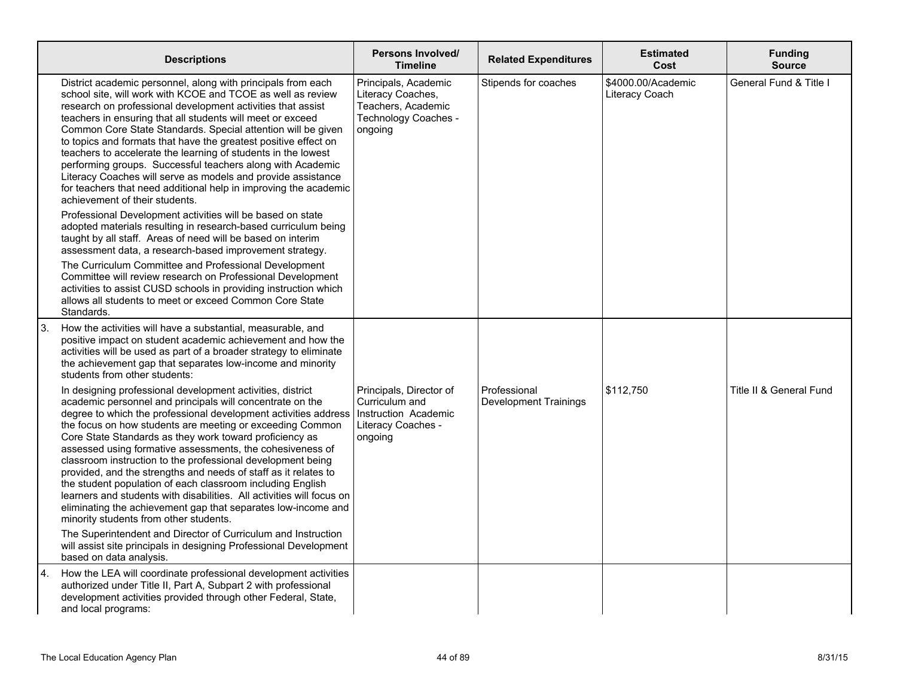| Descriptions | Persons Involved/ Timeline | Related Expenditures | Estimated Cost | Funding Source |
|---|---|---|---|---|
| District academic personnel, along with principals from each school site, will work with KCOE and TCOE as well as review research on professional development activities that assist teachers in ensuring that all students will meet or exceed Common Core State Standards. Special attention will be given to topics and formats that have the greatest positive effect on teachers to accelerate the learning of students in the lowest performing groups. Successful teachers along with Academic Literacy Coaches will serve as models and provide assistance for teachers that need additional help in improving the academic achievement of their students.<br><br>Professional Development activities will be based on state adopted materials resulting in research-based curriculum being taught by all staff. Areas of need will be based on interim assessment data, a research-based improvement strategy.<br><br>The Curriculum Committee and Professional Development Committee will review research on Professional Development activities to assist CUSD schools in providing instruction which allows all students to meet or exceed Common Core State Standards. | Principals, Academic Literacy Coaches, Teachers, Academic Technology Coaches - ongoing | Stipends for coaches | $4000.00/Academic Literacy Coach | General Fund & Title I |
| 3. How the activities will have a substantial, measurable, and positive impact on student academic achievement and how the activities will be used as part of a broader strategy to eliminate the achievement gap that separates low-income and minority students from other students:<br><br>In designing professional development activities, district academic personnel and principals will concentrate on the degree to which the professional development activities address the focus on how students are meeting or exceeding Common Core State Standards as they work toward proficiency as assessed using formative assessments, the cohesiveness of classroom instruction to the professional development being provided, and the strengths and needs of staff as it relates to the student population of each classroom including English learners and students with disabilities. All activities will focus on eliminating the achievement gap that separates low-income and minority students from other students.<br><br>The Superintendent and Director of Curriculum and Instruction will assist site principals in designing Professional Development based on data analysis. | Principals, Director of Curriculum and Instruction Academic Literacy Coaches - ongoing | Professional Development Trainings | $112,750 | Title II & General Fund |
| 4. How the LEA will coordinate professional development activities authorized under Title II, Part A, Subpart 2 with professional development activities provided through other Federal, State, and local programs: | | | | |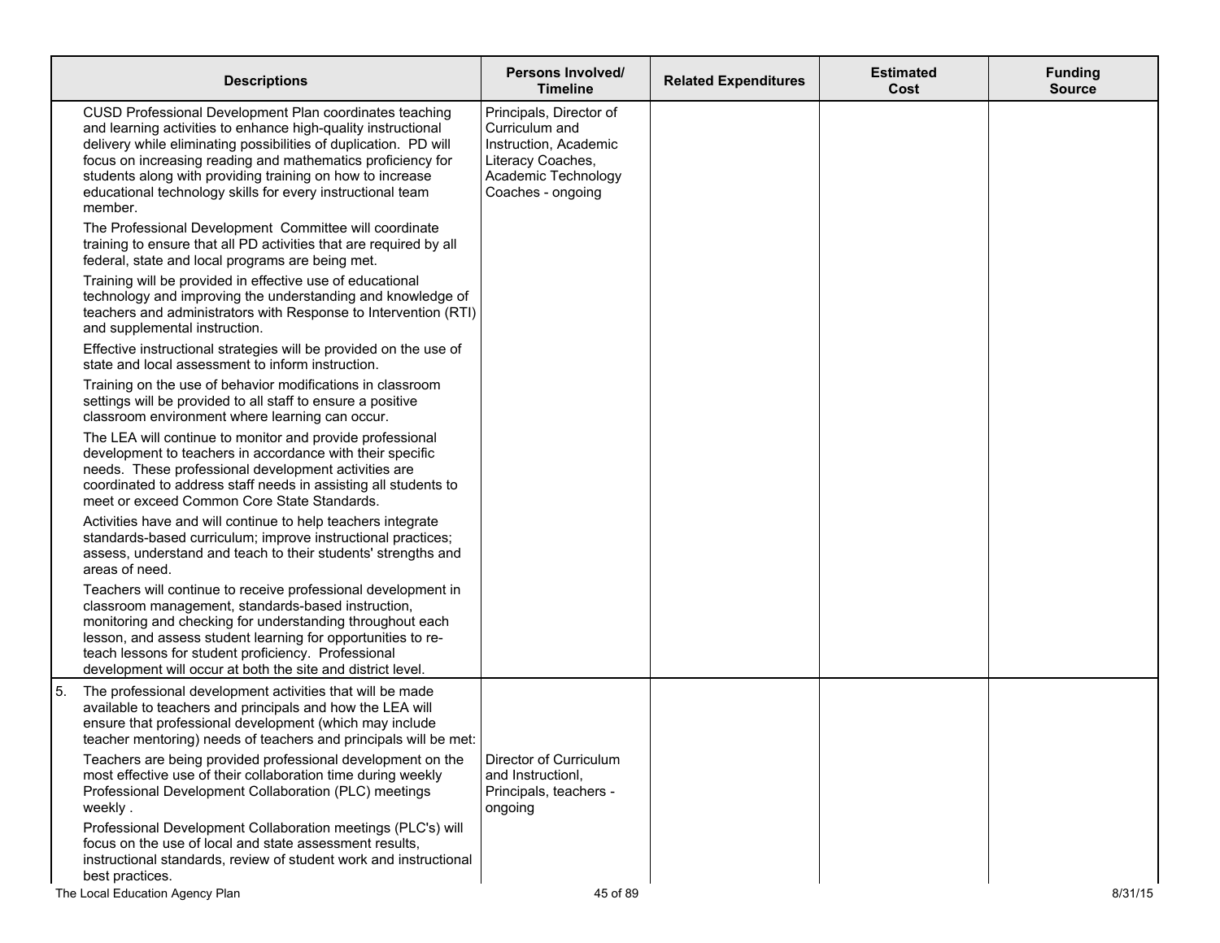| Descriptions | Persons Involved/ Timeline | Related Expenditures | Estimated Cost | Funding Source |
|---|---|---|---|---|
| CUSD Professional Development Plan coordinates teaching and learning activities to enhance high-quality instructional delivery while eliminating possibilities of duplication. PD will focus on increasing reading and mathematics proficiency for students along with providing training on how to increase educational technology skills for every instructional team member.<br><br>The Professional Development Committee will coordinate training to ensure that all PD activities that are required by all federal, state and local programs are being met.<br><br>Training will be provided in effective use of educational technology and improving the understanding and knowledge of teachers and administrators with Response to Intervention (RTI) and supplemental instruction.<br><br>Effective instructional strategies will be provided on the use of state and local assessment to inform instruction.<br><br>Training on the use of behavior modifications in classroom settings will be provided to all staff to ensure a positive classroom environment where learning can occur.<br><br>The LEA will continue to monitor and provide professional development to teachers in accordance with their specific needs. These professional development activities are coordinated to address staff needs in assisting all students to meet or exceed Common Core State Standards.<br><br>Activities have and will continue to help teachers integrate standards-based curriculum; improve instructional practices; assess, understand and teach to their students' strengths and areas of need.<br><br>Teachers will continue to receive professional development in classroom management, standards-based instruction, monitoring and checking for understanding throughout each lesson, and assess student learning for opportunities to re-teach lessons for student proficiency. Professional development will occur at both the site and district level. | Principals, Director of Curriculum and Instruction, Academic Literacy Coaches, Academic Technology Coaches - ongoing | | | |
| 5. The professional development activities that will be made available to teachers and principals and how the LEA will ensure that professional development (which may include teacher mentoring) needs of teachers and principals will be met:<br><br>Teachers are being provided professional development on the most effective use of their collaboration time during weekly Professional Development Collaboration (PLC) meetings weekly .<br><br>Professional Development Collaboration meetings (PLC's) will focus on the use of local and state assessment results, instructional standards, review of student work and instructional best practices. | Director of Curriculum and Instructionl, Principals, teachers - ongoing | | | |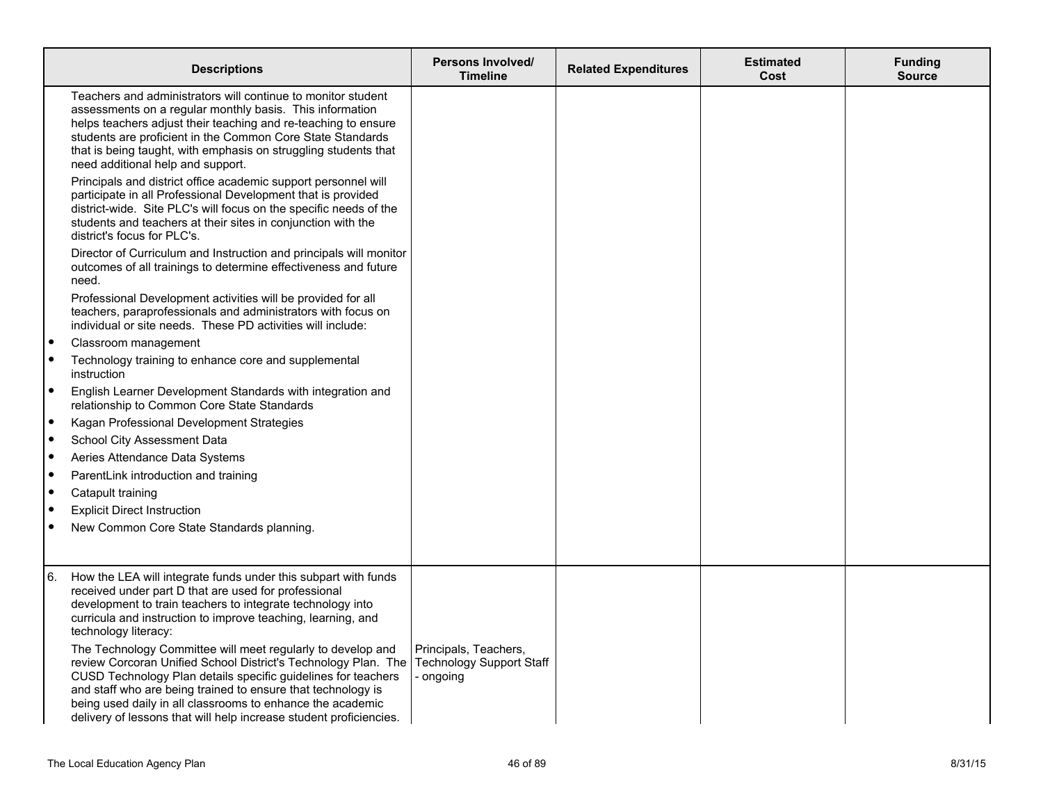| Descriptions | Persons Involved/ Timeline | Related Expenditures | Estimated Cost | Funding Source |
|---|---|---|---|---|
| Teachers and administrators will continue to monitor student assessments on a regular monthly basis. This information helps teachers adjust their teaching and re-teaching to ensure students are proficient in the Common Core State Standards that is being taught, with emphasis on struggling students that need additional help and support.<br><br>Principals and district office academic support personnel will participate in all Professional Development that is provided district-wide. Site PLC's will focus on the specific needs of the students and teachers at their sites in conjunction with the district's focus for PLC's.<br><br>Director of Curriculum and Instruction and principals will monitor outcomes of all trainings to determine effectiveness and future need.<br><br>Professional Development activities will be provided for all teachers, paraprofessionals and administrators with focus on individual or site needs. These PD activities will include:<br>• Classroom management<br>• Technology training to enhance core and supplemental instruction<br>• English Learner Development Standards with integration and relationship to Common Core State Standards<br>• Kagan Professional Development Strategies<br>• School City Assessment Data<br>• Aeries Attendance Data Systems<br>• ParentLink introduction and training<br>• Catapult training<br>• Explicit Direct Instruction<br>• New Common Core State Standards planning. | | | | |
| 6. How the LEA will integrate funds under this subpart with funds received under part D that are used for professional development to train teachers to integrate technology into curricula and instruction to improve teaching, learning, and technology literacy:<br><br>The Technology Committee will meet regularly to develop and review Corcoran Unified School District's Technology Plan. The CUSD Technology Plan details specific guidelines for teachers and staff who are being trained to ensure that technology is being used daily in all classrooms to enhance the academic delivery of lessons that will help increase student proficiencies. | Principals, Teachers, Technology Support Staff - ongoing | | | |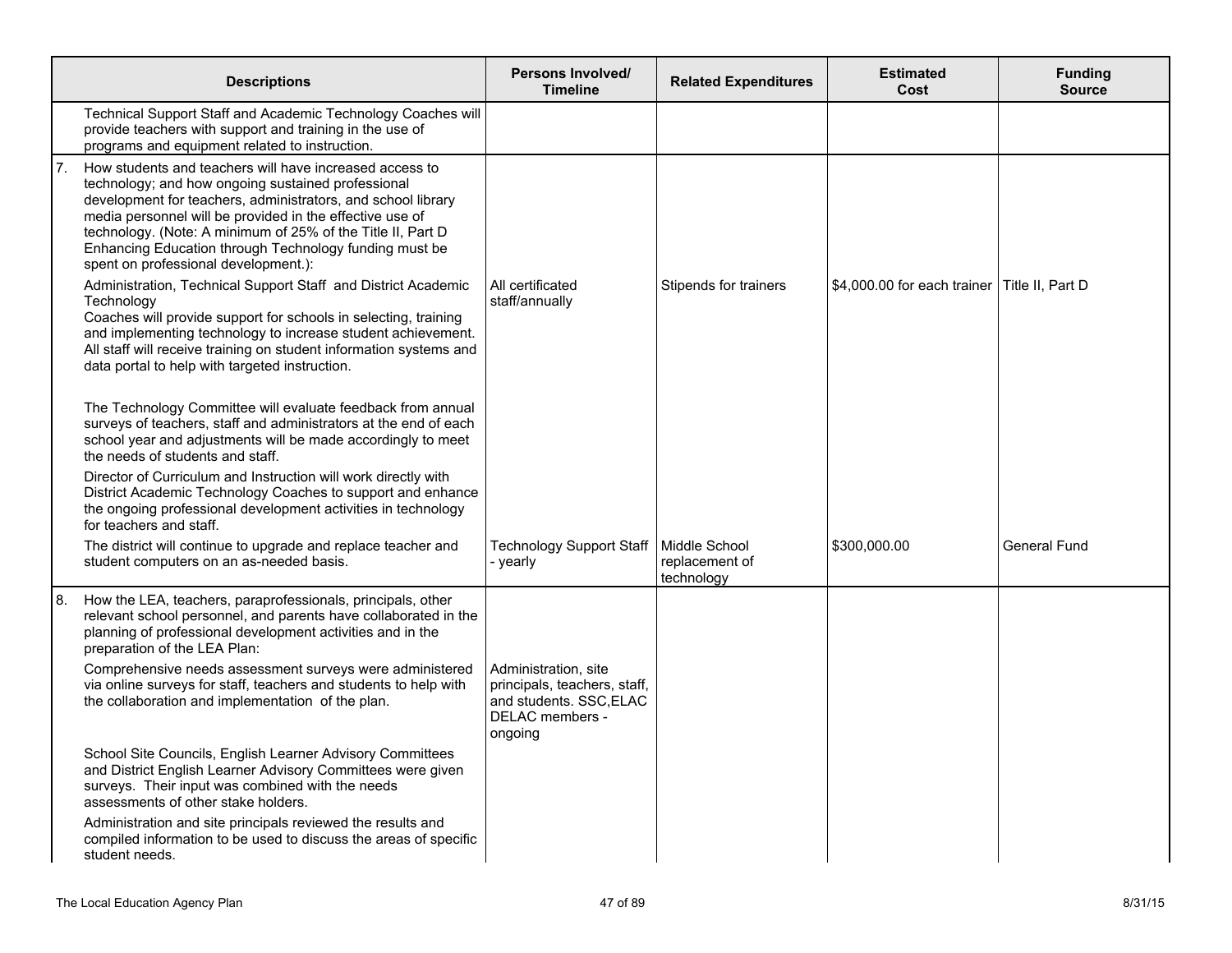| Descriptions | Persons Involved/ Timeline | Related Expenditures | Estimated Cost | Funding Source |
|---|---|---|---|---|
| Technical Support Staff and Academic Technology Coaches will provide teachers with support and training in the use of programs and equipment related to instruction. | | | | |
| 7. How students and teachers will have increased access to technology; and how ongoing sustained professional development for teachers, administrators, and school library media personnel will be provided in the effective use of technology. (Note: A minimum of 25% of the Title II, Part D Enhancing Education through Technology funding must be spent on professional development.): | | | | |
| Administration, Technical Support Staff and District Academic Technology Coaches will provide support for schools in selecting, training and implementing technology to increase student achievement. All staff will receive training on student information systems and data portal to help with targeted instruction. | All certificated staff/annually | Stipends for trainers | $4,000.00 for each trainer | Title II, Part D |
| The Technology Committee will evaluate feedback from annual surveys of teachers, staff and administrators at the end of each school year and adjustments will be made accordingly to meet the needs of students and staff. | | | | |
| Director of Curriculum and Instruction will work directly with District Academic Technology Coaches to support and enhance the ongoing professional development activities in technology for teachers and staff. | | | | |
| The district will continue to upgrade and replace teacher and student computers on an as-needed basis. | Technology Support Staff - yearly | Middle School replacement of technology | $300,000.00 | General Fund |
| 8. How the LEA, teachers, paraprofessionals, principals, other relevant school personnel, and parents have collaborated in the planning of professional development activities and in the preparation of the LEA Plan: | | | | |
| Comprehensive needs assessment surveys were administered via online surveys for staff, teachers and students to help with the collaboration and implementation of the plan. | Administration, site principals, teachers, staff, and students. SSC,ELAC DELAC members - ongoing | | | |
| School Site Councils, English Learner Advisory Committees and District English Learner Advisory Committees were given surveys. Their input was combined with the needs assessments of other stake holders. | | | | |
| Administration and site principals reviewed the results and compiled information to be used to discuss the areas of specific student needs. | | | | |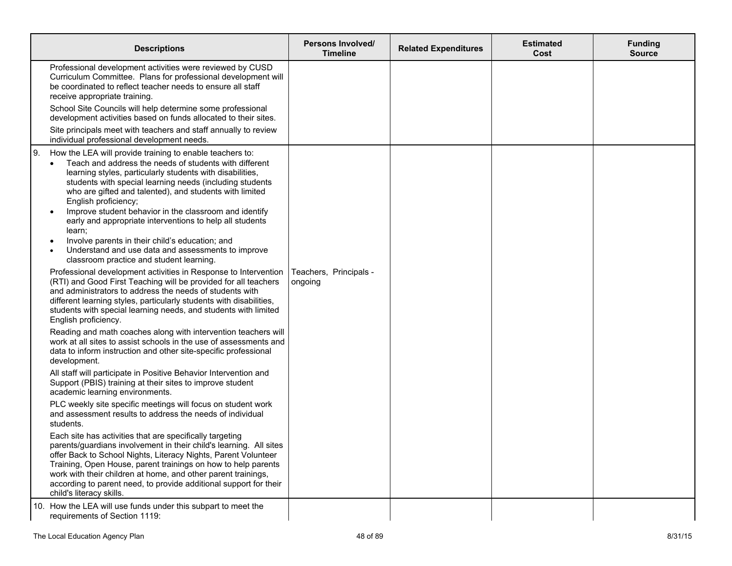| Descriptions | Persons Involved/ Timeline | Related Expenditures | Estimated Cost | Funding Source |
|---|---|---|---|---|
| Professional development activities were reviewed by CUSD Curriculum Committee. Plans for professional development will be coordinated to reflect teacher needs to ensure all staff receive appropriate training.<br><br>School Site Councils will help determine some professional development activities based on funds allocated to their sites.<br><br>Site principals meet with teachers and staff annually to review individual professional development needs. | | | | |
| 9. How the LEA will provide training to enable teachers to:<br>• Teach and address the needs of students with different learning styles, particularly students with disabilities, students with special learning needs (including students who are gifted and talented), and students with limited English proficiency;<br>• Improve student behavior in the classroom and identify early and appropriate interventions to help all students learn;<br>• Involve parents in their child's education; and<br>• Understand and use data and assessments to improve classroom practice and student learning.<br><br>Professional development activities in Response to Intervention (RTI) and Good First Teaching will be provided for all teachers and administrators to address the needs of students with different learning styles, particularly students with disabilities, students with special learning needs, and students with limited English proficiency.<br><br>Reading and math coaches along with intervention teachers will work at all sites to assist schools in the use of assessments and data to inform instruction and other site-specific professional development.<br><br>All staff will participate in Positive Behavior Intervention and Support (PBIS) training at their sites to improve student academic learning environments.<br><br>PLC weekly site specific meetings will focus on student work and assessment results to address the needs of individual students.<br><br>Each site has activities that are specifically targeting parents/guardians involvement in their child's learning. All sites offer Back to School Nights, Literacy Nights, Parent Volunteer Training, Open House, parent trainings on how to help parents work with their children at home, and other parent trainings, according to parent need, to provide additional support for their child's literacy skills. | Teachers, Principals - ongoing | | | |
| 10. How the LEA will use funds under this subpart to meet the requirements of Section 1119: | | | | |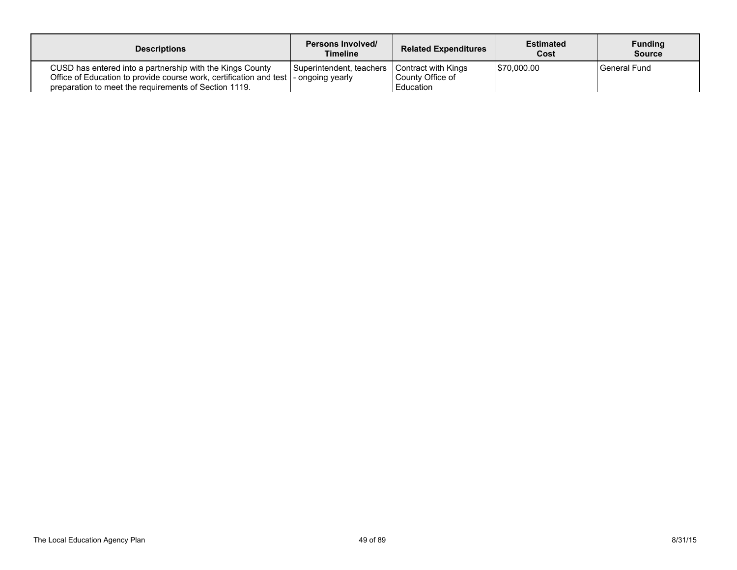| Descriptions | Persons Involved/ Timeline | Related Expenditures | Estimated Cost | Funding Source |
|---|---|---|---|---|
| CUSD has entered into a partnership with the Kings County Office of Education to provide course work, certification and test preparation to meet the requirements of Section 1119. | Superintendent, teachers - ongoing yearly | Contract with Kings County Office of Education | $70,000.00 | General Fund |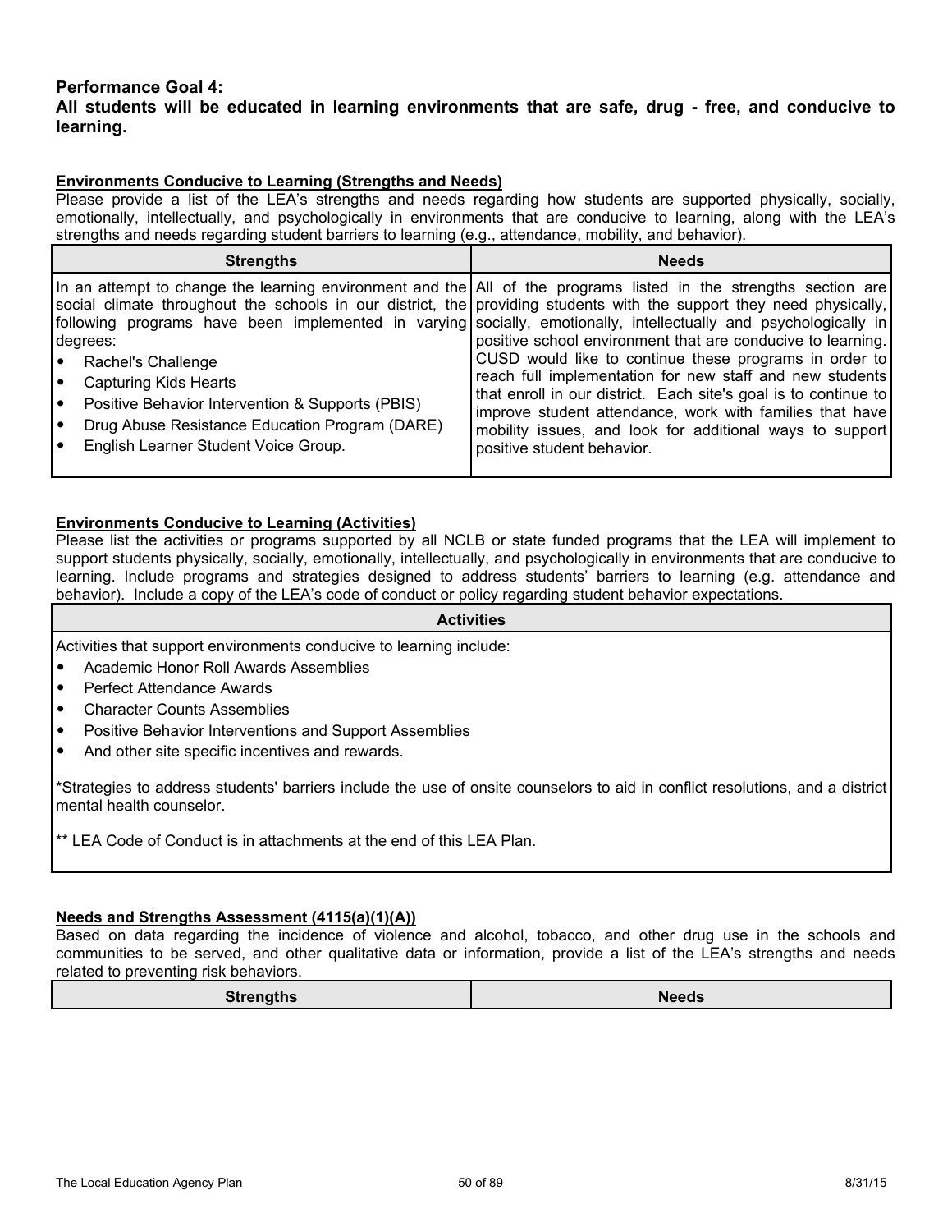**Performance Goal 4:**
**All students will be educated in learning environments that are safe, drug - free, and conducive to learning.**

**Environments Conducive to Learning (Strengths and Needs)**

Please provide a list of the LEA's strengths and needs regarding how students are supported physically, socially, emotionally, intellectually, and psychologically in environments that are conducive to learning, along with the LEA's strengths and needs regarding student barriers to learning (e.g., attendance, mobility, and behavior).

| Strengths | Needs |
|---|---|
| In an attempt to change the learning environment and the social climate throughout the schools in our district, the following programs have been implemented in varying degrees:<br>• Rachel's Challenge<br>• Capturing Kids Hearts<br>• Positive Behavior Intervention & Supports (PBIS)<br>• Drug Abuse Resistance Education Program (DARE)<br>• English Learner Student Voice Group. | All of the programs listed in the strengths section are providing students with the support they need physically, socially, emotionally, intellectually and psychologically in positive school environment that are conducive to learning. CUSD would like to continue these programs in order to reach full implementation for new staff and new students that enroll in our district. Each site's goal is to continue to improve student attendance, work with families that have mobility issues, and look for additional ways to support positive student behavior. |

**Environments Conducive to Learning (Activities)**

Please list the activities or programs supported by all NCLB or state funded programs that the LEA will implement to support students physically, socially, emotionally, intellectually, and psychologically in environments that are conducive to learning. Include programs and strategies designed to address students' barriers to learning (e.g. attendance and behavior). Include a copy of the LEA's code of conduct or policy regarding student behavior expectations.

| Activities |
|---|
| Activities that support environments conducive to learning include:<br>• Academic Honor Roll Awards Assemblies<br>• Perfect Attendance Awards<br>• Character Counts Assemblies<br>• Positive Behavior Interventions and Support Assemblies<br>• And other site specific incentives and rewards.<br><br>*Strategies to address students' barriers include the use of onsite counselors to aid in conflict resolutions, and a district mental health counselor.<br><br>** LEA Code of Conduct is in attachments at the end of this LEA Plan. |

**Needs and Strengths Assessment (4115(a)(1)(A))**

Based on data regarding the incidence of violence and alcohol, tobacco, and other drug use in the schools and communities to be served, and other qualitative data or information, provide a list of the LEA's strengths and needs related to preventing risk behaviors.

| Strengths | Needs |
|---|---|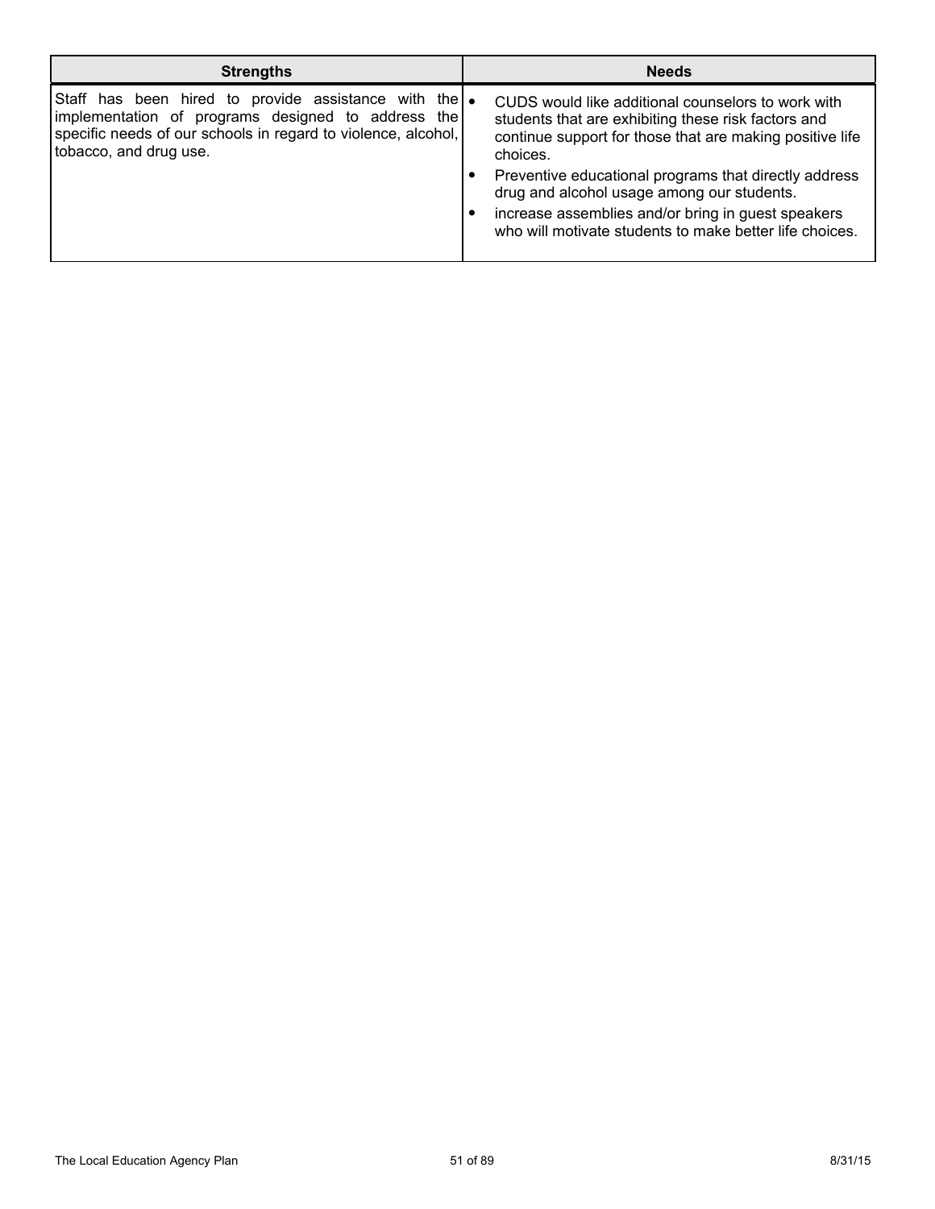| Strengths | Needs |
|---|---|
| Staff has been hired to provide assistance with the implementation of programs designed to address the specific needs of our schools in regard to violence, alcohol, tobacco, and drug use. | • CUDS would like additional counselors to work with students that are exhibiting these risk factors and continue support for those that are making positive life choices.<br>• Preventive educational programs that directly address drug and alcohol usage among our students.<br>• increase assemblies and/or bring in guest speakers who will motivate students to make better life choices. |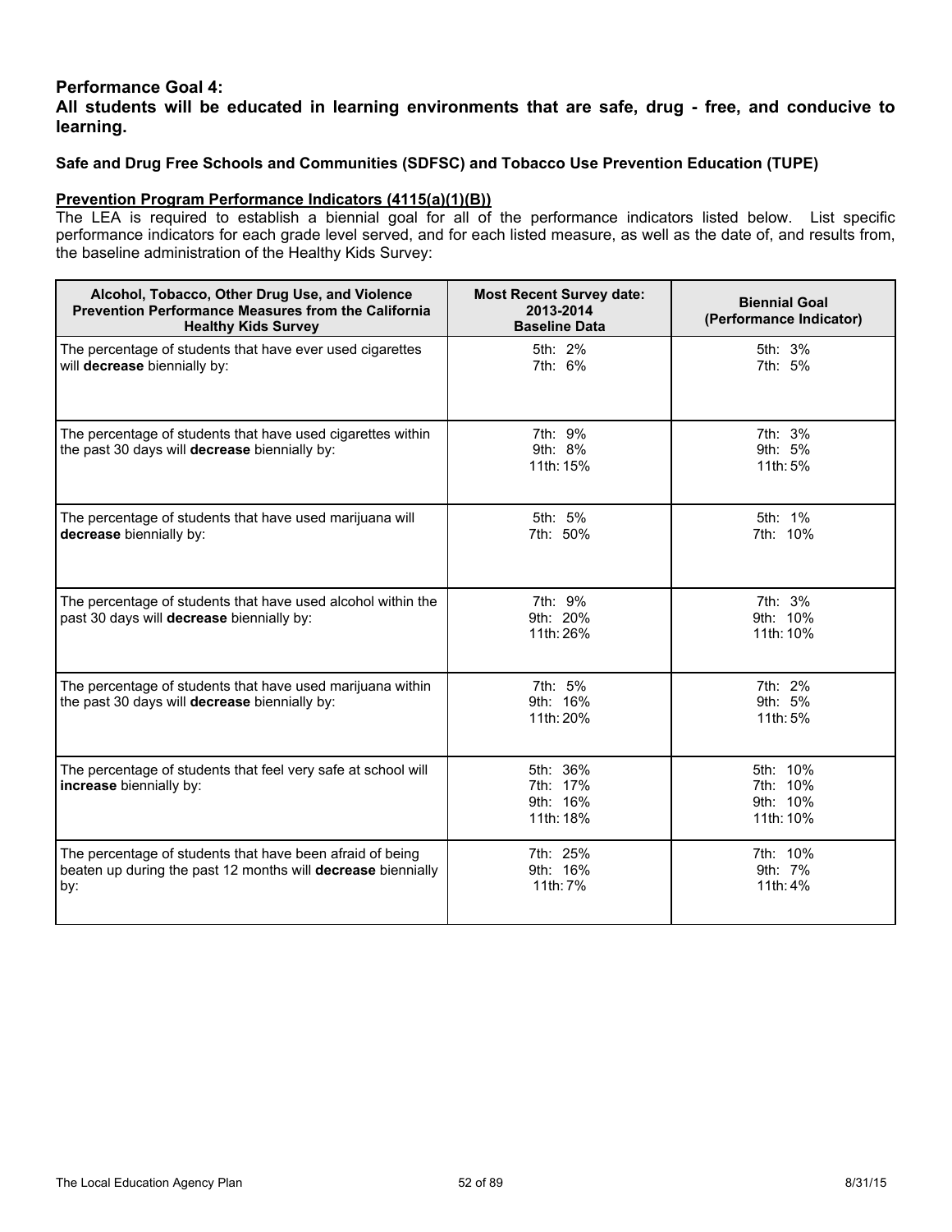### Performance Goal 4:

### All students will be educated in learning environments that are safe, drug - free, and conducive to learning.

**Safe and Drug Free Schools and Communities (SDFSC) and Tobacco Use Prevention Education (TUPE)**

**Prevention Program Performance Indicators (4115(a)(1)(B))**

The LEA is required to establish a biennial goal for all of the performance indicators listed below. List specific performance indicators for each grade level served, and for each listed measure, as well as the date of, and results from, the baseline administration of the Healthy Kids Survey:

| Alcohol, Tobacco, Other Drug Use, and Violence Prevention Performance Measures from the California Healthy Kids Survey | Most Recent Survey date: 2013-2014 Baseline Data | Biennial Goal (Performance Indicator) |
|---|---|---|
| The percentage of students that have ever used cigarettes will **decrease** biennially by: | 5th: 2%<br>7th: 6% | 5th: 3%<br>7th: 5% |
| The percentage of students that have used cigarettes within the past 30 days will **decrease** biennially by: | 7th: 9%<br>9th: 8%<br>11th: 15% | 7th: 3%<br>9th: 5%<br>11th: 5% |
| The percentage of students that have used marijuana will **decrease** biennially by: | 5th: 5%<br>7th: 50% | 5th: 1%<br>7th: 10% |
| The percentage of students that have used alcohol within the past 30 days will **decrease** biennially by: | 7th: 9%<br>9th: 20%<br>11th: 26% | 7th: 3%<br>9th: 10%<br>11th: 10% |
| The percentage of students that have used marijuana within the past 30 days will **decrease** biennially by: | 7th: 5%<br>9th: 16%<br>11th: 20% | 7th: 2%<br>9th: 5%<br>11th: 5% |
| The percentage of students that feel very safe at school will **increase** biennially by: | 5th: 36%<br>7th: 17%<br>9th: 16%<br>11th: 18% | 5th: 10%<br>7th: 10%<br>9th: 10%<br>11th: 10% |
| The percentage of students that have been afraid of being beaten up during the past 12 months will **decrease** biennially by: | 7th: 25%<br>9th: 16%<br>11th: 7% | 7th: 10%<br>9th: 7%<br>11th: 4% |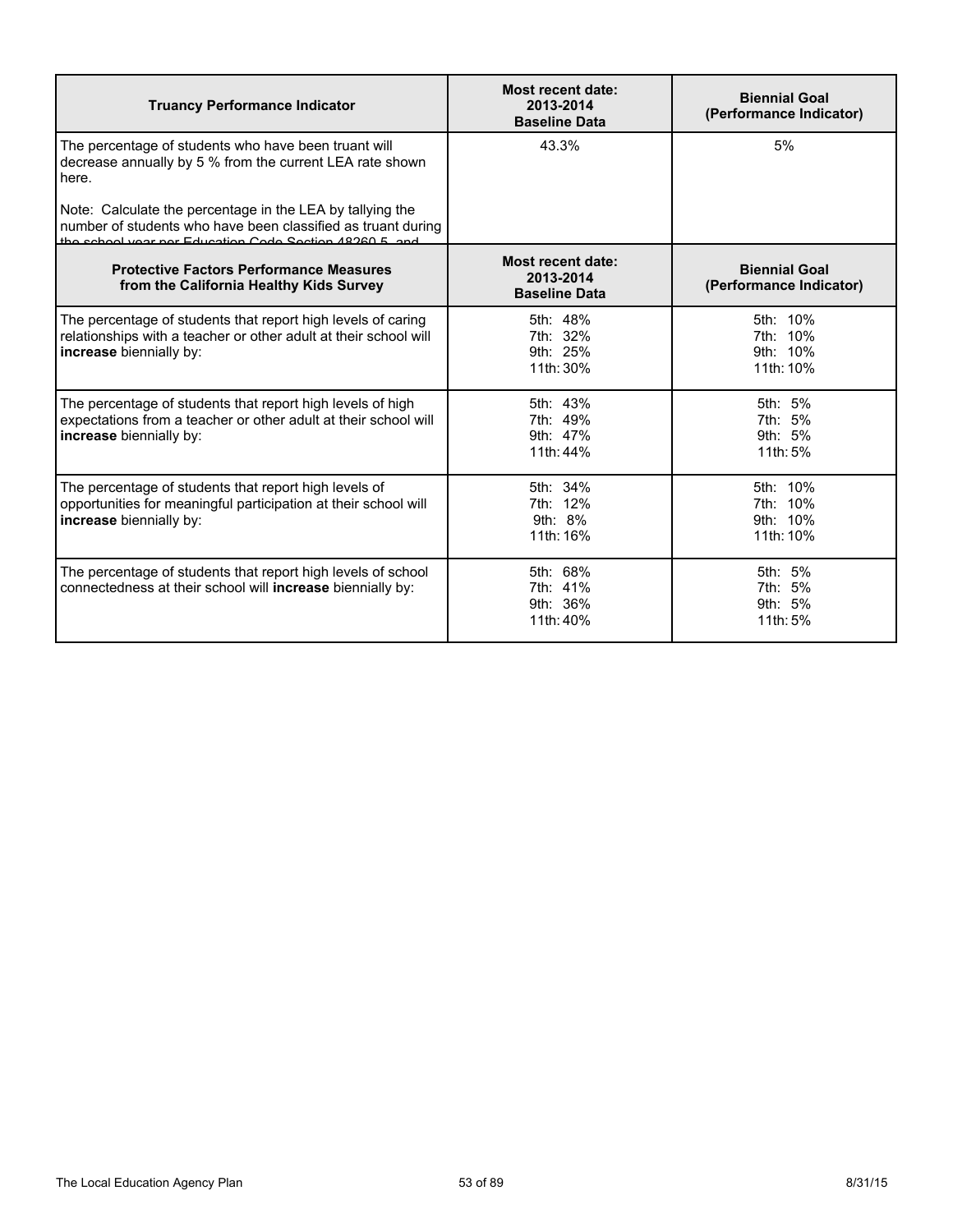| Truancy Performance Indicator | Most recent date: 2013-2014 Baseline Data | Biennial Goal (Performance Indicator) |
|---|---|---|
| The percentage of students who have been truant will decrease annually by 5 % from the current LEA rate shown here.<br><br>Note: Calculate the percentage in the LEA by tallying the number of students who have been classified as truant during the school year per Education Code Section 48260.5, and | 43.3% | 5% |

| Protective Factors Performance Measures from the California Healthy Kids Survey | Most recent date: 2013-2014 Baseline Data | Biennial Goal (Performance Indicator) |
|---|---|---|
| The percentage of students that report high levels of caring relationships with a teacher or other adult at their school will **increase** biennially by: | 5th: 48%<br>7th: 32%<br>9th: 25%<br>11th: 30% | 5th: 10%<br>7th: 10%<br>9th: 10%<br>11th: 10% |
| The percentage of students that report high levels of high expectations from a teacher or other adult at their school will **increase** biennially by: | 5th: 43%<br>7th: 49%<br>9th: 47%<br>11th: 44% | 5th: 5%<br>7th: 5%<br>9th: 5%<br>11th: 5% |
| The percentage of students that report high levels of opportunities for meaningful participation at their school will **increase** biennially by: | 5th: 34%<br>7th: 12%<br>9th: 8%<br>11th: 16% | 5th: 10%<br>7th: 10%<br>9th: 10%<br>11th: 10% |
| The percentage of students that report high levels of school connectedness at their school will **increase** biennially by: | 5th: 68%<br>7th: 41%<br>9th: 36%<br>11th: 40% | 5th: 5%<br>7th: 5%<br>9th: 5%<br>11th: 5% |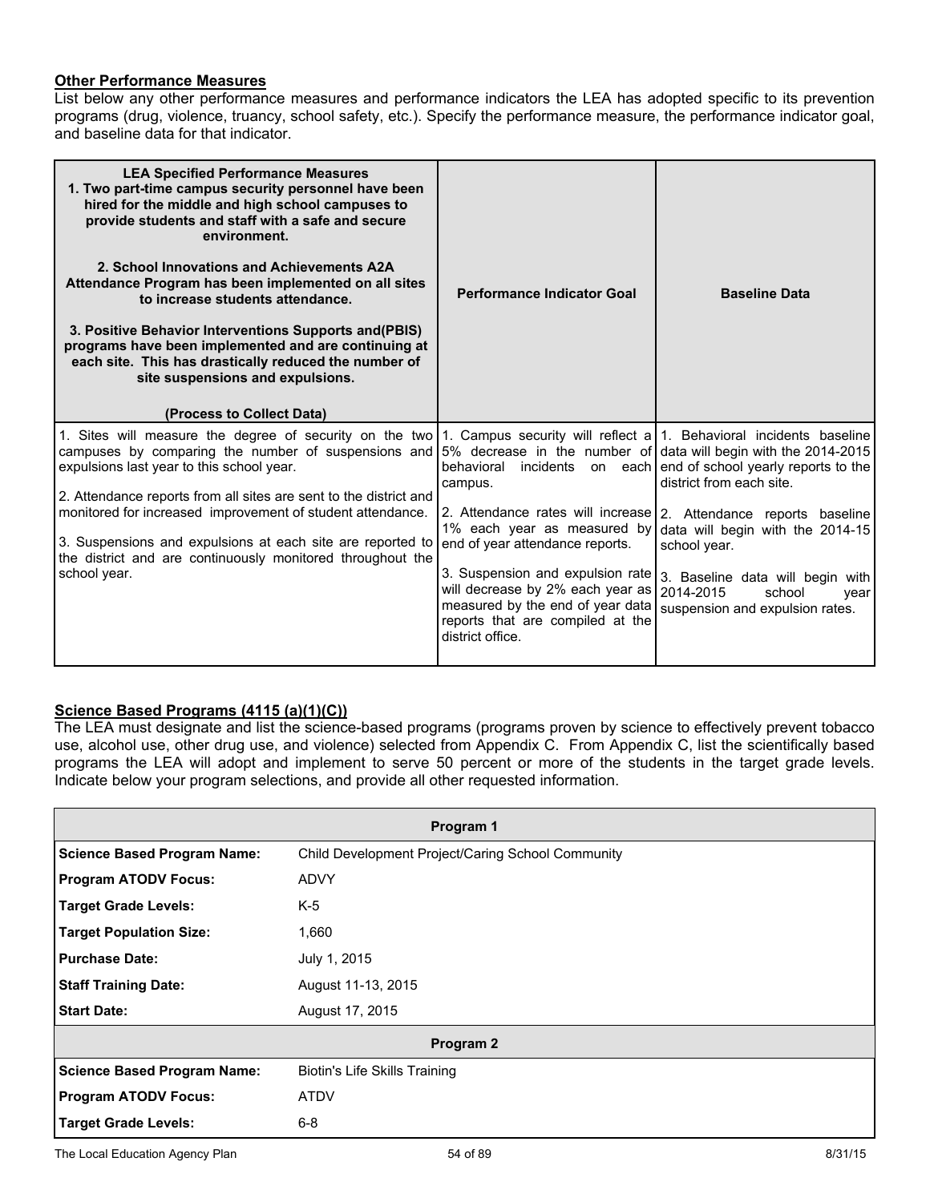**Other Performance Measures**

List below any other performance measures and performance indicators the LEA has adopted specific to its prevention programs (drug, violence, truancy, school safety, etc.). Specify the performance measure, the performance indicator goal, and baseline data for that indicator.

| **LEA Specified Performance Measures**<br>**1. Two part-time campus security personnel have been hired for the middle and high school campuses to provide students and staff with a safe and secure environment.**<br><br>**2. School Innovations and Achievements A2A Attendance Program has been implemented on all sites to increase students attendance.**<br><br>**3. Positive Behavior Interventions Supports and(PBIS) programs have been implemented and are continuing at each site. This has drastically reduced the number of site suspensions and expulsions.**<br><br>**(Process to Collect Data)** | **Performance Indicator Goal** | **Baseline Data** |
|---|---|---|
| 1. Sites will measure the degree of security on the two campuses by comparing the number of suspensions and expulsions last year to this school year.<br><br>2. Attendance reports from all sites are sent to the district and monitored for increased improvement of student attendance.<br><br>3. Suspensions and expulsions at each site are reported to the district and are continuously monitored throughout the school year. | 1. Campus security will reflect a 5% decrease in the number of behavioral incidents on each campus.<br><br>2. Attendance rates will increase 1% each year as measured by end of year attendance reports.<br><br>3. Suspension and expulsion rate will decrease by 2% each year as measured by the end of year data reports that are compiled at the district office. | 1. Behavioral incidents baseline data will begin with the 2014-2015 end of school yearly reports to the district from each site.<br><br>2. Attendance reports baseline data will begin with the 2014-15 school year.<br><br>3. Baseline data will begin with 2014-2015 school year suspension and expulsion rates. |

**Science Based Programs (4115 (a)(1)(C))**

The LEA must designate and list the science-based programs (programs proven by science to effectively prevent tobacco use, alcohol use, other drug use, and violence) selected from Appendix C. From Appendix C, list the scientifically based programs the LEA will adopt and implement to serve 50 percent or more of the students in the target grade levels. Indicate below your program selections, and provide all other requested information.

| **Program 1** | |
|---|---|
| **Science Based Program Name:** | Child Development Project/Caring School Community |
| **Program ATODV Focus:** | ADVY |
| **Target Grade Levels:** | K-5 |
| **Target Population Size:** | 1,660 |
| **Purchase Date:** | July 1, 2015 |
| **Staff Training Date:** | August 11-13, 2015 |
| **Start Date:** | August 17, 2015 |

| **Program 2** | |
|---|---|
| **Science Based Program Name:** | Biotin's Life Skills Training |
| **Program ATODV Focus:** | ATDV |
| **Target Grade Levels:** | 6-8 |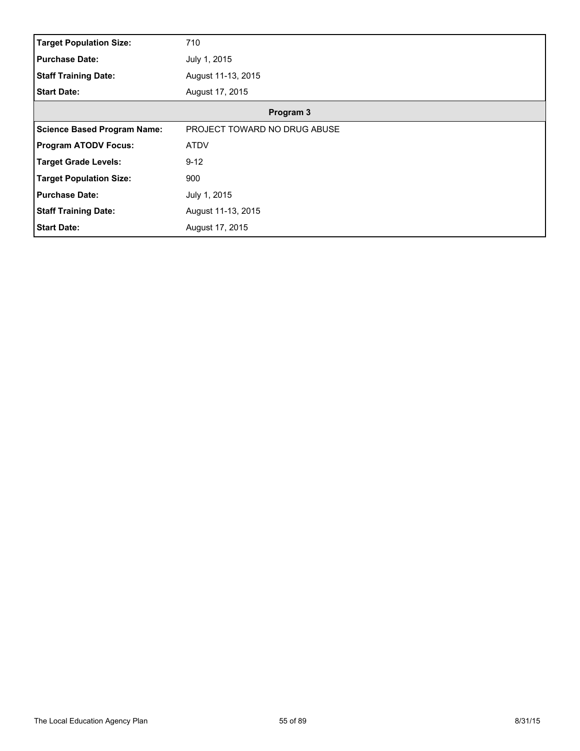| | |
|---|---|
| **Target Population Size:** | 710 |
| **Purchase Date:** | July 1, 2015 |
| **Staff Training Date:** | August 11-13, 2015 |
| **Start Date:** | August 17, 2015 |

| **Program 3** | |
|---|---|
| **Science Based Program Name:** | PROJECT TOWARD NO DRUG ABUSE |
| **Program ATODV Focus:** | ATDV |
| **Target Grade Levels:** | 9-12 |
| **Target Population Size:** | 900 |
| **Purchase Date:** | July 1, 2015 |
| **Staff Training Date:** | August 11-13, 2015 |
| **Start Date:** | August 17, 2015 |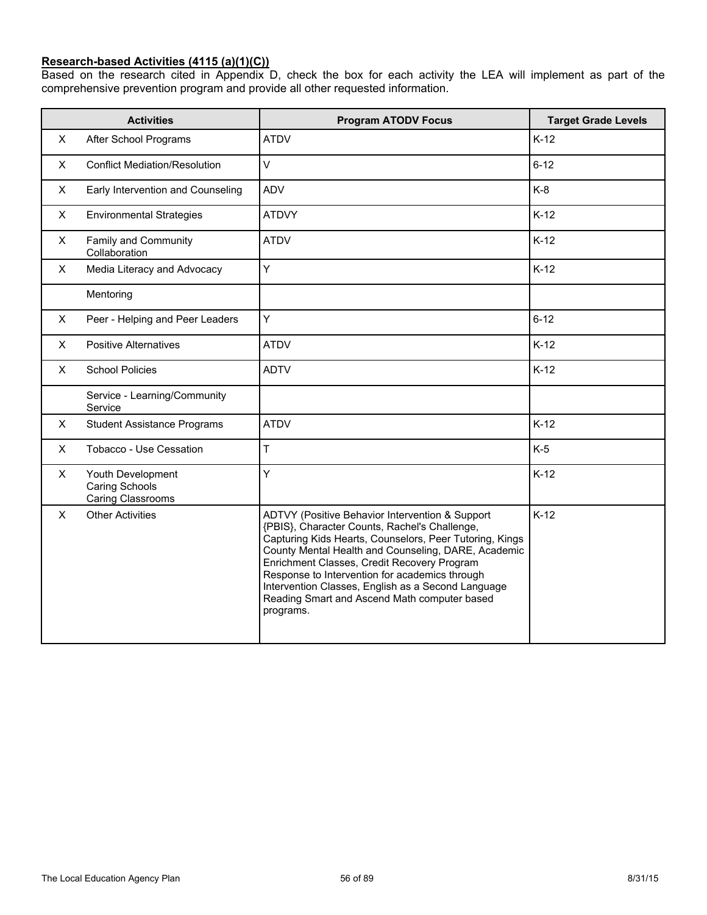**Research-based Activities (4115 (a)(1)(C))**

Based on the research cited in Appendix D, check the box for each activity the LEA will implement as part of the comprehensive prevention program and provide all other requested information.

| | Activities | Program ATODV Focus | Target Grade Levels |
|---|---|---|---|
| X | After School Programs | ATDV | K-12 |
| X | Conflict Mediation/Resolution | V | 6-12 |
| X | Early Intervention and Counseling | ADV | K-8 |
| X | Environmental Strategies | ATDVY | K-12 |
| X | Family and Community Collaboration | ATDV | K-12 |
| X | Media Literacy and Advocacy | Y | K-12 |
| | Mentoring | | |
| X | Peer - Helping and Peer Leaders | Y | 6-12 |
| X | Positive Alternatives | ATDV | K-12 |
| X | School Policies | ADTV | K-12 |
| | Service - Learning/Community Service | | |
| X | Student Assistance Programs | ATDV | K-12 |
| X | Tobacco - Use Cessation | T | K-5 |
| X | Youth Development<br>Caring Schools<br>Caring Classrooms | Y | K-12 |
| X | Other Activities | ADTVY (Positive Behavior Intervention & Support {PBIS}, Character Counts, Rachel's Challenge, Capturing Kids Hearts, Counselors, Peer Tutoring, Kings County Mental Health and Counseling, DARE, Academic Enrichment Classes, Credit Recovery Program Response to Intervention for academics through Intervention Classes, English as a Second Language Reading Smart and Ascend Math computer based programs. | K-12 |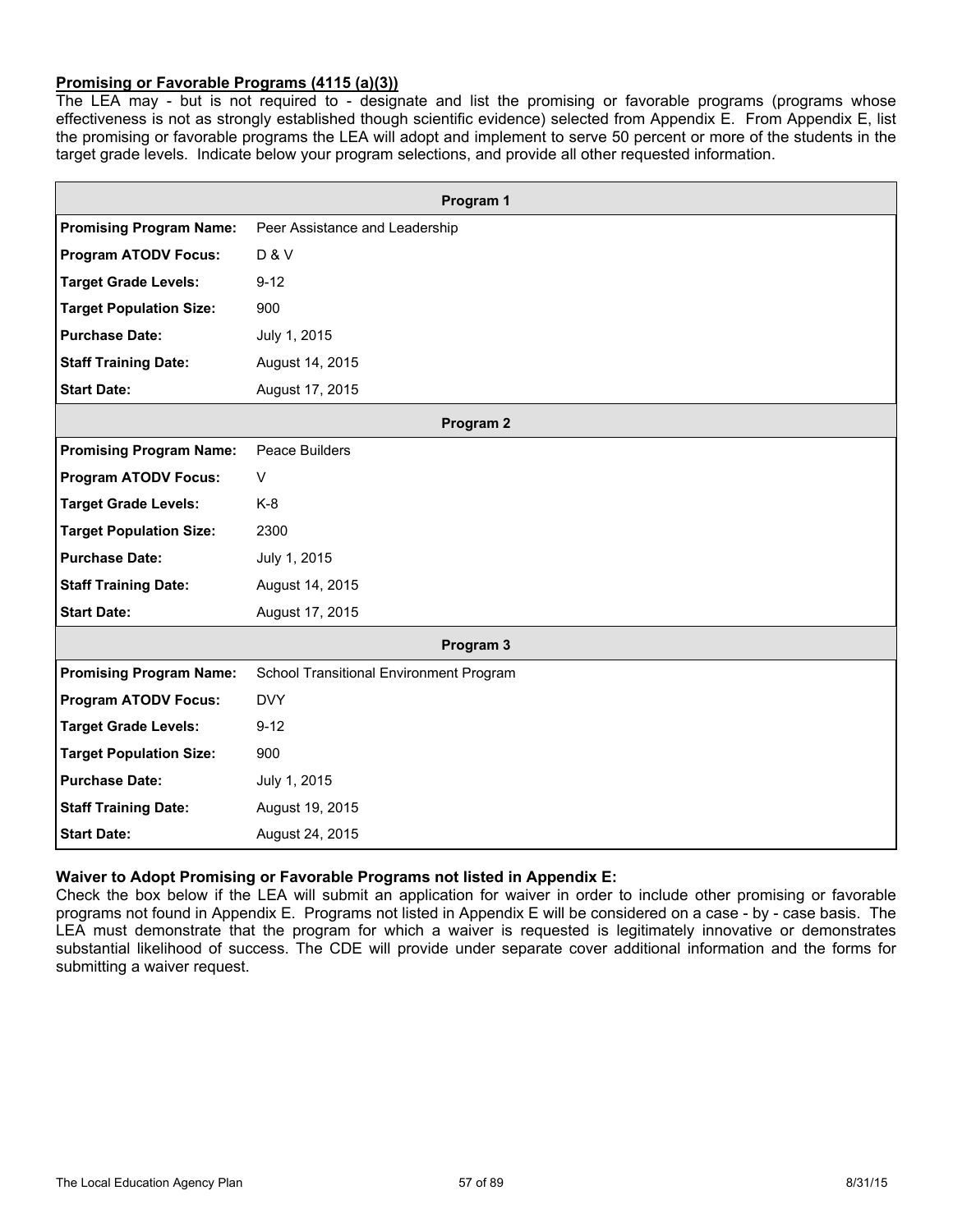**Promising or Favorable Programs (4115 (a)(3))**

The LEA may - but is not required to - designate and list the promising or favorable programs (programs whose effectiveness is not as strongly established though scientific evidence) selected from Appendix E. From Appendix E, list the promising or favorable programs the LEA will adopt and implement to serve 50 percent or more of the students in the target grade levels. Indicate below your program selections, and provide all other requested information.

| Program 1 | |
|---|---|
| **Promising Program Name:** | Peer Assistance and Leadership |
| **Program ATODV Focus:** | D & V |
| **Target Grade Levels:** | 9-12 |
| **Target Population Size:** | 900 |
| **Purchase Date:** | July 1, 2015 |
| **Staff Training Date:** | August 14, 2015 |
| **Start Date:** | August 17, 2015 |
| **Program 2** | |
| **Promising Program Name:** | Peace Builders |
| **Program ATODV Focus:** | V |
| **Target Grade Levels:** | K-8 |
| **Target Population Size:** | 2300 |
| **Purchase Date:** | July 1, 2015 |
| **Staff Training Date:** | August 14, 2015 |
| **Start Date:** | August 17, 2015 |
| **Program 3** | |
| **Promising Program Name:** | School Transitional Environment Program |
| **Program ATODV Focus:** | DVY |
| **Target Grade Levels:** | 9-12 |
| **Target Population Size:** | 900 |
| **Purchase Date:** | July 1, 2015 |
| **Staff Training Date:** | August 19, 2015 |
| **Start Date:** | August 24, 2015 |

**Waiver to Adopt Promising or Favorable Programs not listed in Appendix E:**

Check the box below if the LEA will submit an application for waiver in order to include other promising or favorable programs not found in Appendix E. Programs not listed in Appendix E will be considered on a case - by - case basis. The LEA must demonstrate that the program for which a waiver is requested is legitimately innovative or demonstrates substantial likelihood of success. The CDE will provide under separate cover additional information and the forms for submitting a waiver request.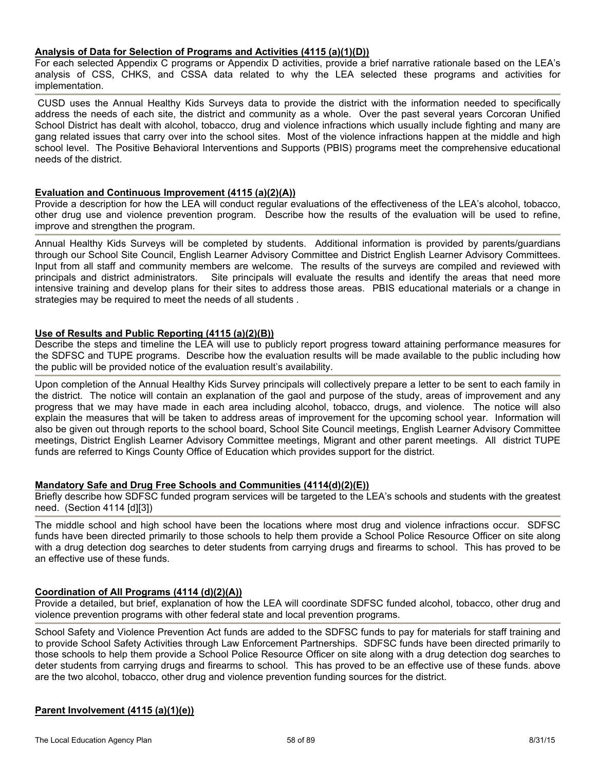**Analysis of Data for Selection of Programs and Activities (4115 (a)(1)(D))**

For each selected Appendix C programs or Appendix D activities, provide a brief narrative rationale based on the LEA's analysis of CSS, CHKS, and CSSA data related to why the LEA selected these programs and activities for implementation.

CUSD uses the Annual Healthy Kids Surveys data to provide the district with the information needed to specifically address the needs of each site, the district and community as a whole. Over the past several years Corcoran Unified School District has dealt with alcohol, tobacco, drug and violence infractions which usually include fighting and many are gang related issues that carry over into the school sites. Most of the violence infractions happen at the middle and high school level. The Positive Behavioral Interventions and Supports (PBIS) programs meet the comprehensive educational needs of the district.

**Evaluation and Continuous Improvement (4115 (a)(2)(A))**

Provide a description for how the LEA will conduct regular evaluations of the effectiveness of the LEA's alcohol, tobacco, other drug use and violence prevention program. Describe how the results of the evaluation will be used to refine, improve and strengthen the program.

Annual Healthy Kids Surveys will be completed by students. Additional information is provided by parents/guardians through our School Site Council, English Learner Advisory Committee and District English Learner Advisory Committees. Input from all staff and community members are welcome. The results of the surveys are compiled and reviewed with principals and district administrators. Site principals will evaluate the results and identify the areas that need more intensive training and develop plans for their sites to address those areas. PBIS educational materials or a change in strategies may be required to meet the needs of all students .

**Use of Results and Public Reporting (4115 (a)(2)(B))**

Describe the steps and timeline the LEA will use to publicly report progress toward attaining performance measures for the SDFSC and TUPE programs. Describe how the evaluation results will be made available to the public including how the public will be provided notice of the evaluation result's availability.

Upon completion of the Annual Healthy Kids Survey principals will collectively prepare a letter to be sent to each family in the district. The notice will contain an explanation of the gaol and purpose of the study, areas of improvement and any progress that we may have made in each area including alcohol, tobacco, drugs, and violence. The notice will also explain the measures that will be taken to address areas of improvement for the upcoming school year. Information will also be given out through reports to the school board, School Site Council meetings, English Learner Advisory Committee meetings, District English Learner Advisory Committee meetings, Migrant and other parent meetings. All district TUPE funds are referred to Kings County Office of Education which provides support for the district.

**Mandatory Safe and Drug Free Schools and Communities (4114(d)(2)(E))**

Briefly describe how SDFSC funded program services will be targeted to the LEA's schools and students with the greatest need. (Section 4114 [d][3])

The middle school and high school have been the locations where most drug and violence infractions occur. SDFSC funds have been directed primarily to those schools to help them provide a School Police Resource Officer on site along with a drug detection dog searches to deter students from carrying drugs and firearms to school. This has proved to be an effective use of these funds.

**Coordination of All Programs (4114 (d)(2)(A))**

Provide a detailed, but brief, explanation of how the LEA will coordinate SDFSC funded alcohol, tobacco, other drug and violence prevention programs with other federal state and local prevention programs.

School Safety and Violence Prevention Act funds are added to the SDFSC funds to pay for materials for staff training and to provide School Safety Activities through Law Enforcement Partnerships. SDFSC funds have been directed primarily to those schools to help them provide a School Police Resource Officer on site along with a drug detection dog searches to deter students from carrying drugs and firearms to school. This has proved to be an effective use of these funds. above are the two alcohol, tobacco, other drug and violence prevention funding sources for the district.

**Parent Involvement (4115 (a)(1)(e))**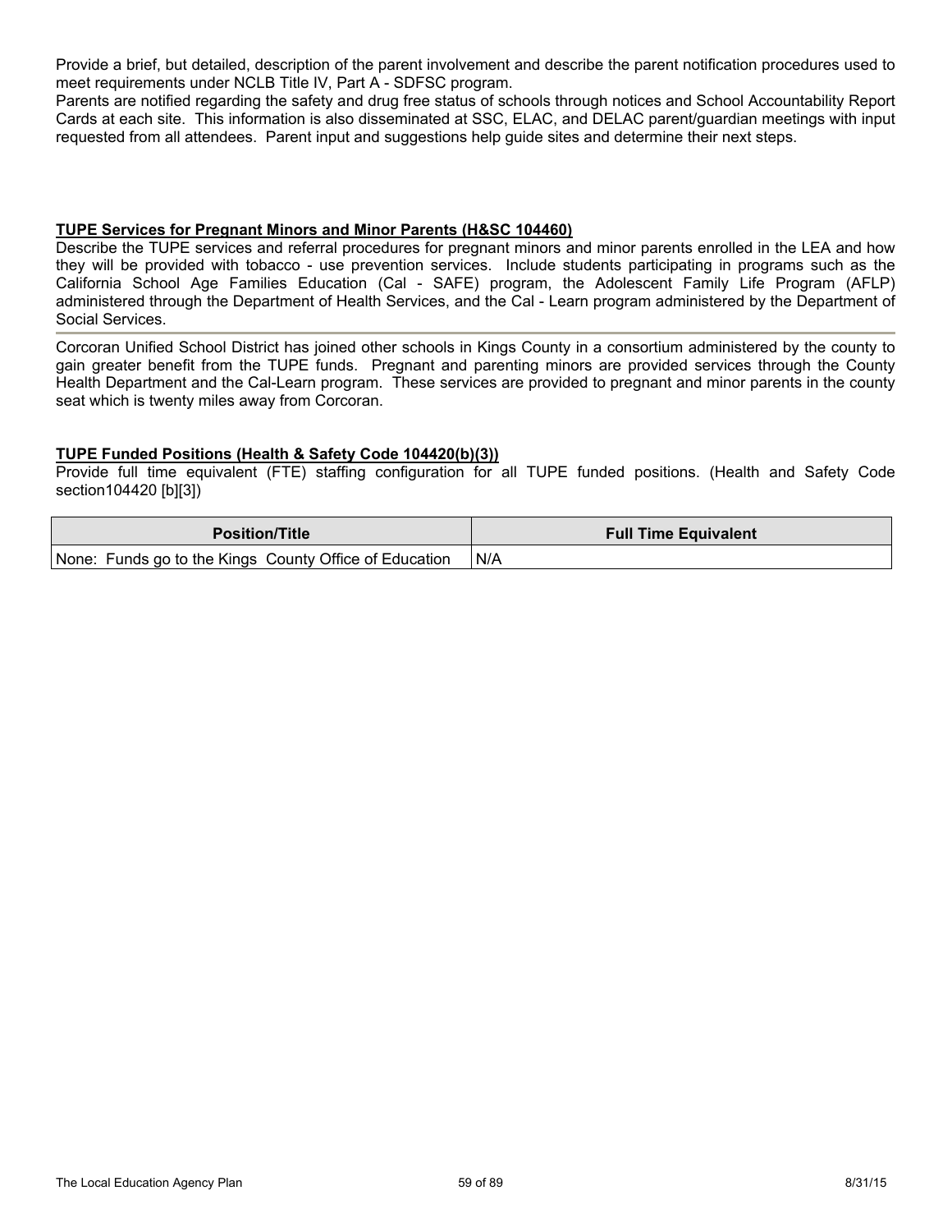Provide a brief, but detailed, description of the parent involvement and describe the parent notification procedures used to meet requirements under NCLB Title IV, Part A - SDFSC program.

Parents are notified regarding the safety and drug free status of schools through notices and School Accountability Report Cards at each site. This information is also disseminated at SSC, ELAC, and DELAC parent/guardian meetings with input requested from all attendees. Parent input and suggestions help guide sites and determine their next steps.

**TUPE Services for Pregnant Minors and Minor Parents (H&SC 104460)**

Describe the TUPE services and referral procedures for pregnant minors and minor parents enrolled in the LEA and how they will be provided with tobacco - use prevention services. Include students participating in programs such as the California School Age Families Education (Cal - SAFE) program, the Adolescent Family Life Program (AFLP) administered through the Department of Health Services, and the Cal - Learn program administered by the Department of Social Services.

Corcoran Unified School District has joined other schools in Kings County in a consortium administered by the county to gain greater benefit from the TUPE funds. Pregnant and parenting minors are provided services through the County Health Department and the Cal-Learn program. These services are provided to pregnant and minor parents in the county seat which is twenty miles away from Corcoran.

**TUPE Funded Positions (Health & Safety Code 104420(b)(3))**

Provide full time equivalent (FTE) staffing configuration for all TUPE funded positions. (Health and Safety Code section104420 [b][3])

| Position/Title | Full Time Equivalent |
|---|---|
| None: Funds go to the Kings County Office of Education | N/A |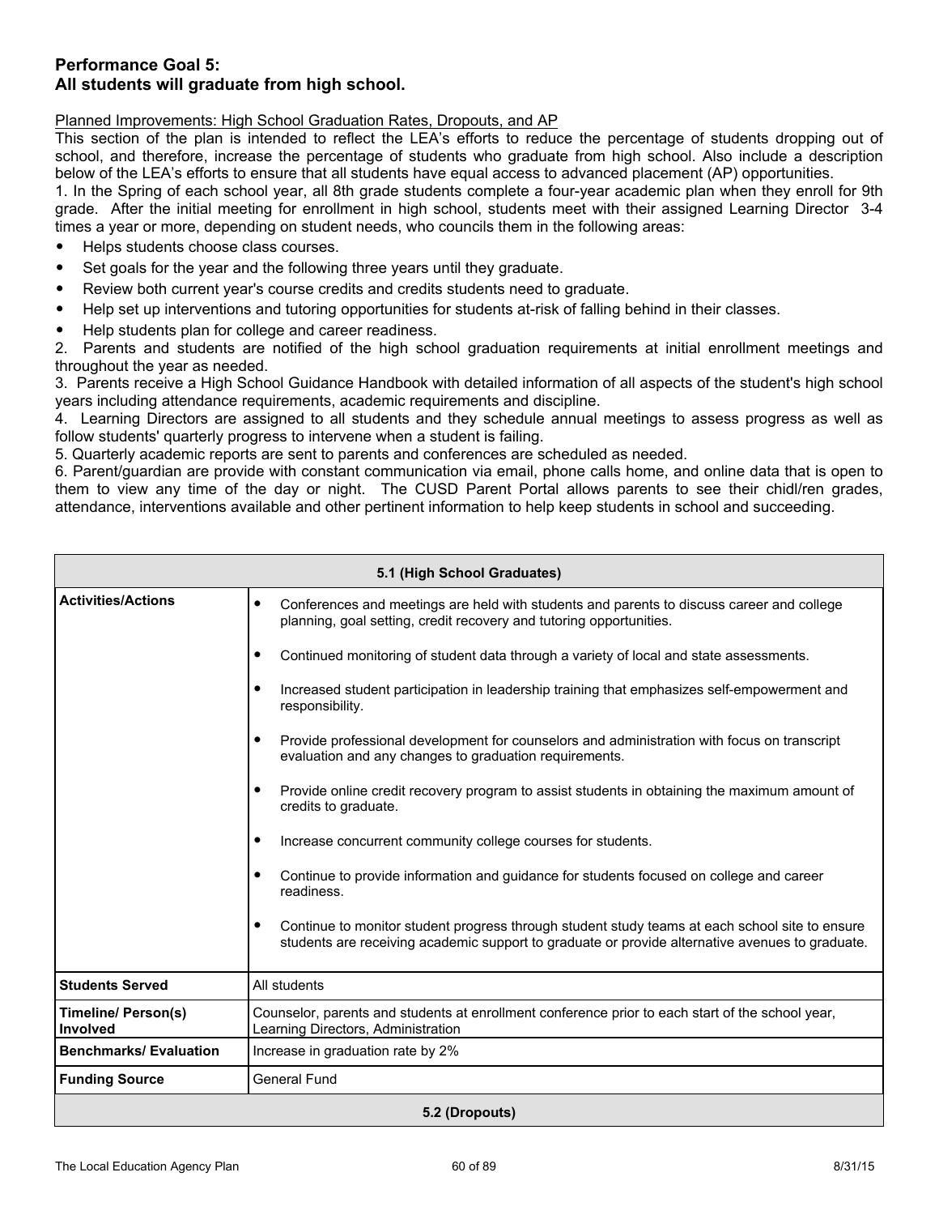## Performance Goal 5:
## All students will graduate from high school.

Planned Improvements: High School Graduation Rates, Dropouts, and AP

This section of the plan is intended to reflect the LEA's efforts to reduce the percentage of students dropping out of school, and therefore, increase the percentage of students who graduate from high school. Also include a description below of the LEA's efforts to ensure that all students have equal access to advanced placement (AP) opportunities.

1. In the Spring of each school year, all 8th grade students complete a four-year academic plan when they enroll for 9th grade. After the initial meeting for enrollment in high school, students meet with their assigned Learning Director 3-4 times a year or more, depending on student needs, who councils them in the following areas:

- Helps students choose class courses.
- Set goals for the year and the following three years until they graduate.
- Review both current year's course credits and credits students need to graduate.
- Help set up interventions and tutoring opportunities for students at-risk of falling behind in their classes.
- Help students plan for college and career readiness.

2. Parents and students are notified of the high school graduation requirements at initial enrollment meetings and throughout the year as needed.
3. Parents receive a High School Guidance Handbook with detailed information of all aspects of the student's high school years including attendance requirements, academic requirements and discipline.
4. Learning Directors are assigned to all students and they schedule annual meetings to assess progress as well as follow students' quarterly progress to intervene when a student is failing.
5. Quarterly academic reports are sent to parents and conferences are scheduled as needed.
6. Parent/guardian are provide with constant communication via email, phone calls home, and online data that is open to them to view any time of the day or night. The CUSD Parent Portal allows parents to see their chidl/ren grades, attendance, interventions available and other pertinent information to help keep students in school and succeeding.

| 5.1 (High School Graduates) | |
|---|---|
| **Activities/Actions** | • Conferences and meetings are held with students and parents to discuss career and college planning, goal setting, credit recovery and tutoring opportunities.<br>• Continued monitoring of student data through a variety of local and state assessments.<br>• Increased student participation in leadership training that emphasizes self-empowerment and responsibility.<br>• Provide professional development for counselors and administration with focus on transcript evaluation and any changes to graduation requirements.<br>• Provide online credit recovery program to assist students in obtaining the maximum amount of credits to graduate.<br>• Increase concurrent community college courses for students.<br>• Continue to provide information and guidance for students focused on college and career readiness.<br>• Continue to monitor student progress through student study teams at each school site to ensure students are receiving academic support to graduate or provide alternative avenues to graduate. |
| **Students Served** | All students |
| **Timeline/ Person(s) Involved** | Counselor, parents and students at enrollment conference prior to each start of the school year, Learning Directors, Administration |
| **Benchmarks/ Evaluation** | Increase in graduation rate by 2% |
| **Funding Source** | General Fund |
| **5.2 (Dropouts)** | |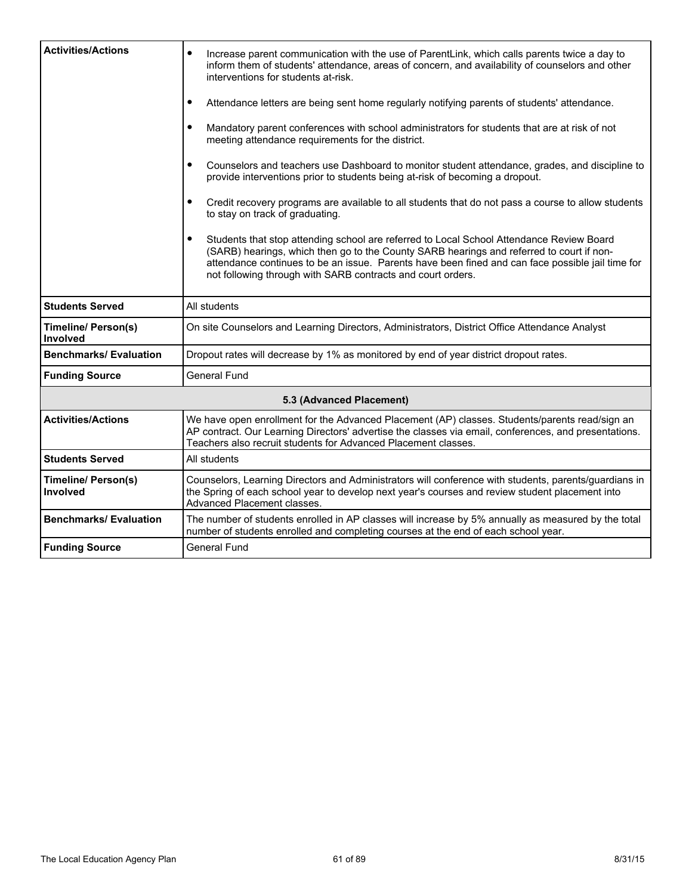| Activities/Actions | • Increase parent communication with the use of ParentLink, which calls parents twice a day to inform them of students' attendance, areas of concern, and availability of counselors and other interventions for students at-risk.<br><br>• Attendance letters are being sent home regularly notifying parents of students' attendance.<br><br>• Mandatory parent conferences with school administrators for students that are at risk of not meeting attendance requirements for the district.<br><br>• Counselors and teachers use Dashboard to monitor student attendance, grades, and discipline to provide interventions prior to students being at-risk of becoming a dropout.<br><br>• Credit recovery programs are available to all students that do not pass a course to allow students to stay on track of graduating.<br><br>• Students that stop attending school are referred to Local School Attendance Review Board (SARB) hearings, which then go to the County SARB hearings and referred to court if non-attendance continues to be an issue. Parents have been fined and can face possible jail time for not following through with SARB contracts and court orders. |
|---|---|
| **Students Served** | All students |
| **Timeline/ Person(s) Involved** | On site Counselors and Learning Directors, Administrators, District Office Attendance Analyst |
| **Benchmarks/ Evaluation** | Dropout rates will decrease by 1% as monitored by end of year district dropout rates. |
| **Funding Source** | General Fund |
| **5.3 (Advanced Placement)** | |
| **Activities/Actions** | We have open enrollment for the Advanced Placement (AP) classes. Students/parents read/sign an AP contract. Our Learning Directors' advertise the classes via email, conferences, and presentations. Teachers also recruit students for Advanced Placement classes. |
| **Students Served** | All students |
| **Timeline/ Person(s) Involved** | Counselors, Learning Directors and Administrators will conference with students, parents/guardians in the Spring of each school year to develop next year's courses and review student placement into Advanced Placement classes. |
| **Benchmarks/ Evaluation** | The number of students enrolled in AP classes will increase by 5% annually as measured by the total number of students enrolled and completing courses at the end of each school year. |
| **Funding Source** | General Fund |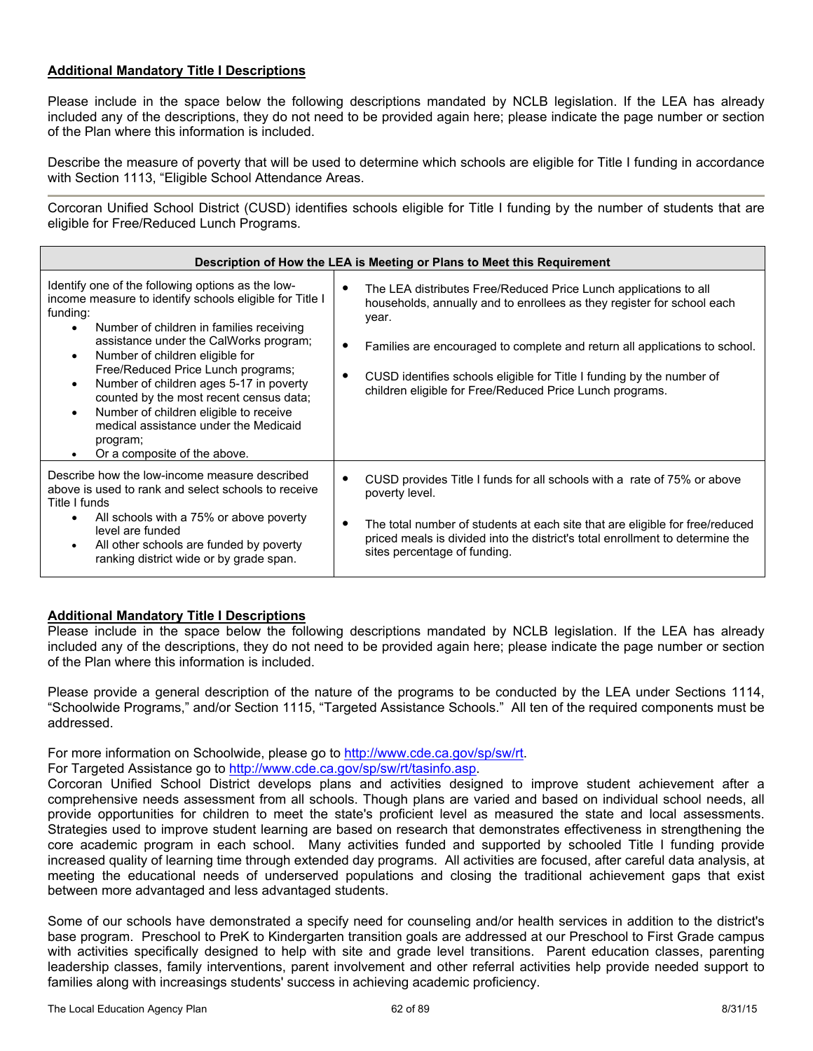**Additional Mandatory Title I Descriptions**

Please include in the space below the following descriptions mandated by NCLB legislation. If the LEA has already included any of the descriptions, they do not need to be provided again here; please indicate the page number or section of the Plan where this information is included.

Describe the measure of poverty that will be used to determine which schools are eligible for Title I funding in accordance with Section 1113, "Eligible School Attendance Areas.

---

Corcoran Unified School District (CUSD) identifies schools eligible for Title I funding by the number of students that are eligible for Free/Reduced Lunch Programs.

| Description of How the LEA is Meeting or Plans to Meet this Requirement | |
|---|---|
| Identify one of the following options as the low-income measure to identify schools eligible for Title I funding:<br>• Number of children in families receiving assistance under the CalWorks program;<br>• Number of children eligible for Free/Reduced Price Lunch programs;<br>• Number of children ages 5-17 in poverty counted by the most recent census data;<br>• Number of children eligible to receive medical assistance under the Medicaid program;<br>• Or a composite of the above. | • The LEA distributes Free/Reduced Price Lunch applications to all households, annually and to enrollees as they register for school each year.<br>• Families are encouraged to complete and return all applications to school.<br>• CUSD identifies schools eligible for Title I funding by the number of children eligible for Free/Reduced Price Lunch programs. |
| Describe how the low-income measure described above is used to rank and select schools to receive Title I funds<br>• All schools with a 75% or above poverty level are funded<br>• All other schools are funded by poverty ranking district wide or by grade span. | • CUSD provides Title I funds for all schools with a rate of 75% or above poverty level.<br>• The total number of students at each site that are eligible for free/reduced priced meals is divided into the district's total enrollment to determine the sites percentage of funding. |

**Additional Mandatory Title I Descriptions**

Please include in the space below the following descriptions mandated by NCLB legislation. If the LEA has already included any of the descriptions, they do not need to be provided again here; please indicate the page number or section of the Plan where this information is included.

Please provide a general description of the nature of the programs to be conducted by the LEA under Sections 1114, "Schoolwide Programs," and/or Section 1115, "Targeted Assistance Schools." All ten of the required components must be addressed.

For more information on Schoolwide, please go to http://www.cde.ca.gov/sp/sw/rt.
For Targeted Assistance go to http://www.cde.ca.gov/sp/sw/rt/tasinfo.asp.
Corcoran Unified School District develops plans and activities designed to improve student achievement after a comprehensive needs assessment from all schools. Though plans are varied and based on individual school needs, all provide opportunities for children to meet the state's proficient level as measured the state and local assessments. Strategies used to improve student learning are based on research that demonstrates effectiveness in strengthening the core academic program in each school. Many activities funded and supported by schooled Title I funding provide increased quality of learning time through extended day programs. All activities are focused, after careful data analysis, at meeting the educational needs of underserved populations and closing the traditional achievement gaps that exist between more advantaged and less advantaged students.

Some of our schools have demonstrated a specify need for counseling and/or health services in addition to the district's base program. Preschool to PreK to Kindergarten transition goals are addressed at our Preschool to First Grade campus with activities specifically designed to help with site and grade level transitions. Parent education classes, parenting leadership classes, family interventions, parent involvement and other referral activities help provide needed support to families along with increasings students' success in achieving academic proficiency.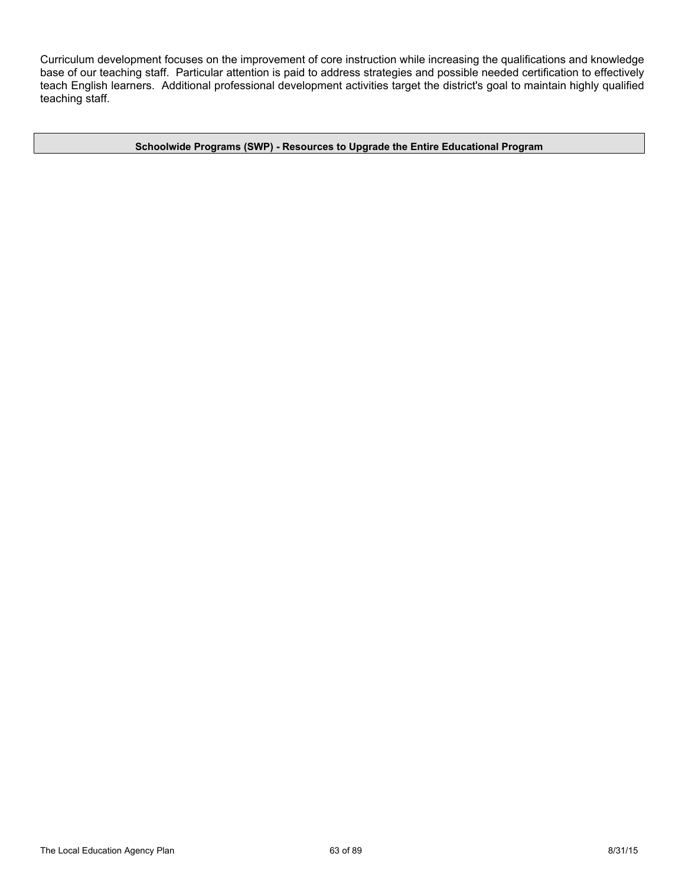Curriculum development focuses on the improvement of core instruction while increasing the qualifications and knowledge base of our teaching staff. Particular attention is paid to address strategies and possible needed certification to effectively teach English learners. Additional professional development activities target the district's goal to maintain highly qualified teaching staff.

| **Schoolwide Programs (SWP) - Resources to Upgrade the Entire Educational Program** |
| --- |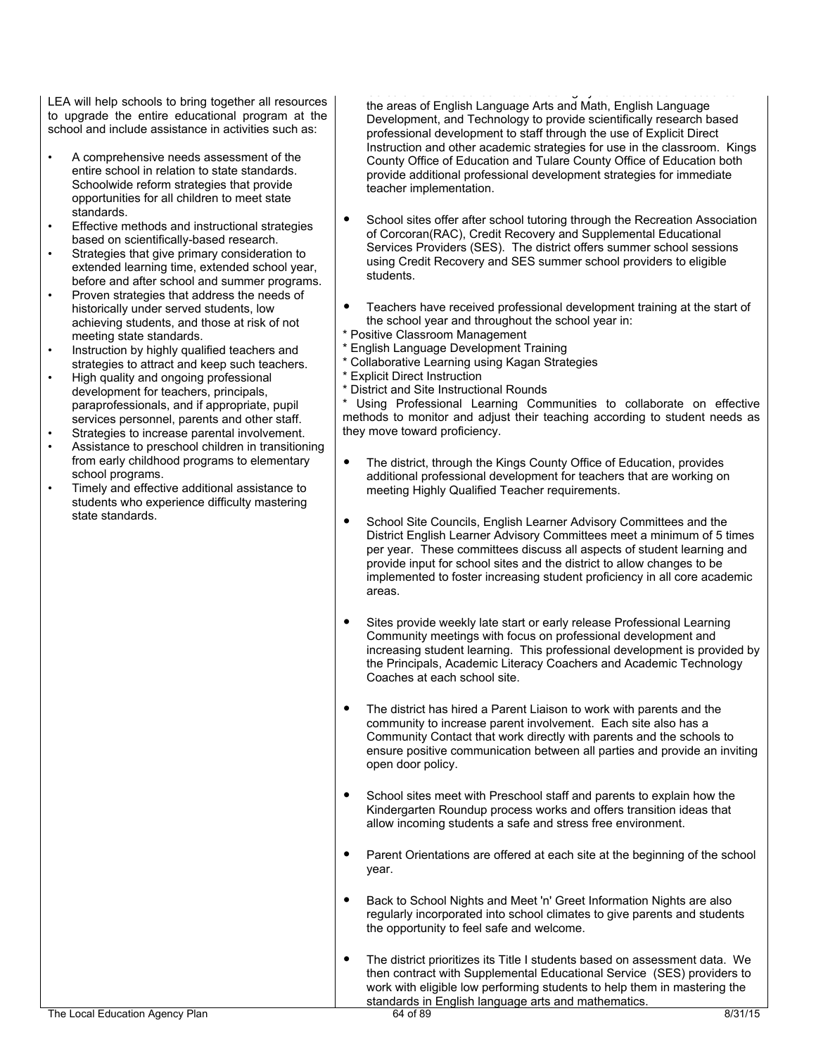| | |
|---|---|
| LEA will help schools to bring together all resources to upgrade the entire educational program at the school and include assistance in activities such as:<br><br>• A comprehensive needs assessment of the entire school in relation to state standards. Schoolwide reform strategies that provide opportunities for all children to meet state standards.<br>• Effective methods and instructional strategies based on scientifically-based research.<br>• Strategies that give primary consideration to extended learning time, extended school year, before and after school and summer programs.<br>• Proven strategies that address the needs of historically under served students, low achieving students, and those at risk of not meeting state standards.<br>• Instruction by highly qualified teachers and strategies to attract and keep such teachers.<br>• High quality and ongoing professional development for teachers, principals, paraprofessionals, and if appropriate, pupil services personnel, parents and other staff.<br>• Strategies to increase parental involvement.<br>• Assistance to preschool children in transitioning from early childhood programs to elementary school programs.<br>• Timely and effective additional assistance to students who experience difficulty mastering state standards. | the areas of English Language Arts and Math, English Language Development, and Technology to provide scientifically research based professional development to staff through the use of Explicit Direct Instruction and other academic strategies for use in the classroom. Kings County Office of Education and Tulare County Office of Education both provide additional professional development strategies for immediate teacher implementation.<br><br>• School sites offer after school tutoring through the Recreation Association of Corcoran(RAC), Credit Recovery and Supplemental Educational Services Providers (SES). The district offers summer school sessions using Credit Recovery and SES summer school providers to eligible students.<br><br>• Teachers have received professional development training at the start of the school year and throughout the school year in:<br>* Positive Classroom Management<br>* English Language Development Training<br>* Collaborative Learning using Kagan Strategies<br>* Explicit Direct Instruction<br>* District and Site Instructional Rounds<br>* Using Professional Learning Communities to collaborate on effective methods to monitor and adjust their teaching according to student needs as they move toward proficiency.<br><br>• The district, through the Kings County Office of Education, provides additional professional development for teachers that are working on meeting Highly Qualified Teacher requirements.<br><br>• School Site Councils, English Learner Advisory Committees and the District English Learner Advisory Committees meet a minimum of 5 times per year. These committees discuss all aspects of student learning and provide input for school sites and the district to allow changes to be implemented to foster increasing student proficiency in all core academic areas.<br><br>• Sites provide weekly late start or early release Professional Learning Community meetings with focus on professional development and increasing student learning. This professional development is provided by the Principals, Academic Literacy Coachers and Academic Technology Coaches at each school site.<br><br>• The district has hired a Parent Liaison to work with parents and the community to increase parent involvement. Each site also has a Community Contact that work directly with parents and the schools to ensure positive communication between all parties and provide an inviting open door policy.<br><br>• School sites meet with Preschool staff and parents to explain how the Kindergarten Roundup process works and offers transition ideas that allow incoming students a safe and stress free environment.<br><br>• Parent Orientations are offered at each site at the beginning of the school year.<br><br>• Back to School Nights and Meet 'n' Greet Information Nights are also regularly incorporated into school climates to give parents and students the opportunity to feel safe and welcome.<br><br>• The district prioritizes its Title I students based on assessment data. We then contract with Supplemental Educational Service (SES) providers to work with eligible low performing students to help them in mastering the standards in English language arts and mathematics. |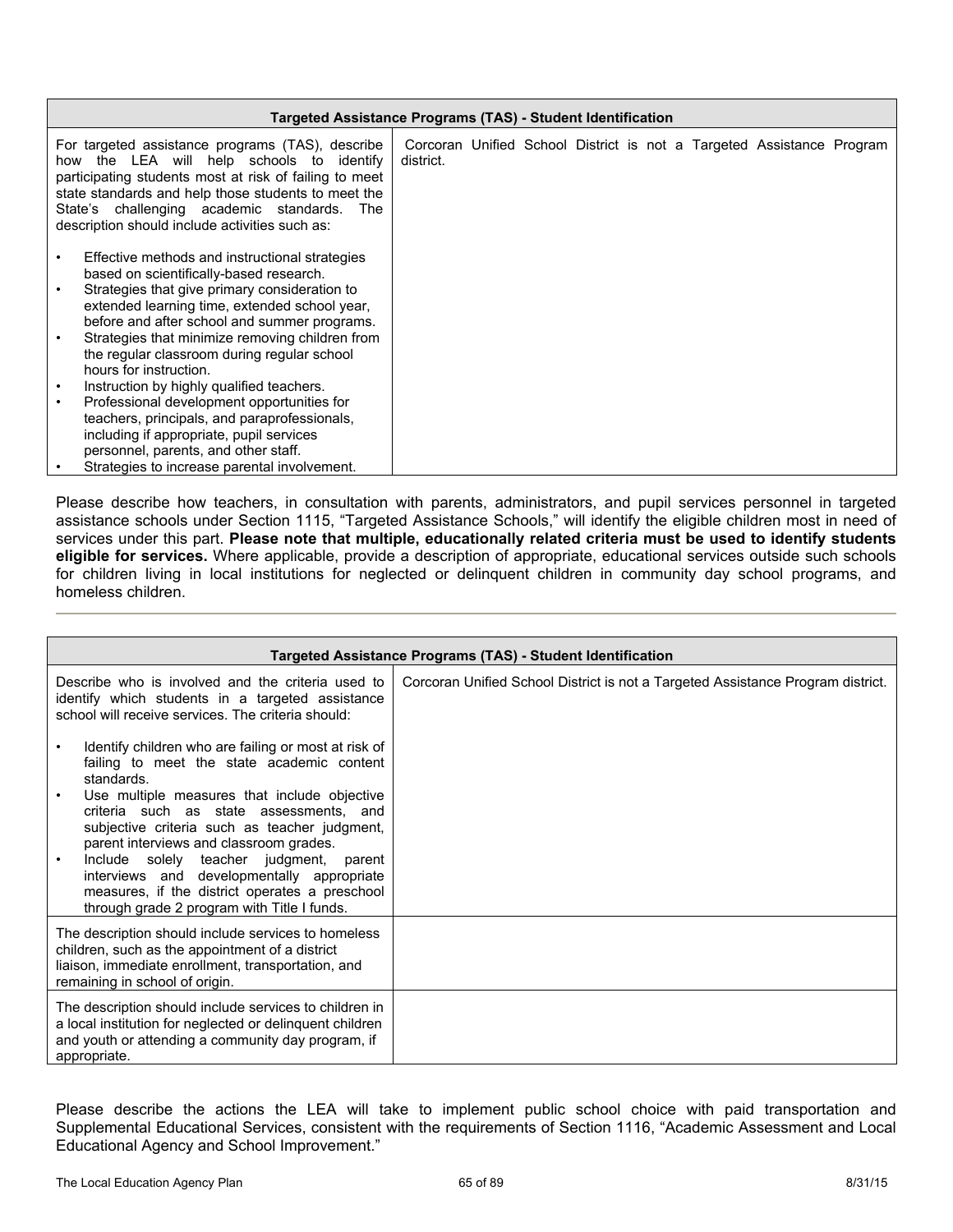| Targeted Assistance Programs (TAS) - Student Identification | |
|---|---|
| For targeted assistance programs (TAS), describe how the LEA will help schools to identify participating students most at risk of failing to meet state standards and help those students to meet the State's challenging academic standards. The description should include activities such as:<br><br>• Effective methods and instructional strategies based on scientifically-based research.<br>• Strategies that give primary consideration to extended learning time, extended school year, before and after school and summer programs.<br>• Strategies that minimize removing children from the regular classroom during regular school hours for instruction.<br>• Instruction by highly qualified teachers.<br>• Professional development opportunities for teachers, principals, and paraprofessionals, including if appropriate, pupil services personnel, parents, and other staff.<br>• Strategies to increase parental involvement. | Corcoran Unified School District is not a Targeted Assistance Program district. |

Please describe how teachers, in consultation with parents, administrators, and pupil services personnel in targeted assistance schools under Section 1115, "Targeted Assistance Schools," will identify the eligible children most in need of services under this part. **Please note that multiple, educationally related criteria must be used to identify students eligible for services.** Where applicable, provide a description of appropriate, educational services outside such schools for children living in local institutions for neglected or delinquent children in community day school programs, and homeless children.

---

| Targeted Assistance Programs (TAS) - Student Identification | |
|---|---|
| Describe who is involved and the criteria used to identify which students in a targeted assistance school will receive services. The criteria should:<br><br>• Identify children who are failing or most at risk of failing to meet the state academic content standards.<br>• Use multiple measures that include objective criteria such as state assessments, and subjective criteria such as teacher judgment, parent interviews and classroom grades.<br>• Include solely teacher judgment, parent interviews and developmentally appropriate measures, if the district operates a preschool through grade 2 program with Title I funds. | Corcoran Unified School District is not a Targeted Assistance Program district. |
| The description should include services to homeless children, such as the appointment of a district liaison, immediate enrollment, transportation, and remaining in school of origin. | |
| The description should include services to children in a local institution for neglected or delinquent children and youth or attending a community day program, if appropriate. | |

Please describe the actions the LEA will take to implement public school choice with paid transportation and Supplemental Educational Services, consistent with the requirements of Section 1116, "Academic Assessment and Local Educational Agency and School Improvement."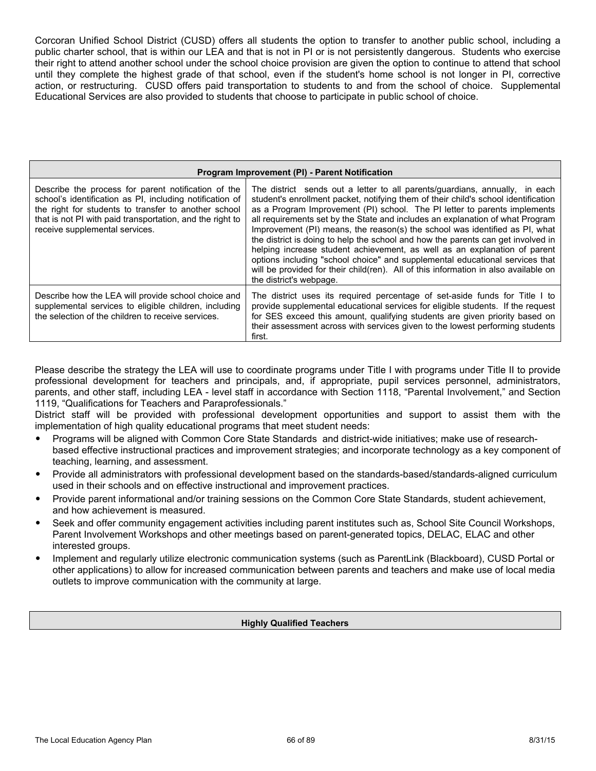Corcoran Unified School District (CUSD) offers all students the option to transfer to another public school, including a public charter school, that is within our LEA and that is not in PI or is not persistently dangerous. Students who exercise their right to attend another school under the school choice provision are given the option to continue to attend that school until they complete the highest grade of that school, even if the student's home school is not longer in PI, corrective action, or restructuring. CUSD offers paid transportation to students to and from the school of choice. Supplemental Educational Services are also provided to students that choose to participate in public school of choice.

| Program Improvement (PI) - Parent Notification | |
|---|---|
| Describe the process for parent notification of the school's identification as PI, including notification of the right for students to transfer to another school that is not PI with paid transportation, and the right to receive supplemental services. | The district sends out a letter to all parents/guardians, annually, in each student's enrollment packet, notifying them of their child's school identification as a Program Improvement (PI) school. The PI letter to parents implements all requirements set by the State and includes an explanation of what Program Improvement (PI) means, the reason(s) the school was identified as PI, what the district is doing to help the school and how the parents can get involved in helping increase student achievement, as well as an explanation of parent options including "school choice" and supplemental educational services that will be provided for their child(ren). All of this information in also available on the district's webpage. |
| Describe how the LEA will provide school choice and supplemental services to eligible children, including the selection of the children to receive services. | The district uses its required percentage of set-aside funds for Title I to provide supplemental educational services for eligible students. If the request for SES exceed this amount, qualifying students are given priority based on their assessment across with services given to the lowest performing students first. |

Please describe the strategy the LEA will use to coordinate programs under Title I with programs under Title II to provide professional development for teachers and principals, and, if appropriate, pupil services personnel, administrators, parents, and other staff, including LEA - level staff in accordance with Section 1118, "Parental Involvement," and Section 1119, "Qualifications for Teachers and Paraprofessionals."

District staff will be provided with professional development opportunities and support to assist them with the implementation of high quality educational programs that meet student needs:

- Programs will be aligned with Common Core State Standards and district-wide initiatives; make use of research-based effective instructional practices and improvement strategies; and incorporate technology as a key component of teaching, learning, and assessment.
- Provide all administrators with professional development based on the standards-based/standards-aligned curriculum used in their schools and on effective instructional and improvement practices.
- Provide parent informational and/or training sessions on the Common Core State Standards, student achievement, and how achievement is measured.
- Seek and offer community engagement activities including parent institutes such as, School Site Council Workshops, Parent Involvement Workshops and other meetings based on parent-generated topics, DELAC, ELAC and other interested groups.
- Implement and regularly utilize electronic communication systems (such as ParentLink (Blackboard), CUSD Portal or other applications) to allow for increased communication between parents and teachers and make use of local media outlets to improve communication with the community at large.

| Highly Qualified Teachers |
|---|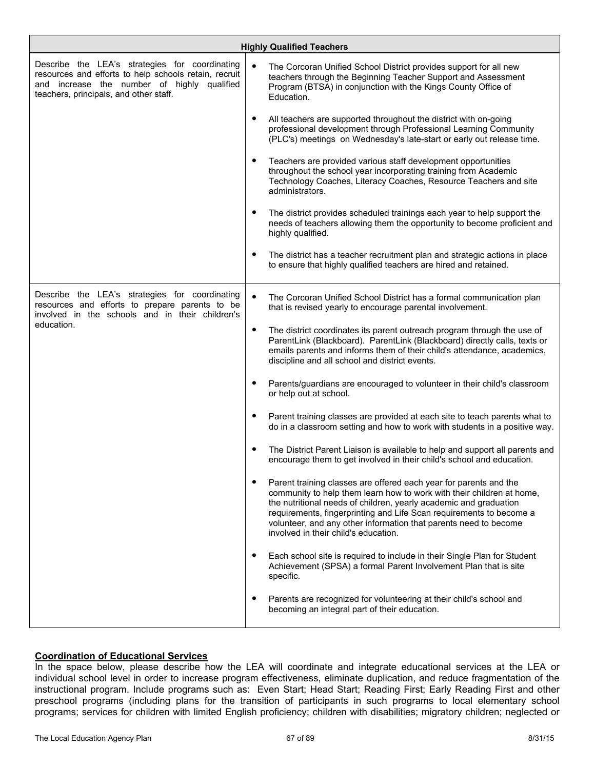| Highly Qualified Teachers | |
|---|---|
| Describe the LEA's strategies for coordinating resources and efforts to help schools retain, recruit and increase the number of highly qualified teachers, principals, and other staff. | • The Corcoran Unified School District provides support for all new teachers through the Beginning Teacher Support and Assessment Program (BTSA) in conjunction with the Kings County Office of Education.<br><br>• All teachers are supported throughout the district with on-going professional development through Professional Learning Community (PLC's) meetings on Wednesday's late-start or early out release time.<br><br>• Teachers are provided various staff development opportunities throughout the school year incorporating training from Academic Technology Coaches, Literacy Coaches, Resource Teachers and site administrators.<br><br>• The district provides scheduled trainings each year to help support the needs of teachers allowing them the opportunity to become proficient and highly qualified.<br><br>• The district has a teacher recruitment plan and strategic actions in place to ensure that highly qualified teachers are hired and retained. |
| Describe the LEA's strategies for coordinating resources and efforts to prepare parents to be involved in the schools and in their children's education. | • The Corcoran Unified School District has a formal communication plan that is revised yearly to encourage parental involvement.<br><br>• The district coordinates its parent outreach program through the use of ParentLink (Blackboard). ParentLink (Blackboard) directly calls, texts or emails parents and informs them of their child's attendance, academics, discipline and all school and district events.<br><br>• Parents/guardians are encouraged to volunteer in their child's classroom or help out at school.<br><br>• Parent training classes are provided at each site to teach parents what to do in a classroom setting and how to work with students in a positive way.<br><br>• The District Parent Liaison is available to help and support all parents and encourage them to get involved in their child's school and education.<br><br>• Parent training classes are offered each year for parents and the community to help them learn how to work with their children at home, the nutritional needs of children, yearly academic and graduation requirements, fingerprinting and Life Scan requirements to become a volunteer, and any other information that parents need to become involved in their child's education.<br><br>• Each school site is required to include in their Single Plan for Student Achievement (SPSA) a formal Parent Involvement Plan that is site specific.<br><br>• Parents are recognized for volunteering at their child's school and becoming an integral part of their education. |

**Coordination of Educational Services**

In the space below, please describe how the LEA will coordinate and integrate educational services at the LEA or individual school level in order to increase program effectiveness, eliminate duplication, and reduce fragmentation of the instructional program. Include programs such as: Even Start; Head Start; Reading First; Early Reading First and other preschool programs (including plans for the transition of participants in such programs to local elementary school programs; services for children with limited English proficiency; children with disabilities; migratory children; neglected or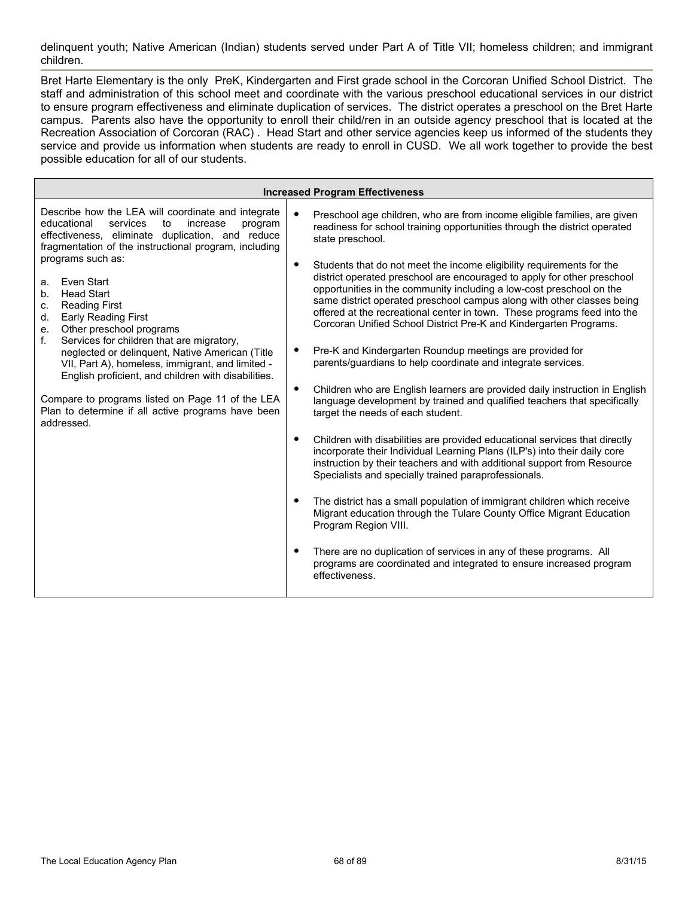delinquent youth; Native American (Indian) students served under Part A of Title VII; homeless children; and immigrant children.

Bret Harte Elementary is the only PreK, Kindergarten and First grade school in the Corcoran Unified School District. The staff and administration of this school meet and coordinate with the various preschool educational services in our district to ensure program effectiveness and eliminate duplication of services. The district operates a preschool on the Bret Harte campus. Parents also have the opportunity to enroll their child/ren in an outside agency preschool that is located at the Recreation Association of Corcoran (RAC) . Head Start and other service agencies keep us informed of the students they service and provide us information when students are ready to enroll in CUSD. We all work together to provide the best possible education for all of our students.

| Increased Program Effectiveness | |
|---|---|
| Describe how the LEA will coordinate and integrate educational services to increase program effectiveness, eliminate duplication, and reduce fragmentation of the instructional program, including programs such as:<br><br>a. Even Start<br>b. Head Start<br>c. Reading First<br>d. Early Reading First<br>e. Other preschool programs<br>f. Services for children that are migratory, neglected or delinquent, Native American (Title VII, Part A), homeless, immigrant, and limited - English proficient, and children with disabilities.<br><br>Compare to programs listed on Page 11 of the LEA Plan to determine if all active programs have been addressed. | • Preschool age children, who are from income eligible families, are given readiness for school training opportunities through the district operated state preschool.<br><br>• Students that do not meet the income eligibility requirements for the district operated preschool are encouraged to apply for other preschool opportunities in the community including a low-cost preschool on the same district operated preschool campus along with other classes being offered at the recreational center in town. These programs feed into the Corcoran Unified School District Pre-K and Kindergarten Programs.<br><br>• Pre-K and Kindergarten Roundup meetings are provided for parents/guardians to help coordinate and integrate services.<br><br>• Children who are English learners are provided daily instruction in English language development by trained and qualified teachers that specifically target the needs of each student.<br><br>• Children with disabilities are provided educational services that directly incorporate their Individual Learning Plans (ILP's) into their daily core instruction by their teachers and with additional support from Resource Specialists and specially trained paraprofessionals.<br><br>• The district has a small population of immigrant children which receive Migrant education through the Tulare County Office Migrant Education Program Region VIII.<br><br>• There are no duplication of services in any of these programs. All programs are coordinated and integrated to ensure increased program effectiveness. |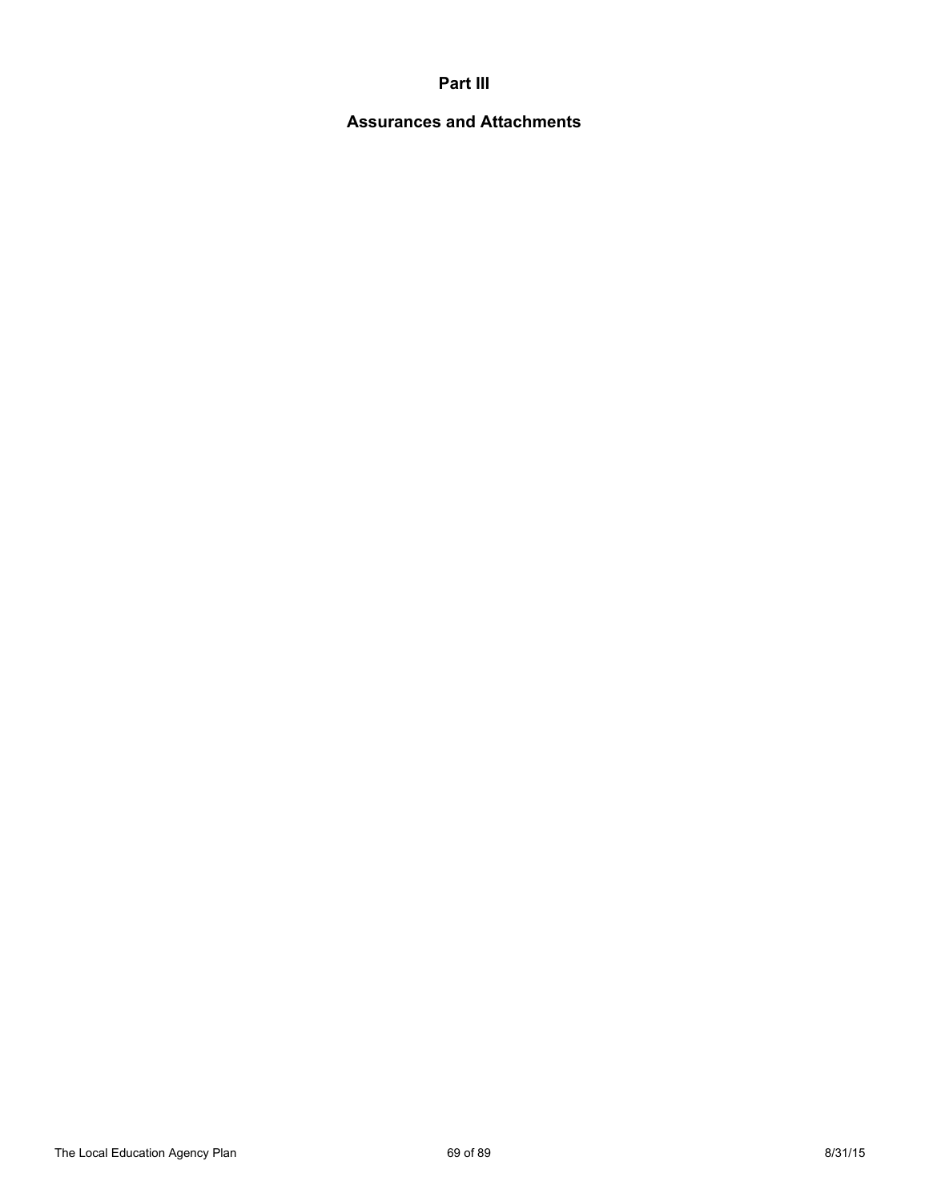# Part III

## Assurances and Attachments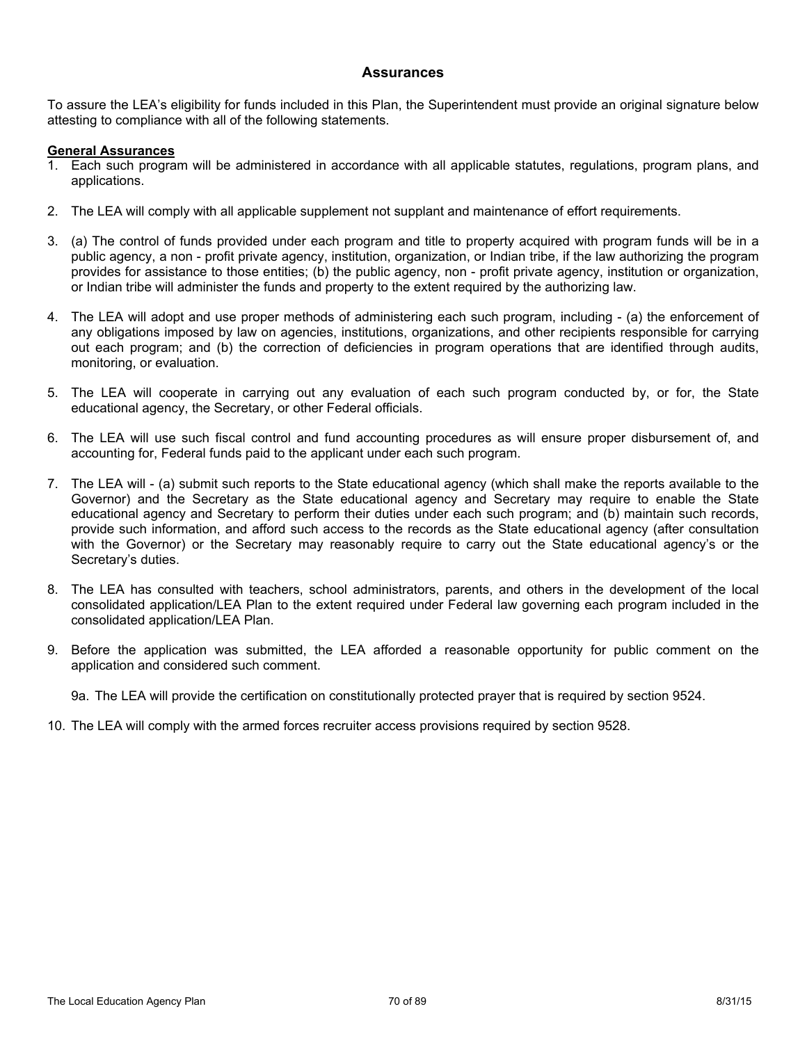## Assurances

To assure the LEA's eligibility for funds included in this Plan, the Superintendent must provide an original signature below attesting to compliance with all of the following statements.

**General Assurances**

1. Each such program will be administered in accordance with all applicable statutes, regulations, program plans, and applications.

2. The LEA will comply with all applicable supplement not supplant and maintenance of effort requirements.

3. (a) The control of funds provided under each program and title to property acquired with program funds will be in a public agency, a non - profit private agency, institution, organization, or Indian tribe, if the law authorizing the program provides for assistance to those entities; (b) the public agency, non - profit private agency, institution or organization, or Indian tribe will administer the funds and property to the extent required by the authorizing law.

4. The LEA will adopt and use proper methods of administering each such program, including - (a) the enforcement of any obligations imposed by law on agencies, institutions, organizations, and other recipients responsible for carrying out each program; and (b) the correction of deficiencies in program operations that are identified through audits, monitoring, or evaluation.

5. The LEA will cooperate in carrying out any evaluation of each such program conducted by, or for, the State educational agency, the Secretary, or other Federal officials.

6. The LEA will use such fiscal control and fund accounting procedures as will ensure proper disbursement of, and accounting for, Federal funds paid to the applicant under each such program.

7. The LEA will - (a) submit such reports to the State educational agency (which shall make the reports available to the Governor) and the Secretary as the State educational agency and Secretary may require to enable the State educational agency and Secretary to perform their duties under each such program; and (b) maintain such records, provide such information, and afford such access to the records as the State educational agency (after consultation with the Governor) or the Secretary may reasonably require to carry out the State educational agency's or the Secretary's duties.

8. The LEA has consulted with teachers, school administrators, parents, and others in the development of the local consolidated application/LEA Plan to the extent required under Federal law governing each program included in the consolidated application/LEA Plan.

9. Before the application was submitted, the LEA afforded a reasonable opportunity for public comment on the application and considered such comment.

   9a. The LEA will provide the certification on constitutionally protected prayer that is required by section 9524.

10. The LEA will comply with the armed forces recruiter access provisions required by section 9528.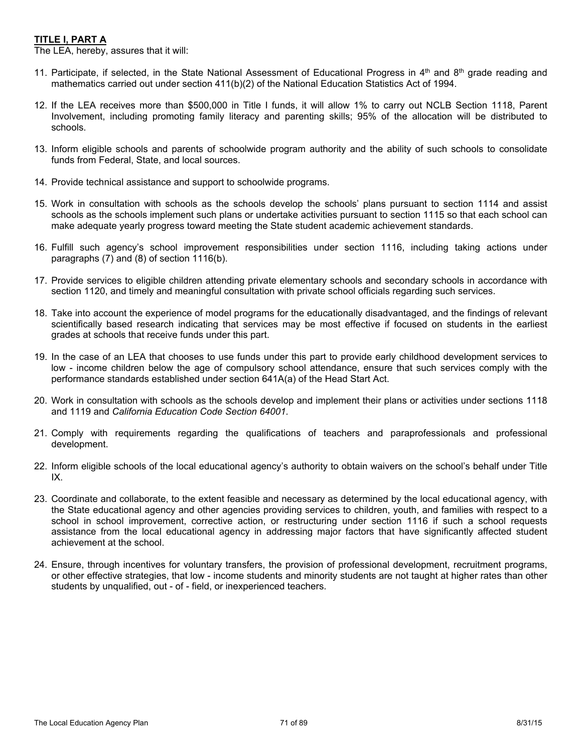**TITLE I, PART A**

The LEA, hereby, assures that it will:

11. Participate, if selected, in the State National Assessment of Educational Progress in 4th and 8th grade reading and mathematics carried out under section 411(b)(2) of the National Education Statistics Act of 1994.

12. If the LEA receives more than $500,000 in Title I funds, it will allow 1% to carry out NCLB Section 1118, Parent Involvement, including promoting family literacy and parenting skills; 95% of the allocation will be distributed to schools.

13. Inform eligible schools and parents of schoolwide program authority and the ability of such schools to consolidate funds from Federal, State, and local sources.

14. Provide technical assistance and support to schoolwide programs.

15. Work in consultation with schools as the schools develop the schools' plans pursuant to section 1114 and assist schools as the schools implement such plans or undertake activities pursuant to section 1115 so that each school can make adequate yearly progress toward meeting the State student academic achievement standards.

16. Fulfill such agency's school improvement responsibilities under section 1116, including taking actions under paragraphs (7) and (8) of section 1116(b).

17. Provide services to eligible children attending private elementary schools and secondary schools in accordance with section 1120, and timely and meaningful consultation with private school officials regarding such services.

18. Take into account the experience of model programs for the educationally disadvantaged, and the findings of relevant scientifically based research indicating that services may be most effective if focused on students in the earliest grades at schools that receive funds under this part.

19. In the case of an LEA that chooses to use funds under this part to provide early childhood development services to low - income children below the age of compulsory school attendance, ensure that such services comply with the performance standards established under section 641A(a) of the Head Start Act.

20. Work in consultation with schools as the schools develop and implement their plans or activities under sections 1118 and 1119 and *California Education Code Section 64001*.

21. Comply with requirements regarding the qualifications of teachers and paraprofessionals and professional development.

22. Inform eligible schools of the local educational agency's authority to obtain waivers on the school's behalf under Title IX.

23. Coordinate and collaborate, to the extent feasible and necessary as determined by the local educational agency, with the State educational agency and other agencies providing services to children, youth, and families with respect to a school in school improvement, corrective action, or restructuring under section 1116 if such a school requests assistance from the local educational agency in addressing major factors that have significantly affected student achievement at the school.

24. Ensure, through incentives for voluntary transfers, the provision of professional development, recruitment programs, or other effective strategies, that low - income students and minority students are not taught at higher rates than other students by unqualified, out - of - field, or inexperienced teachers.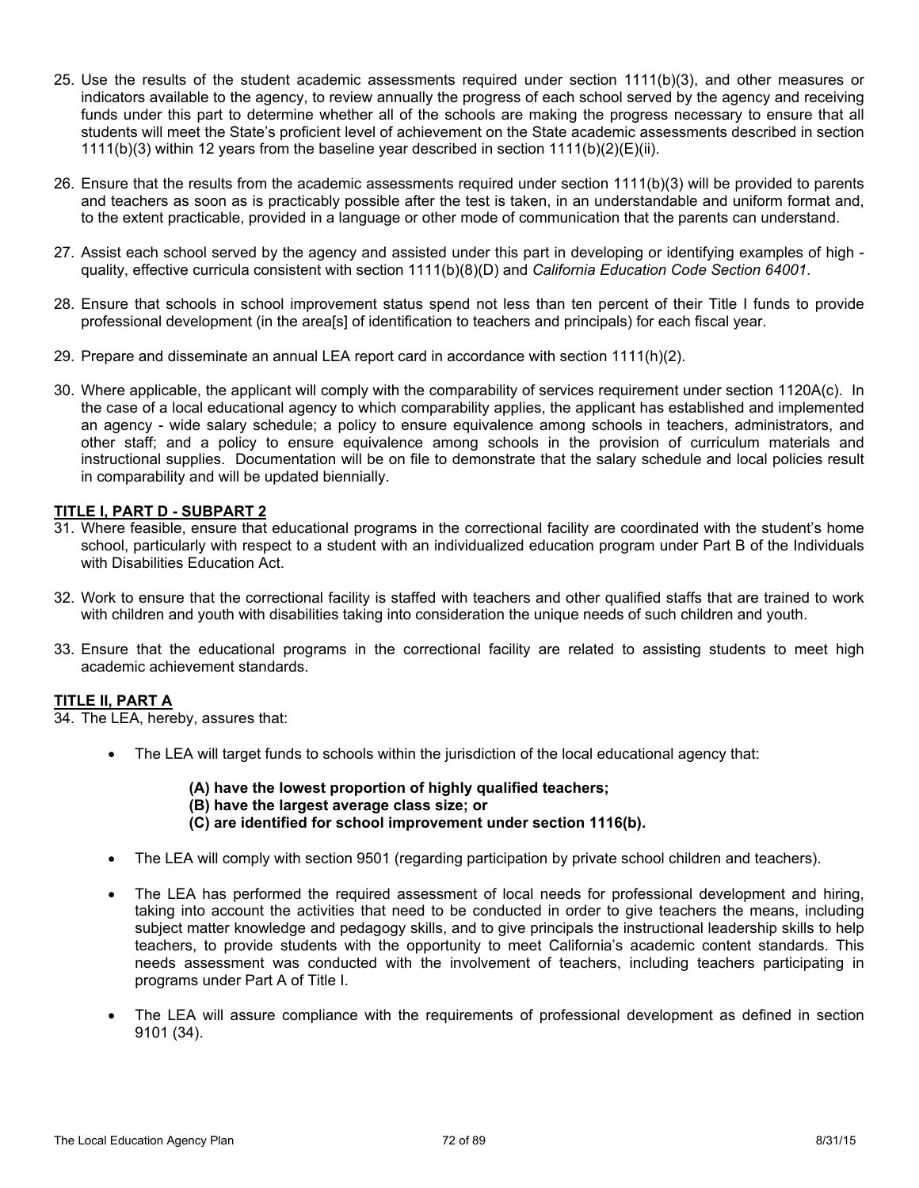25. Use the results of the student academic assessments required under section 1111(b)(3), and other measures or indicators available to the agency, to review annually the progress of each school served by the agency and receiving funds under this part to determine whether all of the schools are making the progress necessary to ensure that all students will meet the State's proficient level of achievement on the State academic assessments described in section 1111(b)(3) within 12 years from the baseline year described in section 1111(b)(2)(E)(ii).

26. Ensure that the results from the academic assessments required under section 1111(b)(3) will be provided to parents and teachers as soon as is practicably possible after the test is taken, in an understandable and uniform format and, to the extent practicable, provided in a language or other mode of communication that the parents can understand.

27. Assist each school served by the agency and assisted under this part in developing or identifying examples of high - quality, effective curricula consistent with section 1111(b)(8)(D) and *California Education Code Section 64001*.

28. Ensure that schools in school improvement status spend not less than ten percent of their Title I funds to provide professional development (in the area[s] of identification to teachers and principals) for each fiscal year.

29. Prepare and disseminate an annual LEA report card in accordance with section 1111(h)(2).

30. Where applicable, the applicant will comply with the comparability of services requirement under section 1120A(c). In the case of a local educational agency to which comparability applies, the applicant has established and implemented an agency - wide salary schedule; a policy to ensure equivalence among schools in teachers, administrators, and other staff; and a policy to ensure equivalence among schools in the provision of curriculum materials and instructional supplies. Documentation will be on file to demonstrate that the salary schedule and local policies result in comparability and will be updated biennially.

**TITLE I, PART D - SUBPART 2**

31. Where feasible, ensure that educational programs in the correctional facility are coordinated with the student's home school, particularly with respect to a student with an individualized education program under Part B of the Individuals with Disabilities Education Act.

32. Work to ensure that the correctional facility is staffed with teachers and other qualified staffs that are trained to work with children and youth with disabilities taking into consideration the unique needs of such children and youth.

33. Ensure that the educational programs in the correctional facility are related to assisting students to meet high academic achievement standards.

**TITLE II, PART A**

34. The LEA, hereby, assures that:

- The LEA will target funds to schools within the jurisdiction of the local educational agency that:

  **(A) have the lowest proportion of highly qualified teachers;**
  **(B) have the largest average class size; or**
  **(C) are identified for school improvement under section 1116(b).**

- The LEA will comply with section 9501 (regarding participation by private school children and teachers).

- The LEA has performed the required assessment of local needs for professional development and hiring, taking into account the activities that need to be conducted in order to give teachers the means, including subject matter knowledge and pedagogy skills, and to give principals the instructional leadership skills to help teachers, to provide students with the opportunity to meet California's academic content standards. This needs assessment was conducted with the involvement of teachers, including teachers participating in programs under Part A of Title I.

- The LEA will assure compliance with the requirements of professional development as defined in section 9101 (34).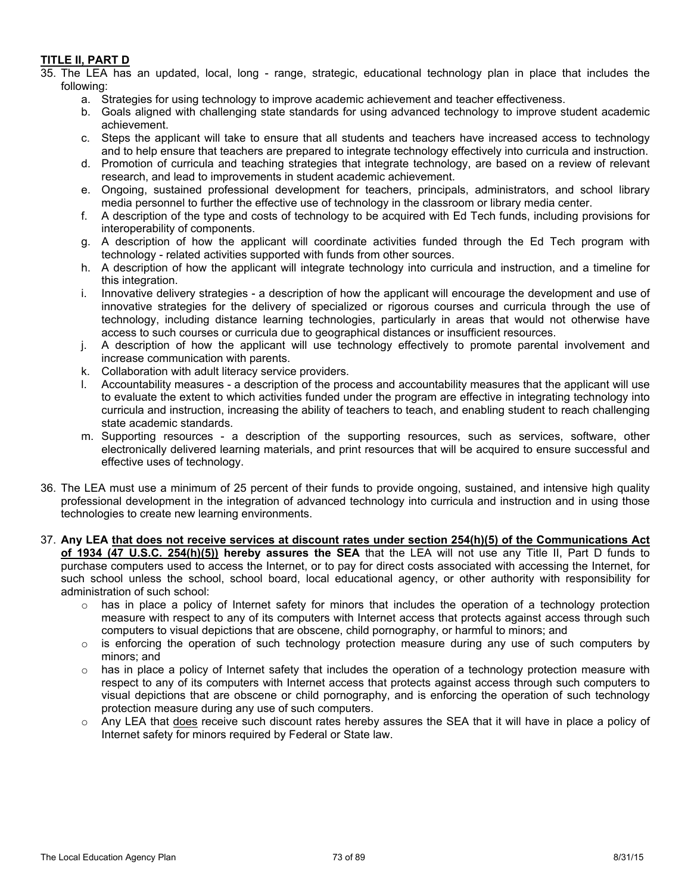**<u>TITLE II, PART D</u>**

35. The LEA has an updated, local, long - range, strategic, educational technology plan in place that includes the following:
    a. Strategies for using technology to improve academic achievement and teacher effectiveness.
    b. Goals aligned with challenging state standards for using advanced technology to improve student academic achievement.
    c. Steps the applicant will take to ensure that all students and teachers have increased access to technology and to help ensure that teachers are prepared to integrate technology effectively into curricula and instruction.
    d. Promotion of curricula and teaching strategies that integrate technology, are based on a review of relevant research, and lead to improvements in student academic achievement.
    e. Ongoing, sustained professional development for teachers, principals, administrators, and school library media personnel to further the effective use of technology in the classroom or library media center.
    f. A description of the type and costs of technology to be acquired with Ed Tech funds, including provisions for interoperability of components.
    g. A description of how the applicant will coordinate activities funded through the Ed Tech program with technology - related activities supported with funds from other sources.
    h. A description of how the applicant will integrate technology into curricula and instruction, and a timeline for this integration.
    i. Innovative delivery strategies - a description of how the applicant will encourage the development and use of innovative strategies for the delivery of specialized or rigorous courses and curricula through the use of technology, including distance learning technologies, particularly in areas that would not otherwise have access to such courses or curricula due to geographical distances or insufficient resources.
    j. A description of how the applicant will use technology effectively to promote parental involvement and increase communication with parents.
    k. Collaboration with adult literacy service providers.
    l. Accountability measures - a description of the process and accountability measures that the applicant will use to evaluate the extent to which activities funded under the program are effective in integrating technology into curricula and instruction, increasing the ability of teachers to teach, and enabling student to reach challenging state academic standards.
    m. Supporting resources - a description of the supporting resources, such as services, software, other electronically delivered learning materials, and print resources that will be acquired to ensure successful and effective uses of technology.

36. The LEA must use a minimum of 25 percent of their funds to provide ongoing, sustained, and intensive high quality professional development in the integration of advanced technology into curricula and instruction and in using those technologies to create new learning environments.

37. **Any LEA <u>that does not receive services at discount rates under section 254(h)(5) of the Communications Act of 1934 (47 U.S.C. 254(h)(5))</u> hereby assures the SEA** that the LEA will not use any Title II, Part D funds to purchase computers used to access the Internet, or to pay for direct costs associated with accessing the Internet, for such school unless the school, school board, local educational agency, or other authority with responsibility for administration of such school:
    - has in place a policy of Internet safety for minors that includes the operation of a technology protection measure with respect to any of its computers with Internet access that protects against access through such computers to visual depictions that are obscene, child pornography, or harmful to minors; and
    - is enforcing the operation of such technology protection measure during any use of such computers by minors; and
    - has in place a policy of Internet safety that includes the operation of a technology protection measure with respect to any of its computers with Internet access that protects against access through such computers to visual depictions that are obscene or child pornography, and is enforcing the operation of such technology protection measure during any use of such computers.
    - Any LEA that <u>does</u> receive such discount rates hereby assures the SEA that it will have in place a policy of Internet safety for minors required by Federal or State law.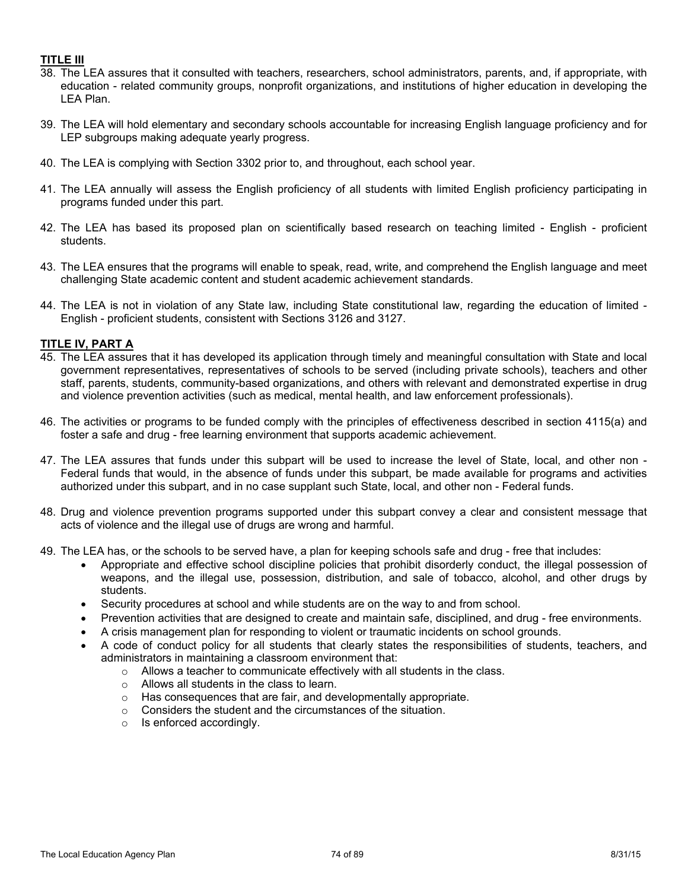**TITLE III**

38. The LEA assures that it consulted with teachers, researchers, school administrators, parents, and, if appropriate, with education - related community groups, nonprofit organizations, and institutions of higher education in developing the LEA Plan.

39. The LEA will hold elementary and secondary schools accountable for increasing English language proficiency and for LEP subgroups making adequate yearly progress.

40. The LEA is complying with Section 3302 prior to, and throughout, each school year.

41. The LEA annually will assess the English proficiency of all students with limited English proficiency participating in programs funded under this part.

42. The LEA has based its proposed plan on scientifically based research on teaching limited - English - proficient students.

43. The LEA ensures that the programs will enable to speak, read, write, and comprehend the English language and meet challenging State academic content and student academic achievement standards.

44. The LEA is not in violation of any State law, including State constitutional law, regarding the education of limited - English - proficient students, consistent with Sections 3126 and 3127.

**TITLE IV, PART A**

45. The LEA assures that it has developed its application through timely and meaningful consultation with State and local government representatives, representatives of schools to be served (including private schools), teachers and other staff, parents, students, community-based organizations, and others with relevant and demonstrated expertise in drug and violence prevention activities (such as medical, mental health, and law enforcement professionals).

46. The activities or programs to be funded comply with the principles of effectiveness described in section 4115(a) and foster a safe and drug - free learning environment that supports academic achievement.

47. The LEA assures that funds under this subpart will be used to increase the level of State, local, and other non - Federal funds that would, in the absence of funds under this subpart, be made available for programs and activities authorized under this subpart, and in no case supplant such State, local, and other non - Federal funds.

48. Drug and violence prevention programs supported under this subpart convey a clear and consistent message that acts of violence and the illegal use of drugs are wrong and harmful.

49. The LEA has, or the schools to be served have, a plan for keeping schools safe and drug - free that includes:
    - Appropriate and effective school discipline policies that prohibit disorderly conduct, the illegal possession of weapons, and the illegal use, possession, distribution, and sale of tobacco, alcohol, and other drugs by students.
    - Security procedures at school and while students are on the way to and from school.
    - Prevention activities that are designed to create and maintain safe, disciplined, and drug - free environments.
    - A crisis management plan for responding to violent or traumatic incidents on school grounds.
    - A code of conduct policy for all students that clearly states the responsibilities of students, teachers, and administrators in maintaining a classroom environment that:
        - Allows a teacher to communicate effectively with all students in the class.
        - Allows all students in the class to learn.
        - Has consequences that are fair, and developmentally appropriate.
        - Considers the student and the circumstances of the situation.
        - Is enforced accordingly.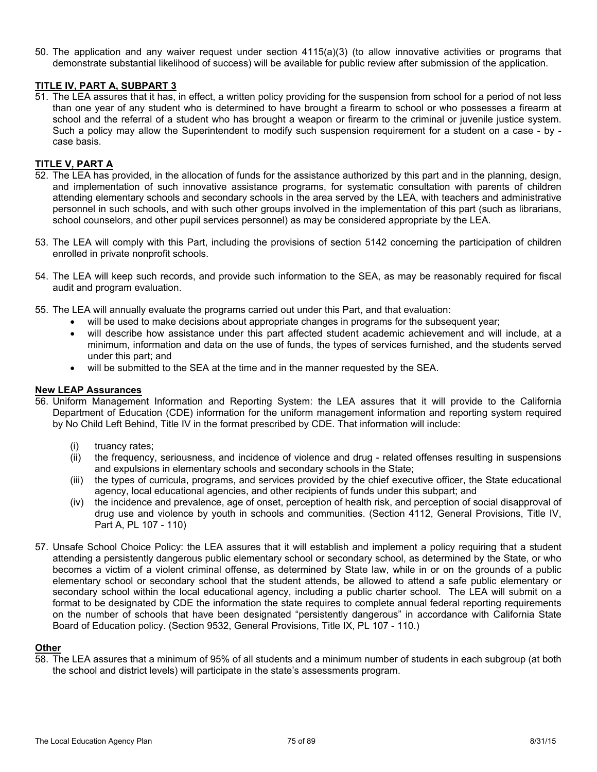50. The application and any waiver request under section 4115(a)(3) (to allow innovative activities or programs that demonstrate substantial likelihood of success) will be available for public review after submission of the application.

**TITLE IV, PART A, SUBPART 3**

51. The LEA assures that it has, in effect, a written policy providing for the suspension from school for a period of not less than one year of any student who is determined to have brought a firearm to school or who possesses a firearm at school and the referral of a student who has brought a weapon or firearm to the criminal or juvenile justice system. Such a policy may allow the Superintendent to modify such suspension requirement for a student on a case - by - case basis.

**TITLE V, PART A**

52. The LEA has provided, in the allocation of funds for the assistance authorized by this part and in the planning, design, and implementation of such innovative assistance programs, for systematic consultation with parents of children attending elementary schools and secondary schools in the area served by the LEA, with teachers and administrative personnel in such schools, and with such other groups involved in the implementation of this part (such as librarians, school counselors, and other pupil services personnel) as may be considered appropriate by the LEA.

53. The LEA will comply with this Part, including the provisions of section 5142 concerning the participation of children enrolled in private nonprofit schools.

54. The LEA will keep such records, and provide such information to the SEA, as may be reasonably required for fiscal audit and program evaluation.

55. The LEA will annually evaluate the programs carried out under this Part, and that evaluation:
    - will be used to make decisions about appropriate changes in programs for the subsequent year;
    - will describe how assistance under this part affected student academic achievement and will include, at a minimum, information and data on the use of funds, the types of services furnished, and the students served under this part; and
    - will be submitted to the SEA at the time and in the manner requested by the SEA.

**New LEAP Assurances**

56. Uniform Management Information and Reporting System: the LEA assures that it will provide to the California Department of Education (CDE) information for the uniform management information and reporting system required by No Child Left Behind, Title IV in the format prescribed by CDE. That information will include:

    (i) truancy rates;

    (ii) the frequency, seriousness, and incidence of violence and drug - related offenses resulting in suspensions and expulsions in elementary schools and secondary schools in the State;

    (iii) the types of curricula, programs, and services provided by the chief executive officer, the State educational agency, local educational agencies, and other recipients of funds under this subpart; and

    (iv) the incidence and prevalence, age of onset, perception of health risk, and perception of social disapproval of drug use and violence by youth in schools and communities. (Section 4112, General Provisions, Title IV, Part A, PL 107 - 110)

57. Unsafe School Choice Policy: the LEA assures that it will establish and implement a policy requiring that a student attending a persistently dangerous public elementary school or secondary school, as determined by the State, or who becomes a victim of a violent criminal offense, as determined by State law, while in or on the grounds of a public elementary school or secondary school that the student attends, be allowed to attend a safe public elementary or secondary school within the local educational agency, including a public charter school. The LEA will submit on a format to be designated by CDE the information the state requires to complete annual federal reporting requirements on the number of schools that have been designated "persistently dangerous" in accordance with California State Board of Education policy. (Section 9532, General Provisions, Title IX, PL 107 - 110.)

**Other**

58. The LEA assures that a minimum of 95% of all students and a minimum number of students in each subgroup (at both the school and district levels) will participate in the state's assessments program.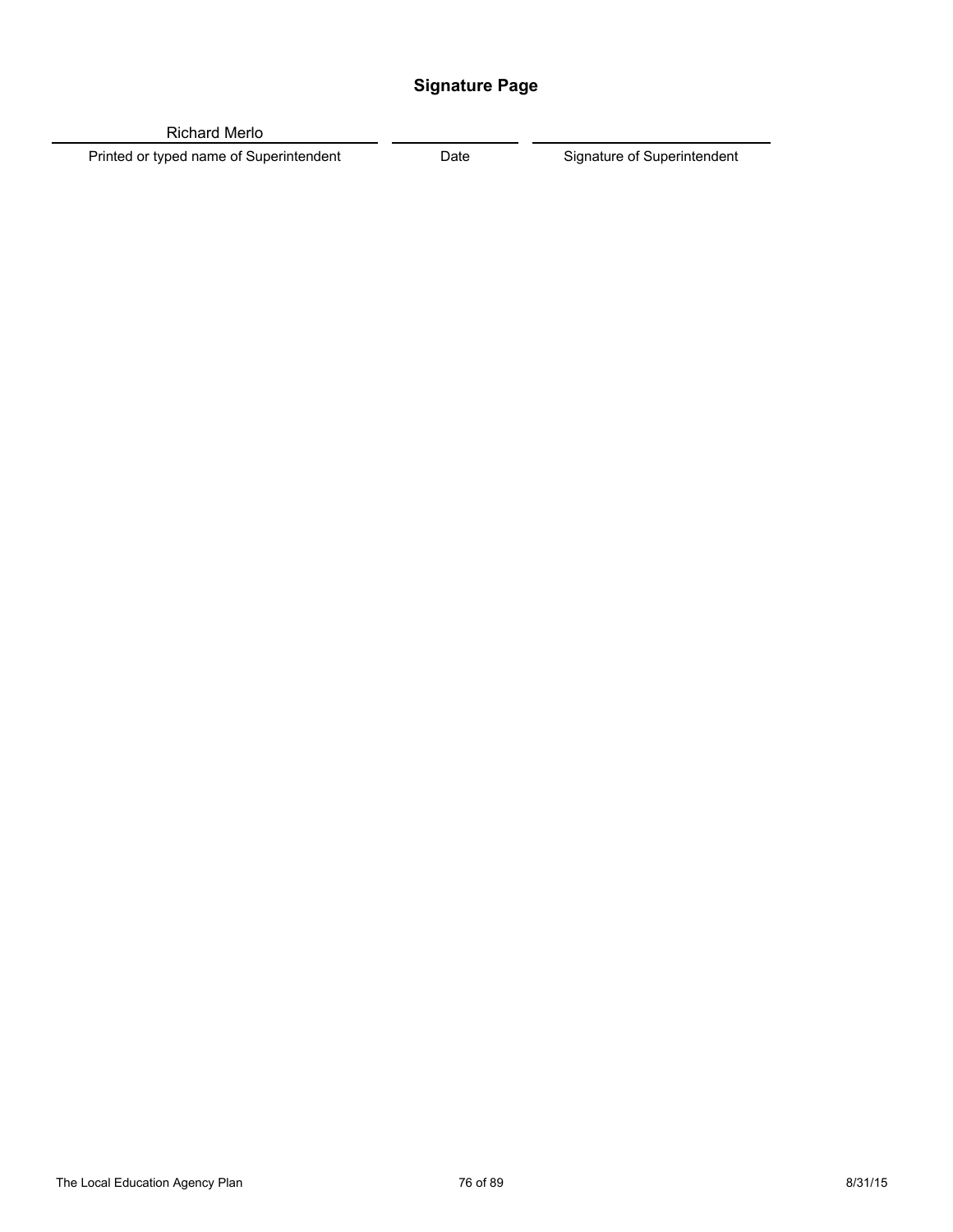## Signature Page

| Richard Merlo | | |
|---|---|---|
| Printed or typed name of Superintendent | Date | Signature of Superintendent |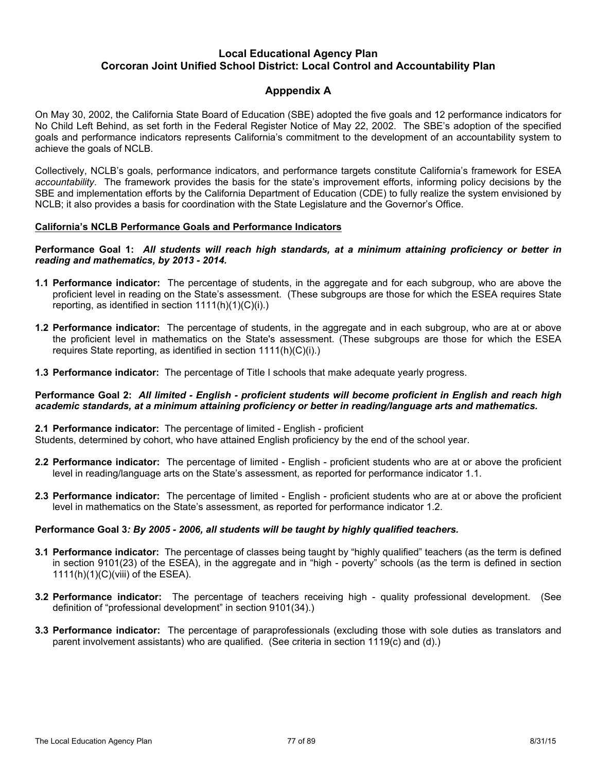# Local Educational Agency Plan
# Corcoran Joint Unified School District: Local Control and Accountability Plan

## Apppendix A

On May 30, 2002, the California State Board of Education (SBE) adopted the five goals and 12 performance indicators for No Child Left Behind, as set forth in the Federal Register Notice of May 22, 2002. The SBE's adoption of the specified goals and performance indicators represents California's commitment to the development of an accountability system to achieve the goals of NCLB.

Collectively, NCLB's goals, performance indicators, and performance targets constitute California's framework for ESEA *accountability*. The framework provides the basis for the state's improvement efforts, informing policy decisions by the SBE and implementation efforts by the California Department of Education (CDE) to fully realize the system envisioned by NCLB; it also provides a basis for coordination with the State Legislature and the Governor's Office.

**<u>California's NCLB Performance Goals and Performance Indicators</u>**

**Performance Goal 1:** ***All students will reach high standards, at a minimum attaining proficiency or better in reading and mathematics, by 2013 - 2014.***

**1.1 Performance indicator:** The percentage of students, in the aggregate and for each subgroup, who are above the proficient level in reading on the State's assessment. (These subgroups are those for which the ESEA requires State reporting, as identified in section 1111(h)(1)(C)(i).)

**1.2 Performance indicator:** The percentage of students, in the aggregate and in each subgroup, who are at or above the proficient level in mathematics on the State's assessment. (These subgroups are those for which the ESEA requires State reporting, as identified in section 1111(h)(C)(i).)

**1.3 Performance indicator:** The percentage of Title I schools that make adequate yearly progress.

**Performance Goal 2:** ***All limited - English - proficient students will become proficient in English and reach high academic standards, at a minimum attaining proficiency or better in reading/language arts and mathematics.***

**2.1 Performance indicator:** The percentage of limited - English - proficient Students, determined by cohort, who have attained English proficiency by the end of the school year.

**2.2 Performance indicator:** The percentage of limited - English - proficient students who are at or above the proficient level in reading/language arts on the State's assessment, as reported for performance indicator 1.1.

**2.3 Performance indicator:** The percentage of limited - English - proficient students who are at or above the proficient level in mathematics on the State's assessment, as reported for performance indicator 1.2.

**Performance Goal 3*: By 2005 - 2006, all students will be taught by highly qualified teachers.***

**3.1 Performance indicator:** The percentage of classes being taught by "highly qualified" teachers (as the term is defined in section 9101(23) of the ESEA), in the aggregate and in "high - poverty" schools (as the term is defined in section 1111(h)(1)(C)(viii) of the ESEA).

**3.2 Performance indicator:** The percentage of teachers receiving high - quality professional development. (See definition of "professional development" in section 9101(34).)

**3.3 Performance indicator:** The percentage of paraprofessionals (excluding those with sole duties as translators and parent involvement assistants) who are qualified. (See criteria in section 1119(c) and (d).)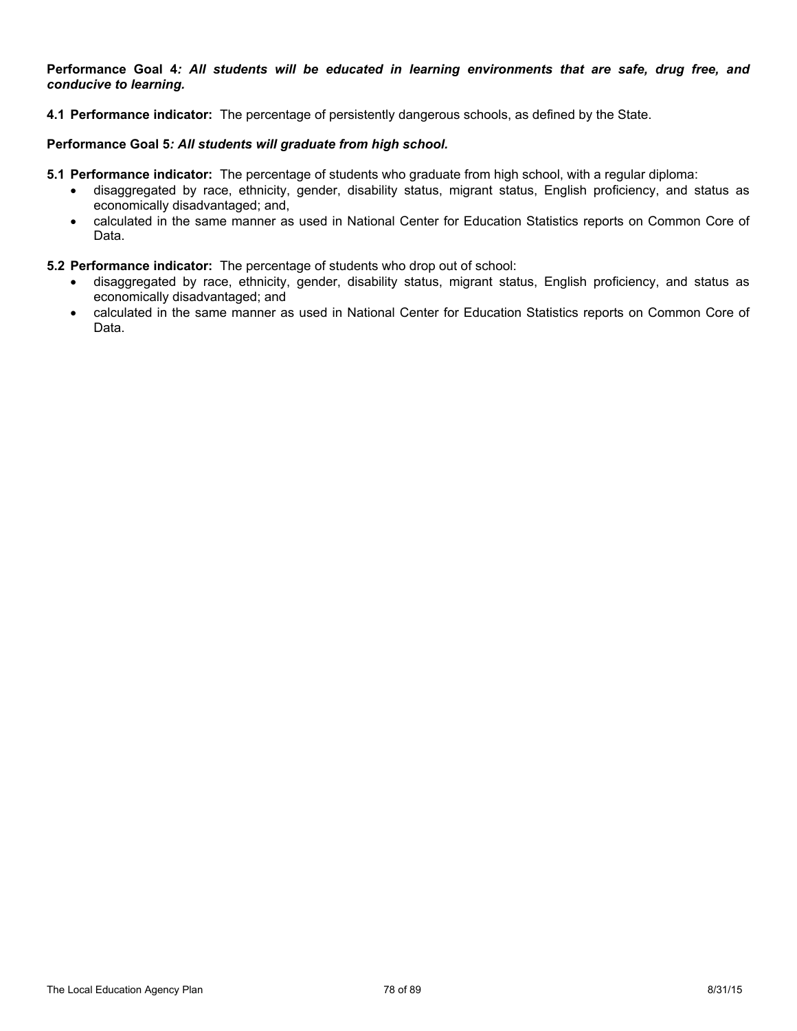**Performance Goal 4*: All students will be educated in learning environments that are safe, drug free, and conducive to learning.***

**4.1 Performance indicator:** The percentage of persistently dangerous schools, as defined by the State.

**Performance Goal 5*: All students will graduate from high school.***

**5.1 Performance indicator:** The percentage of students who graduate from high school, with a regular diploma:

- disaggregated by race, ethnicity, gender, disability status, migrant status, English proficiency, and status as economically disadvantaged; and,
- calculated in the same manner as used in National Center for Education Statistics reports on Common Core of Data.

**5.2 Performance indicator:** The percentage of students who drop out of school:

- disaggregated by race, ethnicity, gender, disability status, migrant status, English proficiency, and status as economically disadvantaged; and
- calculated in the same manner as used in National Center for Education Statistics reports on Common Core of Data.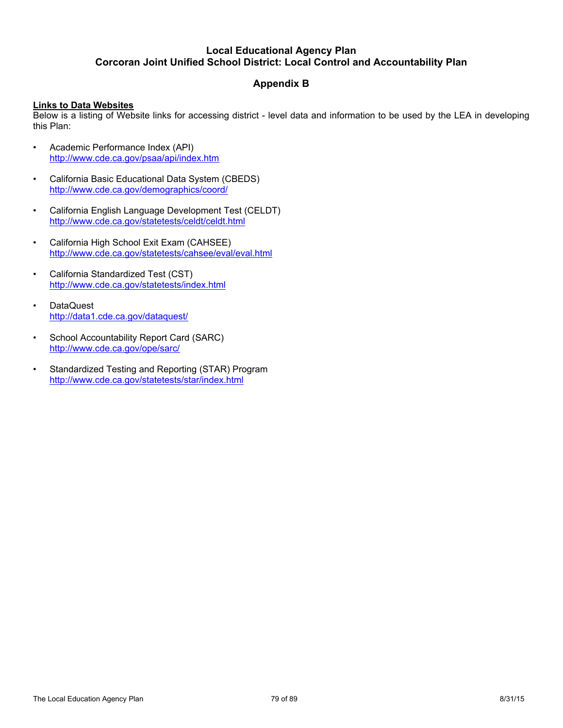# Local Educational Agency Plan
## Corcoran Joint Unified School District: Local Control and Accountability Plan

## Appendix B

**Links to Data Websites**

Below is a listing of Website links for accessing district - level data and information to be used by the LEA in developing this Plan:

- Academic Performance Index (API)
  http://www.cde.ca.gov/psaa/api/index.htm
- California Basic Educational Data System (CBEDS)
  http://www.cde.ca.gov/demographics/coord/
- California English Language Development Test (CELDT)
  http://www.cde.ca.gov/statetests/celdt/celdt.html
- California High School Exit Exam (CAHSEE)
  http://www.cde.ca.gov/statetests/cahsee/eval/eval.html
- California Standardized Test (CST)
  http://www.cde.ca.gov/statetests/index.html
- DataQuest
  http://data1.cde.ca.gov/dataquest/
- School Accountability Report Card (SARC)
  http://www.cde.ca.gov/ope/sarc/
- Standardized Testing and Reporting (STAR) Program
  http://www.cde.ca.gov/statetests/star/index.html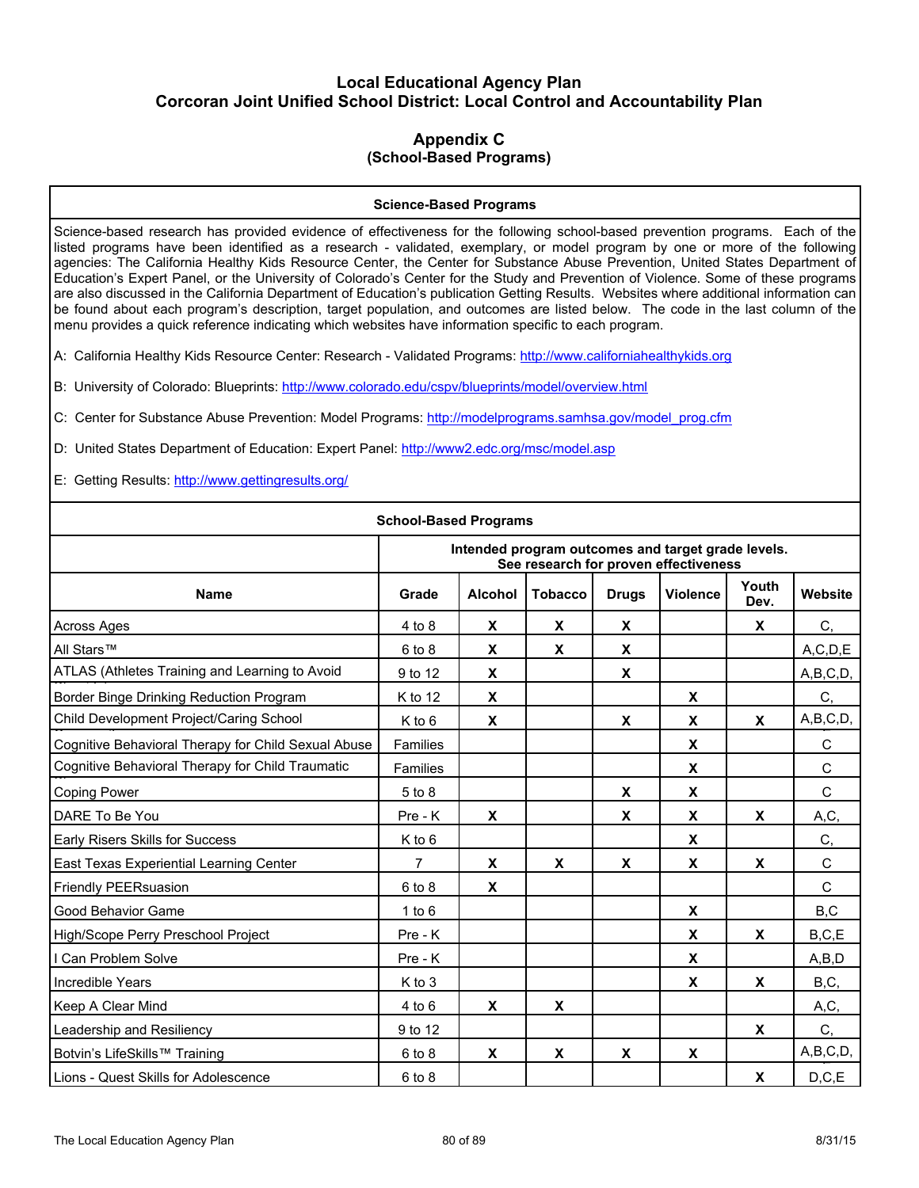# Local Educational Agency Plan
# Corcoran Joint Unified School District: Local Control and Accountability Plan

## Appendix C
### (School-Based Programs)

**Science-Based Programs**

Science-based research has provided evidence of effectiveness for the following school-based prevention programs. Each of the listed programs have been identified as a research - validated, exemplary, or model program by one or more of the following agencies: The California Healthy Kids Resource Center, the Center for Substance Abuse Prevention, United States Department of Education's Expert Panel, or the University of Colorado's Center for the Study and Prevention of Violence. Some of these programs are also discussed in the California Department of Education's publication Getting Results. Websites where additional information can be found about each program's description, target population, and outcomes are listed below. The code in the last column of the menu provides a quick reference indicating which websites have information specific to each program.

A: California Healthy Kids Resource Center: Research - Validated Programs: http://www.californiahealthykids.org

B: University of Colorado: Blueprints: http://www.colorado.edu/cspv/blueprints/model/overview.html

C: Center for Substance Abuse Prevention: Model Programs: http://modelprograms.samhsa.gov/model_prog.cfm

D: United States Department of Education: Expert Panel: http://www2.edc.org/msc/model.asp

E: Getting Results: http://www.gettingresults.org/

**School-Based Programs**

| Name | Intended program outcomes and target grade levels. See research for proven effectiveness | | | | | | |
|---|---|---|---|---|---|---|---|
| | **Grade** | **Alcohol** | **Tobacco** | **Drugs** | **Violence** | **Youth Dev.** | **Website** |
| Across Ages | 4 to 8 | X | X | X | | X | C, |
| All Stars™ | 6 to 8 | X | X | X | | | A,C,D,E |
| ATLAS (Athletes Training and Learning to Avoid | 9 to 12 | X | | X | | | A,B,C,D, |
| Border Binge Drinking Reduction Program | K to 12 | X | | | X | | C, |
| Child Development Project/Caring School | K to 6 | X | | X | X | X | A,B,C,D, |
| Cognitive Behavioral Therapy for Child Sexual Abuse | Families | | | | X | | C |
| Cognitive Behavioral Therapy for Child Traumatic | Families | | | | X | | C |
| Coping Power | 5 to 8 | | | X | X | | C |
| DARE To Be You | Pre - K | X | | X | X | X | A,C, |
| Early Risers Skills for Success | K to 6 | | | | X | | C, |
| East Texas Experiential Learning Center | 7 | X | X | X | X | X | C |
| Friendly PEERsuasion | 6 to 8 | X | | | | | C |
| Good Behavior Game | 1 to 6 | | | | X | | B,C |
| High/Scope Perry Preschool Project | Pre - K | | | | X | X | B,C,E |
| I Can Problem Solve | Pre - K | | | | X | | A,B,D |
| Incredible Years | K to 3 | | | | X | X | B,C, |
| Keep A Clear Mind | 4 to 6 | X | X | | | | A,C, |
| Leadership and Resiliency | 9 to 12 | | | | | X | C, |
| Botvin's LifeSkills™ Training | 6 to 8 | X | X | X | X | | A,B,C,D, |
| Lions - Quest Skills for Adolescence | 6 to 8 | | | | | X | D,C,E |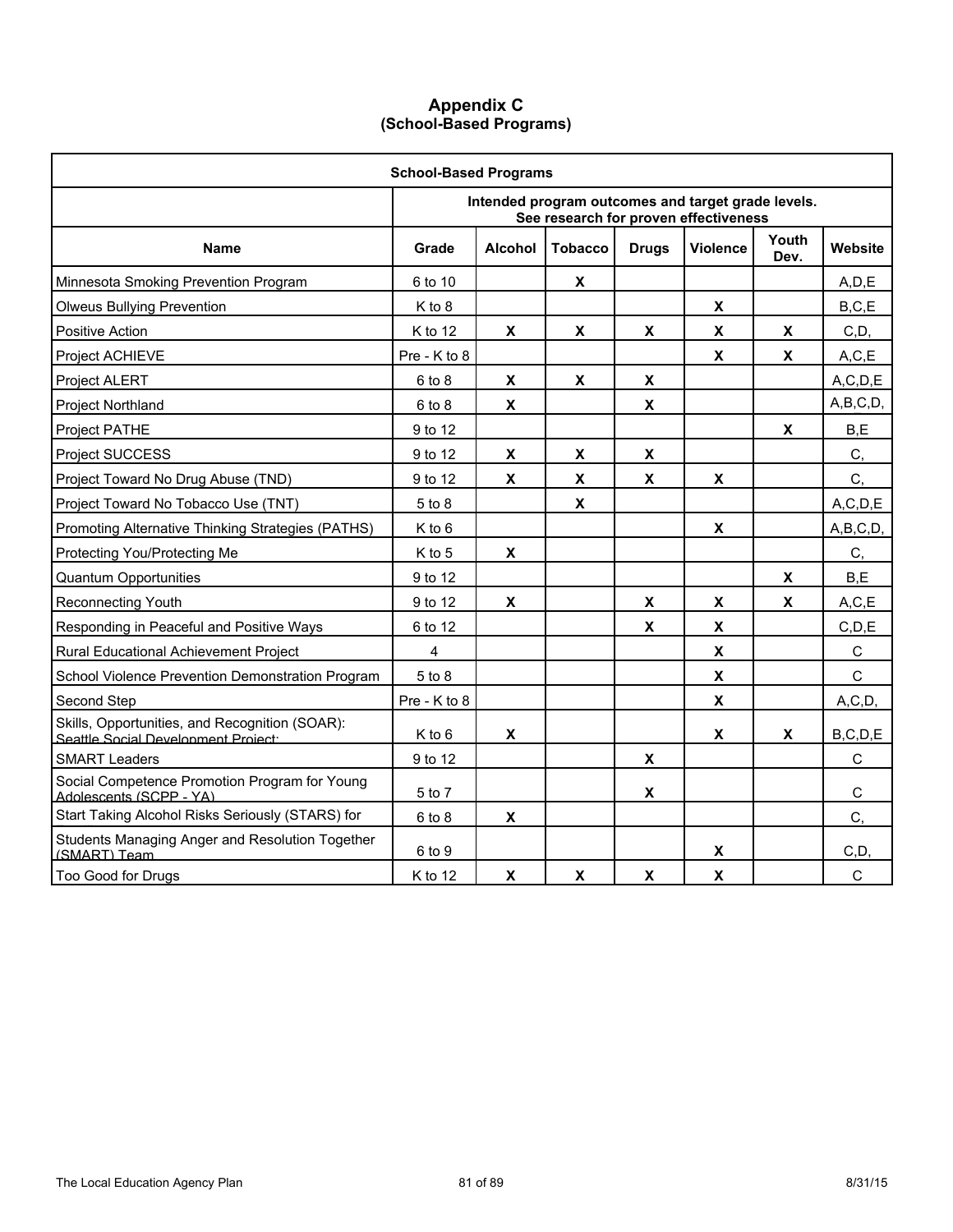# Appendix C
## (School-Based Programs)

| School-Based Programs | | | | | | | |
|---|---|---|---|---|---|---|---|
| | Intended program outcomes and target grade levels. See research for proven effectiveness | | | | | | |
| **Name** | **Grade** | **Alcohol** | **Tobacco** | **Drugs** | **Violence** | **Youth Dev.** | **Website** |
| Minnesota Smoking Prevention Program | 6 to 10 | | X | | | | A,D,E |
| Olweus Bullying Prevention | K to 8 | | | | X | | B,C,E |
| Positive Action | K to 12 | X | X | X | X | X | C,D, |
| Project ACHIEVE | Pre - K to 8 | | | | X | X | A,C,E |
| Project ALERT | 6 to 8 | X | X | X | | | A,C,D,E |
| Project Northland | 6 to 8 | X | | X | | | A,B,C,D, |
| Project PATHE | 9 to 12 | | | | | X | B,E |
| Project SUCCESS | 9 to 12 | X | X | X | | | C, |
| Project Toward No Drug Abuse (TND) | 9 to 12 | X | X | X | X | | C, |
| Project Toward No Tobacco Use (TNT) | 5 to 8 | | X | | | | A,C,D,E |
| Promoting Alternative Thinking Strategies (PATHS) | K to 6 | | | | X | | A,B,C,D, |
| Protecting You/Protecting Me | K to 5 | X | | | | | C, |
| Quantum Opportunities | 9 to 12 | | | | | X | B,E |
| Reconnecting Youth | 9 to 12 | X | | X | X | X | A,C,E |
| Responding in Peaceful and Positive Ways | 6 to 12 | | | X | X | | C,D,E |
| Rural Educational Achievement Project | 4 | | | | X | | C |
| School Violence Prevention Demonstration Program | 5 to 8 | | | | X | | C |
| Second Step | Pre - K to 8 | | | | X | | A,C,D, |
| Skills, Opportunities, and Recognition (SOAR): Seattle Social Development Project: | K to 6 | X | | | X | X | B,C,D,E |
| SMART Leaders | 9 to 12 | | | X | | | C |
| Social Competence Promotion Program for Young Adolescents (SCPP - YA) | 5 to 7 | | | X | | | C |
| Start Taking Alcohol Risks Seriously (STARS) for | 6 to 8 | X | | | | | C, |
| Students Managing Anger and Resolution Together (SMART) Team | 6 to 9 | | | | X | | C,D, |
| Too Good for Drugs | K to 12 | X | X | X | X | | C |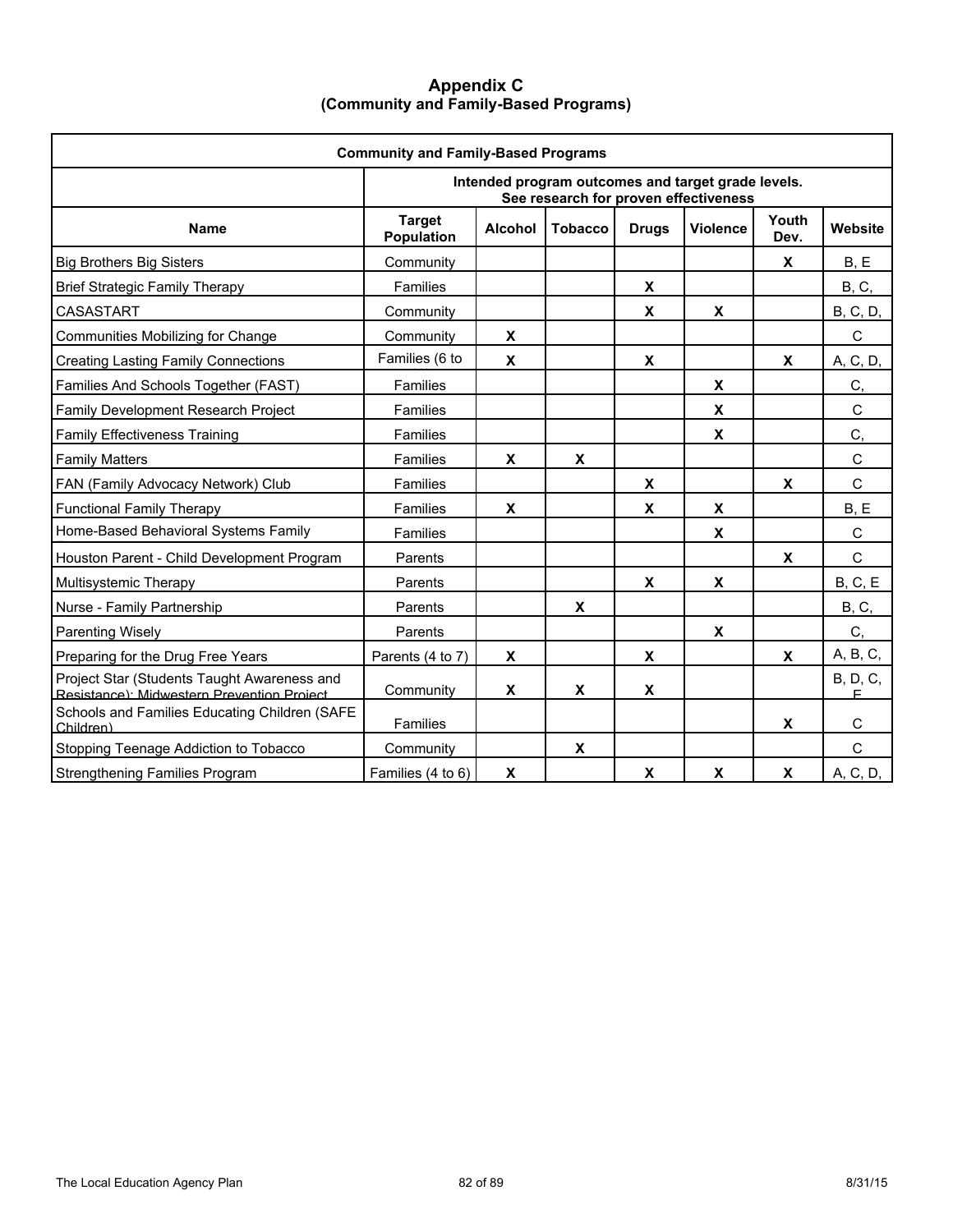# Appendix C
## (Community and Family-Based Programs)

| Community and Family-Based Programs | | | | | | | |
|---|---|---|---|---|---|---|---|
| | Intended program outcomes and target grade levels. See research for proven effectiveness | | | | | | |
| **Name** | **Target Population** | **Alcohol** | **Tobacco** | **Drugs** | **Violence** | **Youth Dev.** | **Website** |
| Big Brothers Big Sisters | Community | | | | | X | B, E |
| Brief Strategic Family Therapy | Families | | | X | | | B, C, |
| CASASTART | Community | | | X | X | | B, C, D, |
| Communities Mobilizing for Change | Community | X | | | | | C |
| Creating Lasting Family Connections | Families (6 to | X | | X | | X | A, C, D, |
| Families And Schools Together (FAST) | Families | | | | X | | C, |
| Family Development Research Project | Families | | | | X | | C |
| Family Effectiveness Training | Families | | | | X | | C, |
| Family Matters | Families | X | X | | | | C |
| FAN (Family Advocacy Network) Club | Families | | | X | | X | C |
| Functional Family Therapy | Families | X | | X | X | | B, E |
| Home-Based Behavioral Systems Family | Families | | | | X | | C |
| Houston Parent - Child Development Program | Parents | | | | | X | C |
| Multisystemic Therapy | Parents | | | X | X | | B, C, E |
| Nurse - Family Partnership | Parents | | X | | | | B, C, |
| Parenting Wisely | Parents | | | | X | | C, |
| Preparing for the Drug Free Years | Parents (4 to 7) | X | | X | | X | A, B, C, |
| Project Star (Students Taught Awareness and Resistance): Midwestern Prevention Project | Community | X | X | X | | | B, D, C, E |
| Schools and Families Educating Children (SAFE Children) | Families | | | | | X | C |
| Stopping Teenage Addiction to Tobacco | Community | | X | | | | C |
| Strengthening Families Program | Families (4 to 6) | X | | X | X | X | A, C, D, |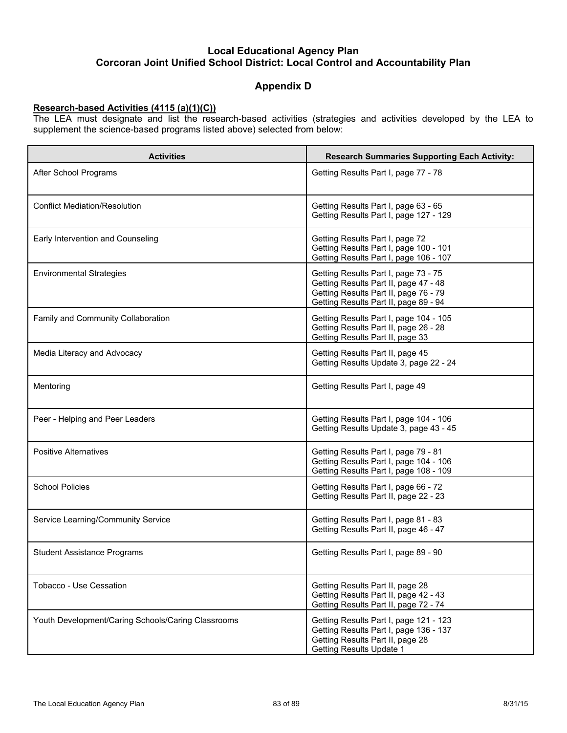# Local Educational Agency Plan
# Corcoran Joint Unified School District: Local Control and Accountability Plan

## Appendix D

**Research-based Activities (4115 (a)(1)(C))**

The LEA must designate and list the research-based activities (strategies and activities developed by the LEA to supplement the science-based programs listed above) selected from below:

| Activities | Research Summaries Supporting Each Activity: |
|---|---|
| After School Programs | Getting Results Part I, page 77 - 78 |
| Conflict Mediation/Resolution | Getting Results Part I, page 63 - 65<br>Getting Results Part I, page 127 - 129 |
| Early Intervention and Counseling | Getting Results Part I, page 72<br>Getting Results Part I, page 100 - 101<br>Getting Results Part I, page 106 - 107 |
| Environmental Strategies | Getting Results Part I, page 73 - 75<br>Getting Results Part II, page 47 - 48<br>Getting Results Part II, page 76 - 79<br>Getting Results Part II, page 89 - 94 |
| Family and Community Collaboration | Getting Results Part I, page 104 - 105<br>Getting Results Part II, page 26 - 28<br>Getting Results Part II, page 33 |
| Media Literacy and Advocacy | Getting Results Part II, page 45<br>Getting Results Update 3, page 22 - 24 |
| Mentoring | Getting Results Part I, page 49 |
| Peer - Helping and Peer Leaders | Getting Results Part I, page 104 - 106<br>Getting Results Update 3, page 43 - 45 |
| Positive Alternatives | Getting Results Part I, page 79 - 81<br>Getting Results Part I, page 104 - 106<br>Getting Results Part I, page 108 - 109 |
| School Policies | Getting Results Part I, page 66 - 72<br>Getting Results Part II, page 22 - 23 |
| Service Learning/Community Service | Getting Results Part I, page 81 - 83<br>Getting Results Part II, page 46 - 47 |
| Student Assistance Programs | Getting Results Part I, page 89 - 90 |
| Tobacco - Use Cessation | Getting Results Part II, page 28<br>Getting Results Part II, page 42 - 43<br>Getting Results Part II, page 72 - 74 |
| Youth Development/Caring Schools/Caring Classrooms | Getting Results Part I, page 121 - 123<br>Getting Results Part I, page 136 - 137<br>Getting Results Part II, page 28<br>Getting Results Update 1 |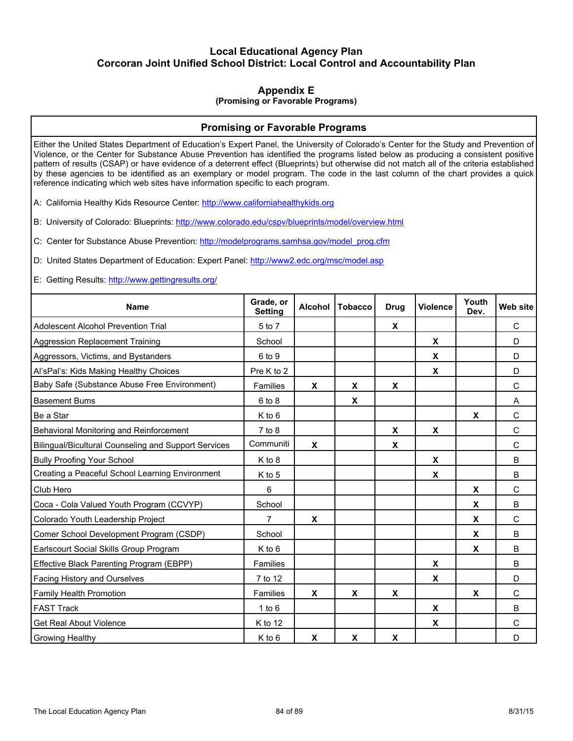# Local Educational Agency Plan
# Corcoran Joint Unified School District: Local Control and Accountability Plan

## Appendix E
### (Promising or Favorable Programs)

## Promising or Favorable Programs

Either the United States Department of Education's Expert Panel, the University of Colorado's Center for the Study and Prevention of Violence, or the Center for Substance Abuse Prevention has identified the programs listed below as producing a consistent positive pattern of results (CSAP) or have evidence of a deterrent effect (Blueprints) but otherwise did not match all of the criteria established by these agencies to be identified as an exemplary or model program. The code in the last column of the chart provides a quick reference indicating which web sites have information specific to each program.

A: California Healthy Kids Resource Center: http://www.californiahealthykids.org

B: University of Colorado: Blueprints: http://www.colorado.edu/cspv/blueprints/model/overview.html

C: Center for Substance Abuse Prevention: http://modelprograms.samhsa.gov/model_prog.cfm

D: United States Department of Education: Expert Panel: http://www2.edc.org/msc/model.asp

E: Getting Results: http://www.gettingresults.org/

| Name | Grade, or Setting | Alcohol | Tobacco | Drug | Violence | Youth Dev. | Web site |
|---|---|---|---|---|---|---|---|
| Adolescent Alcohol Prevention Trial | 5 to 7 | | | X | | | C |
| Aggression Replacement Training | School | | | | X | | D |
| Aggressors, Victims, and Bystanders | 6 to 9 | | | | X | | D |
| Al'sPal's: Kids Making Healthy Choices | Pre K to 2 | | | | X | | D |
| Baby Safe (Substance Abuse Free Environment) | Families | X | X | X | | | C |
| Basement Bums | 6 to 8 | | X | | | | A |
| Be a Star | K to 6 | | | | | X | C |
| Behavioral Monitoring and Reinforcement | 7 to 8 | | | X | X | | C |
| Bilingual/Bicultural Counseling and Support Services | Communiti | X | | X | | | C |
| Bully Proofing Your School | K to 8 | | | | X | | B |
| Creating a Peaceful School Learning Environment | K to 5 | | | | X | | B |
| Club Hero | 6 | | | | | X | C |
| Coca - Cola Valued Youth Program (CCVYP) | School | | | | | X | B |
| Colorado Youth Leadership Project | 7 | X | | | | X | C |
| Comer School Development Program (CSDP) | School | | | | | X | B |
| Earlscourt Social Skills Group Program | K to 6 | | | | | X | B |
| Effective Black Parenting Program (EBPP) | Families | | | | X | | B |
| Facing History and Ourselves | 7 to 12 | | | | X | | D |
| Family Health Promotion | Families | X | X | X | | X | C |
| FAST Track | 1 to 6 | | | | X | | B |
| Get Real About Violence | K to 12 | | | | X | | C |
| Growing Healthy | K to 6 | X | X | X | | | D |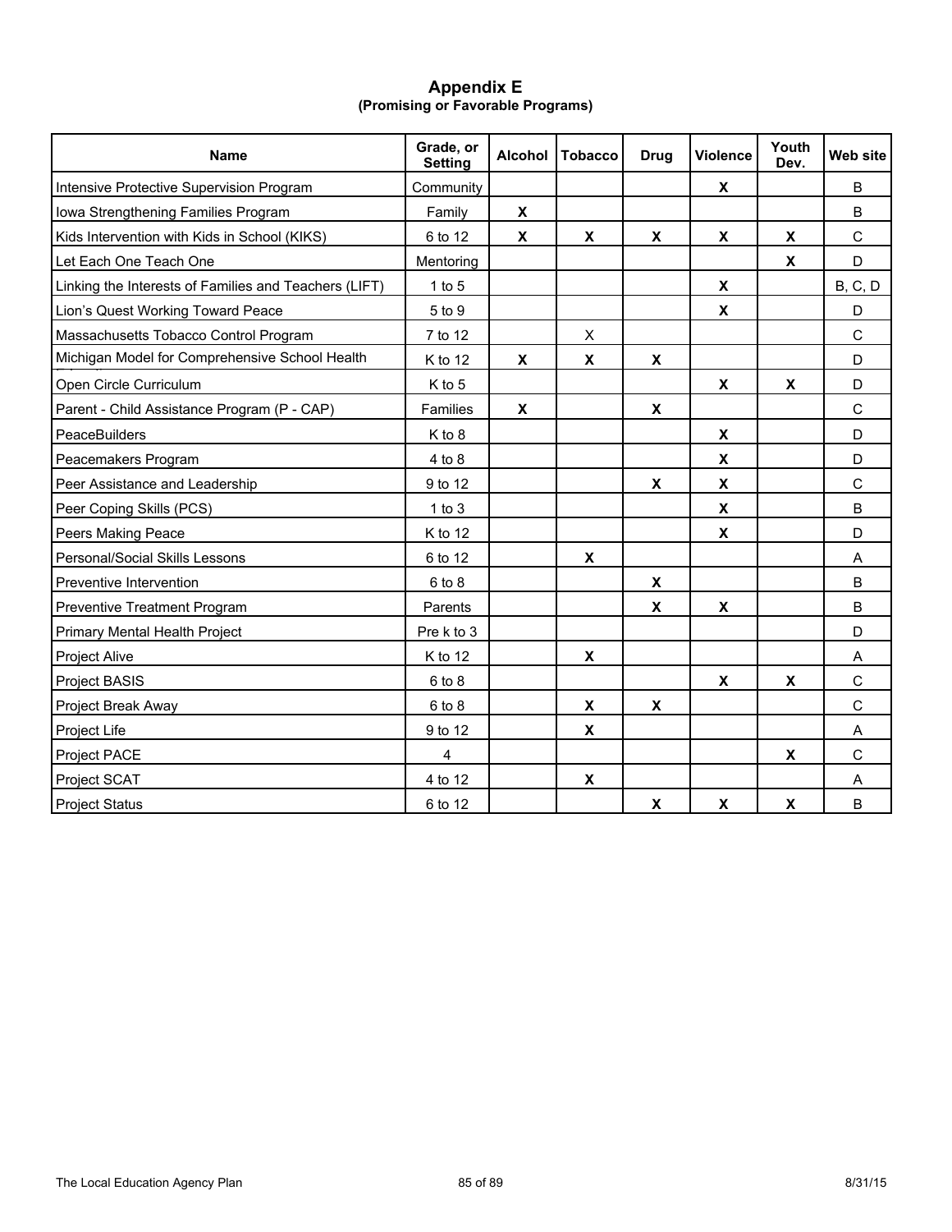# Appendix E
## (Promising or Favorable Programs)

| Name | Grade, or Setting | Alcohol | Tobacco | Drug | Violence | Youth Dev. | Web site |
|---|---|---|---|---|---|---|---|
| Intensive Protective Supervision Program | Community | | | | X | | B |
| Iowa Strengthening Families Program | Family | X | | | | | B |
| Kids Intervention with Kids in School (KIKS) | 6 to 12 | X | X | X | X | X | C |
| Let Each One Teach One | Mentoring | | | | | X | D |
| Linking the Interests of Families and Teachers (LIFT) | 1 to 5 | | | | X | | B, C, D |
| Lion's Quest Working Toward Peace | 5 to 9 | | | | X | | D |
| Massachusetts Tobacco Control Program | 7 to 12 | | X | | | | C |
| Michigan Model for Comprehensive School Health | K to 12 | X | X | X | | | D |
| Open Circle Curriculum | K to 5 | | | | X | X | D |
| Parent - Child Assistance Program (P - CAP) | Families | X | | X | | | C |
| PeaceBuilders | K to 8 | | | | X | | D |
| Peacemakers Program | 4 to 8 | | | | X | | D |
| Peer Assistance and Leadership | 9 to 12 | | | X | X | | C |
| Peer Coping Skills (PCS) | 1 to 3 | | | | X | | B |
| Peers Making Peace | K to 12 | | | | X | | D |
| Personal/Social Skills Lessons | 6 to 12 | | X | | | | A |
| Preventive Intervention | 6 to 8 | | | X | | | B |
| Preventive Treatment Program | Parents | | | X | X | | B |
| Primary Mental Health Project | Pre k to 3 | | | | | | D |
| Project Alive | K to 12 | | X | | | | A |
| Project BASIS | 6 to 8 | | | | X | X | C |
| Project Break Away | 6 to 8 | | X | X | | | C |
| Project Life | 9 to 12 | | X | | | | A |
| Project PACE | 4 | | | | | X | C |
| Project SCAT | 4 to 12 | | X | | | | A |
| Project Status | 6 to 12 | | | X | X | X | B |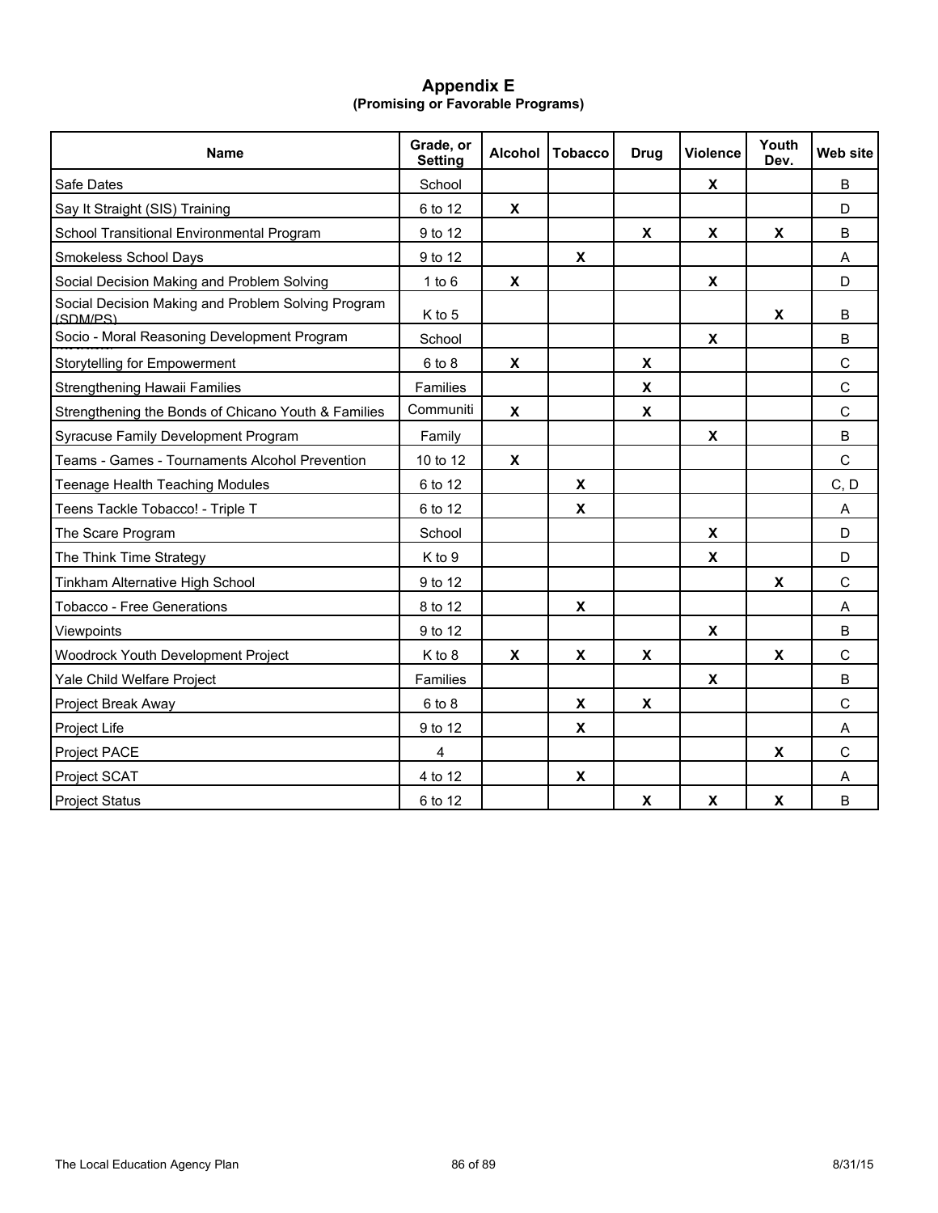# Appendix E
## (Promising or Favorable Programs)

| Name | Grade, or Setting | Alcohol | Tobacco | Drug | Violence | Youth Dev. | Web site |
|---|---|---|---|---|---|---|---|
| Safe Dates | School | | | | X | | B |
| Say It Straight (SIS) Training | 6 to 12 | X | | | | | D |
| School Transitional Environmental Program | 9 to 12 | | | X | X | X | B |
| Smokeless School Days | 9 to 12 | | X | | | | A |
| Social Decision Making and Problem Solving | 1 to 6 | X | | | X | | D |
| Social Decision Making and Problem Solving Program (SDM/PS) | K to 5 | | | | | X | B |
| Socio - Moral Reasoning Development Program | School | | | | X | | B |
| Storytelling for Empowerment | 6 to 8 | X | | X | | | C |
| Strengthening Hawaii Families | Families | | | X | | | C |
| Strengthening the Bonds of Chicano Youth & Families | Communiti | X | | X | | | C |
| Syracuse Family Development Program | Family | | | | X | | B |
| Teams - Games - Tournaments Alcohol Prevention | 10 to 12 | X | | | | | C |
| Teenage Health Teaching Modules | 6 to 12 | | X | | | | C, D |
| Teens Tackle Tobacco! - Triple T | 6 to 12 | | X | | | | A |
| The Scare Program | School | | | | X | | D |
| The Think Time Strategy | K to 9 | | | | X | | D |
| Tinkham Alternative High School | 9 to 12 | | | | | X | C |
| Tobacco - Free Generations | 8 to 12 | | X | | | | A |
| Viewpoints | 9 to 12 | | | | X | | B |
| Woodrock Youth Development Project | K to 8 | X | X | X | | X | C |
| Yale Child Welfare Project | Families | | | | X | | B |
| Project Break Away | 6 to 8 | | X | X | | | C |
| Project Life | 9 to 12 | | X | | | | A |
| Project PACE | 4 | | | | | X | C |
| Project SCAT | 4 to 12 | | X | | | | A |
| Project Status | 6 to 12 | | | X | X | X | B |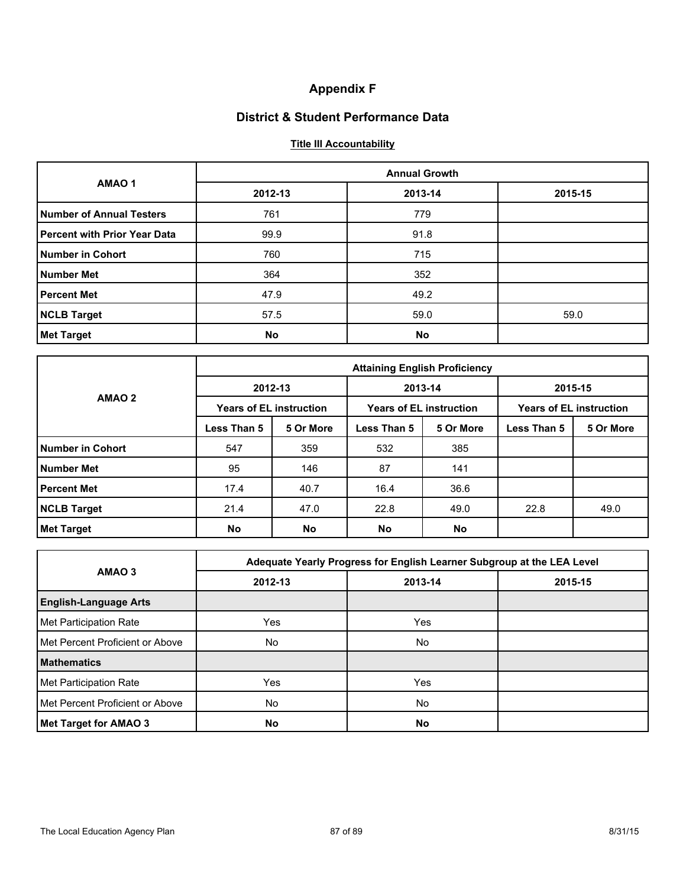# Appendix F

## District & Student Performance Data

### Title III Accountability

| AMAO 1 | Annual Growth | | |
|---|---|---|---|
| | 2012-13 | 2013-14 | 2015-15 |
| **Number of Annual Testers** | 761 | 779 | |
| **Percent with Prior Year Data** | 99.9 | 91.8 | |
| **Number in Cohort** | 760 | 715 | |
| **Number Met** | 364 | 352 | |
| **Percent Met** | 47.9 | 49.2 | |
| **NCLB Target** | 57.5 | 59.0 | 59.0 |
| **Met Target** | **No** | **No** | |

| AMAO 2 | Attaining English Proficiency | | | | | |
|---|---|---|---|---|---|---|
| | 2012-13 | | 2013-14 | | 2015-15 | |
| | Years of EL instruction | | Years of EL instruction | | Years of EL instruction | |
| | Less Than 5 | 5 Or More | Less Than 5 | 5 Or More | Less Than 5 | 5 Or More |
| **Number in Cohort** | 547 | 359 | 532 | 385 | | |
| **Number Met** | 95 | 146 | 87 | 141 | | |
| **Percent Met** | 17.4 | 40.7 | 16.4 | 36.6 | | |
| **NCLB Target** | 21.4 | 47.0 | 22.8 | 49.0 | 22.8 | 49.0 |
| **Met Target** | **No** | **No** | **No** | **No** | | |

| AMAO 3 | Adequate Yearly Progress for English Learner Subgroup at the LEA Level | | |
|---|---|---|---|
| | 2012-13 | 2013-14 | 2015-15 |
| **English-Language Arts** | | | |
| Met Participation Rate | Yes | Yes | |
| Met Percent Proficient or Above | No | No | |
| **Mathematics** | | | |
| Met Participation Rate | Yes | Yes | |
| Met Percent Proficient or Above | No | No | |
| **Met Target for AMAO 3** | **No** | **No** | |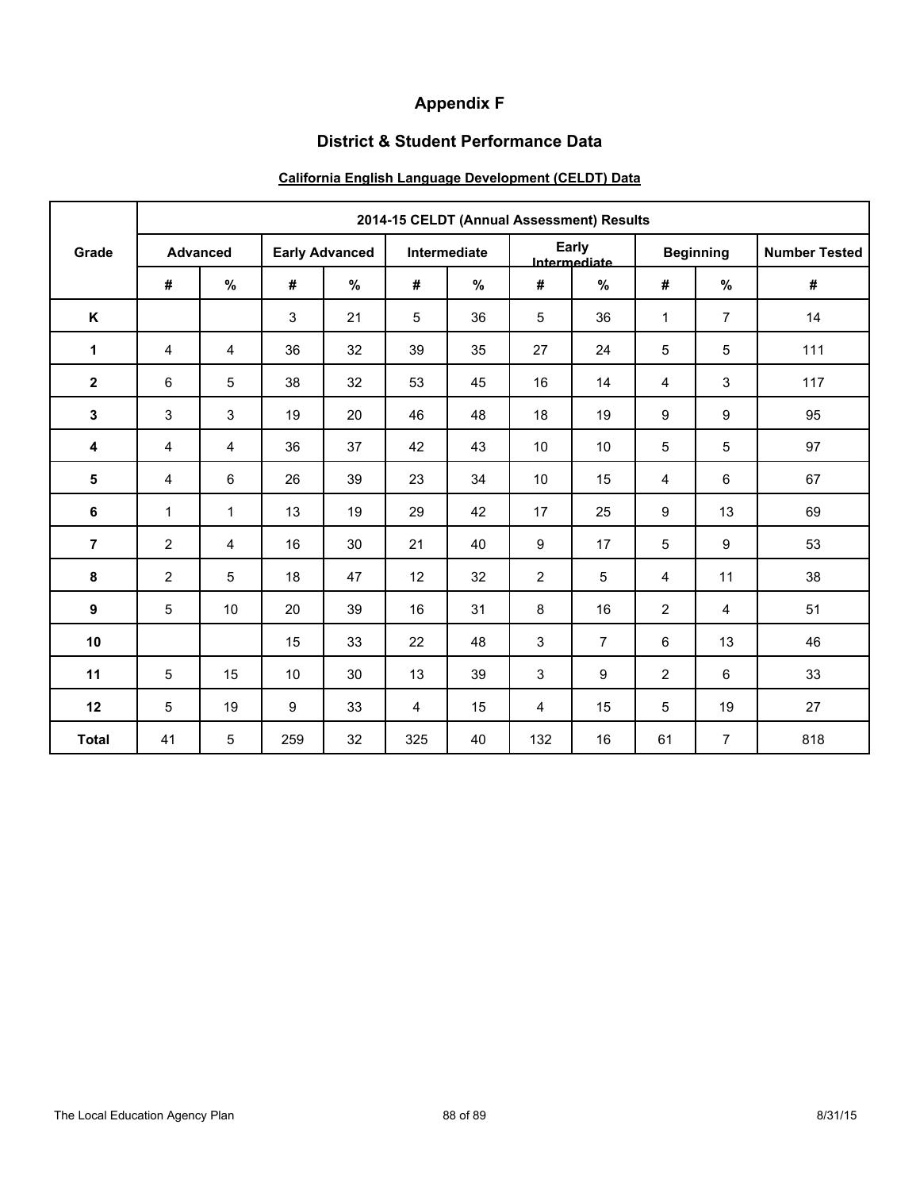# Appendix F

## District & Student Performance Data

### California English Language Development (CELDT) Data

| Grade | 2014-15 CELDT (Annual Assessment) Results | | | | | | | | | | |
|---|---|---|---|---|---|---|---|---|---|---|---|
| | Advanced | | Early Advanced | | Intermediate | | Early Intermediate | | Beginning | | Number Tested |
| | # | % | # | % | # | % | # | % | # | % | # |
| K | | | 3 | 21 | 5 | 36 | 5 | 36 | 1 | 7 | 14 |
| 1 | 4 | 4 | 36 | 32 | 39 | 35 | 27 | 24 | 5 | 5 | 111 |
| 2 | 6 | 5 | 38 | 32 | 53 | 45 | 16 | 14 | 4 | 3 | 117 |
| 3 | 3 | 3 | 19 | 20 | 46 | 48 | 18 | 19 | 9 | 9 | 95 |
| 4 | 4 | 4 | 36 | 37 | 42 | 43 | 10 | 10 | 5 | 5 | 97 |
| 5 | 4 | 6 | 26 | 39 | 23 | 34 | 10 | 15 | 4 | 6 | 67 |
| 6 | 1 | 1 | 13 | 19 | 29 | 42 | 17 | 25 | 9 | 13 | 69 |
| 7 | 2 | 4 | 16 | 30 | 21 | 40 | 9 | 17 | 5 | 9 | 53 |
| 8 | 2 | 5 | 18 | 47 | 12 | 32 | 2 | 5 | 4 | 11 | 38 |
| 9 | 5 | 10 | 20 | 39 | 16 | 31 | 8 | 16 | 2 | 4 | 51 |
| 10 | | | 15 | 33 | 22 | 48 | 3 | 7 | 6 | 13 | 46 |
| 11 | 5 | 15 | 10 | 30 | 13 | 39 | 3 | 9 | 2 | 6 | 33 |
| 12 | 5 | 19 | 9 | 33 | 4 | 15 | 4 | 15 | 5 | 19 | 27 |
| Total | 41 | 5 | 259 | 32 | 325 | 40 | 132 | 16 | 61 | 7 | 818 |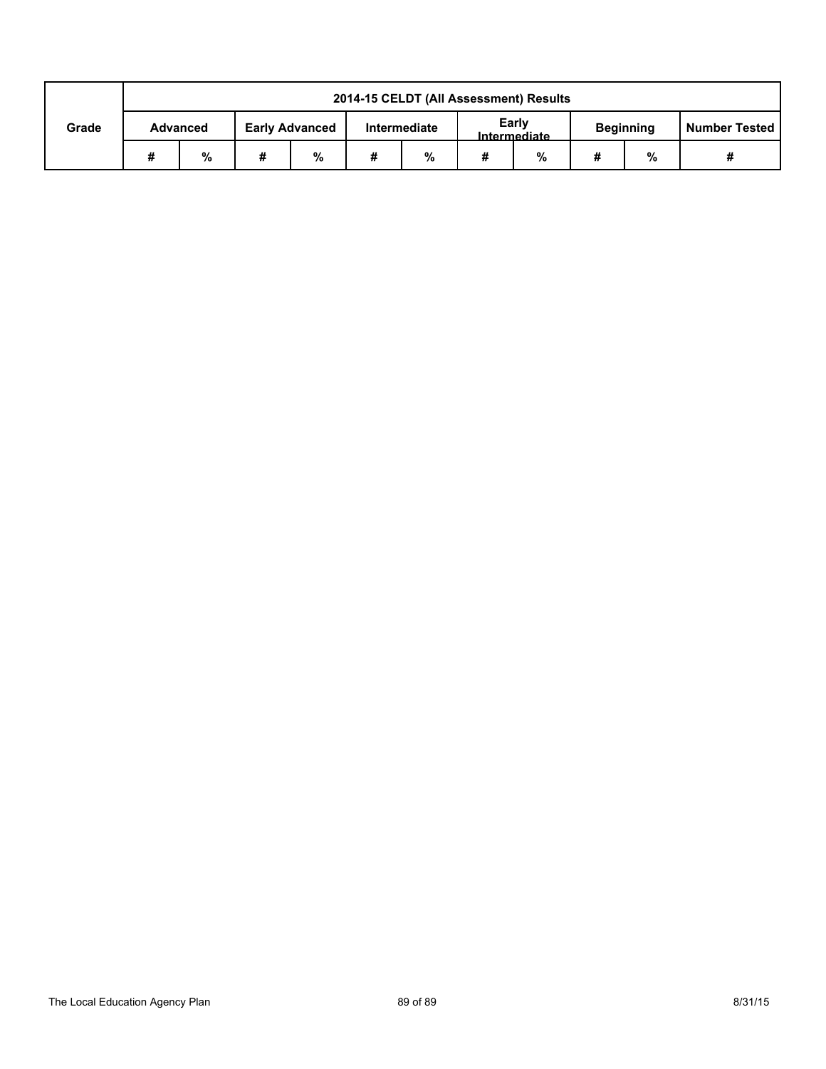| Grade | 2014-15 CELDT (All Assessment) Results | | | | | | | | | | |
|---|---|---|---|---|---|---|---|---|---|---|---|
| | Advanced | | Early Advanced | | Intermediate | | Early Intermediate | | Beginning | | Number Tested |
| | # | % | # | % | # | % | # | % | # | % | # |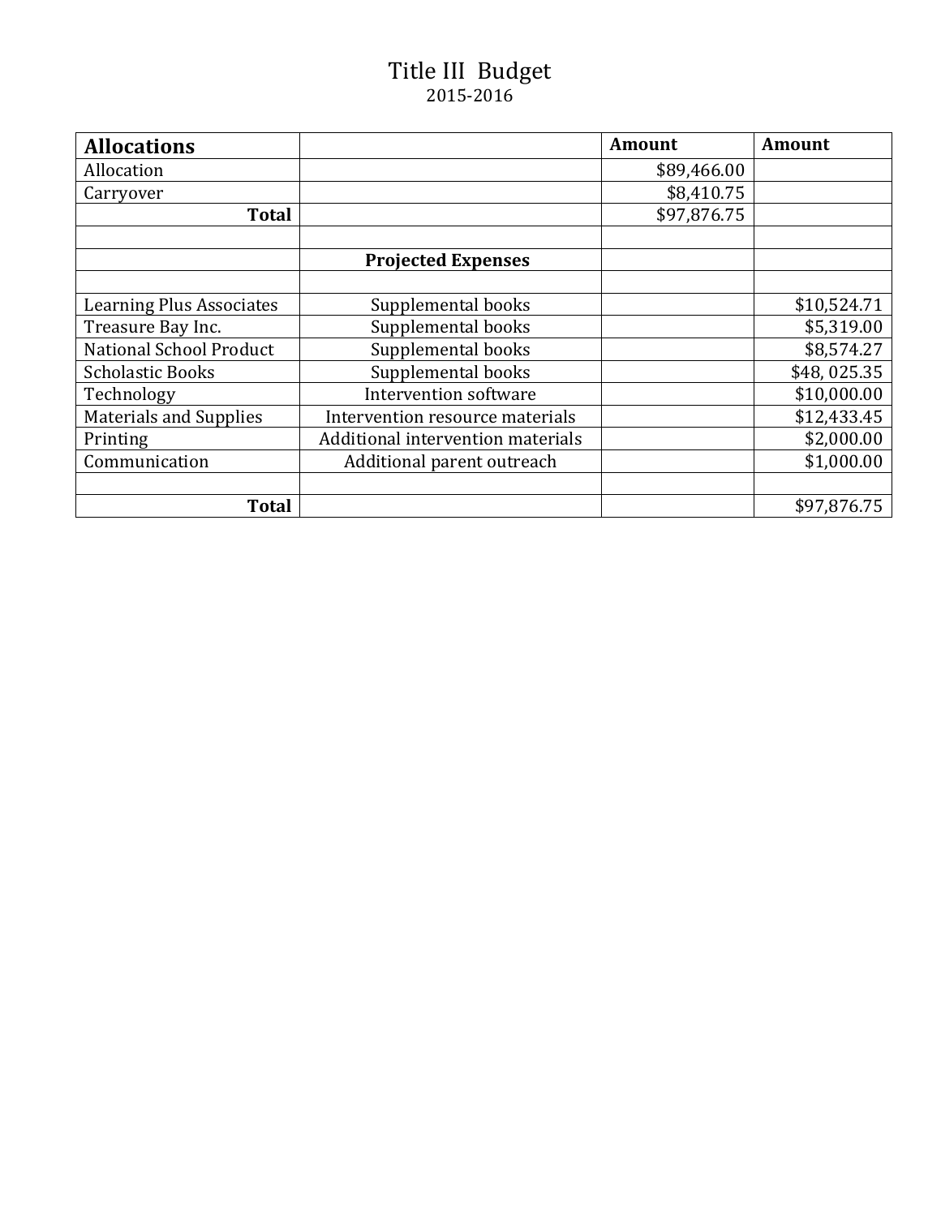# Title III Budget

2015-2016

| **Allocations** | | **Amount** | **Amount** |
|---|---|---|---|
| Allocation | | $89,466.00 | |
| Carryover | | $8,410.75 | |
| **Total** | | $97,876.75 | |
| | | | |
| | **Projected Expenses** | | |
| | | | |
| Learning Plus Associates | Supplemental books | | $10,524.71 |
| Treasure Bay Inc. | Supplemental books | | $5,319.00 |
| National School Product | Supplemental books | | $8,574.27 |
| Scholastic Books | Supplemental books | | $48, 025.35 |
| Technology | Intervention software | | $10,000.00 |
| Materials and Supplies | Intervention resource materials | | $12,433.45 |
| Printing | Additional intervention materials | | $2,000.00 |
| Communication | Additional parent outreach | | $1,000.00 |
| | | | |
| **Total** | | | $97,876.75 |